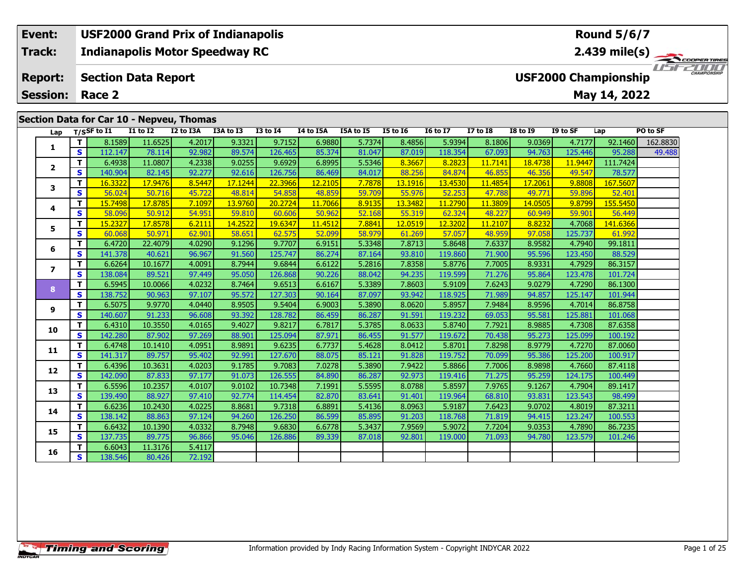| Event: | USF2000 Grand Prix of Indianapolis | Round 5/6/7 |
|---|---|---|
| Track: | Indianapolis Motor Speedway RC | 2.439 mile(s) |
| Report: | Section Data Report | USF2000 Championship |
| Session: | Race 2 | May 14, 2022 |

## Section Data for Car 10 - Nepveu, Thomas

| Lap | T/S | SF to I1 | I1 to I2 | I2 to I3A | I3A to I3 | I3 to I4 | I4 to I5A | I5A to I5 | I5 to I6 | I6 to I7 | I7 to I8 | I8 to I9 | I9 to SF | Lap | PO to SF |
|---|---|---|---|---|---|---|---|---|---|---|---|---|---|---|---|
| 1 | T | 8.1589 | 11.6525 | 4.2017 | 9.3321 | 9.7152 | 6.9880 | 5.7374 | 8.4856 | 5.9394 | 8.1806 | 9.0369 | 4.7177 | 92.1460 | 162.8830 |
| | S | 112.147 | 78.114 | 92.982 | 89.574 | 126.465 | 85.374 | 81.047 | 87.019 | 118.354 | 67.093 | 94.763 | 125.446 | 95.288 | 49.488 |
| 2 | T | 6.4938 | 11.0807 | 4.2338 | 9.0255 | 9.6929 | 6.8995 | 5.5346 | 8.3667 | 8.2823 | 11.7141 | 18.4738 | 11.9447 | 111.7424 | |
| | S | 140.904 | 82.145 | 92.277 | 92.616 | 126.756 | 86.469 | 84.017 | 88.256 | 84.874 | 46.855 | 46.356 | 49.547 | 78.577 | |
| 3 | T | 16.3322 | 17.9476 | 8.5447 | 17.1244 | 22.3966 | 12.2105 | 7.7878 | 13.1916 | 13.4530 | 11.4854 | 17.2061 | 9.8808 | 167.5607 | |
| | S | 56.024 | 50.716 | 45.722 | 48.814 | 54.858 | 48.859 | 59.709 | 55.976 | 52.253 | 47.788 | 49.771 | 59.896 | 52.401 | |
| 4 | T | 15.7498 | 17.8785 | 7.1097 | 13.9760 | 20.2724 | 11.7066 | 8.9135 | 13.3482 | 11.2790 | 11.3809 | 14.0505 | 9.8799 | 155.5450 | |
| | S | 58.096 | 50.912 | 54.951 | 59.810 | 60.606 | 50.962 | 52.168 | 55.319 | 62.324 | 48.227 | 60.949 | 59.901 | 56.449 | |
| 5 | T | 15.2327 | 17.8578 | 6.2111 | 14.2522 | 19.6347 | 11.4512 | 7.8841 | 12.0519 | 12.3202 | 11.2107 | 8.8232 | 4.7068 | 141.6366 | |
| | S | 60.068 | 50.971 | 62.901 | 58.651 | 62.575 | 52.099 | 58.979 | 61.269 | 57.057 | 48.959 | 97.058 | 125.737 | 61.992 | |
| 6 | T | 6.4720 | 22.4079 | 4.0290 | 9.1296 | 9.7707 | 6.9151 | 5.3348 | 7.8713 | 5.8648 | 7.6337 | 8.9582 | 4.7940 | 99.1811 | |
| | S | 141.378 | 40.621 | 96.967 | 91.560 | 125.747 | 86.274 | 87.164 | 93.810 | 119.860 | 71.900 | 95.596 | 123.450 | 88.529 | |
| 7 | T | 6.6264 | 10.1677 | 4.0091 | 8.7944 | 9.6844 | 6.6122 | 5.2816 | 7.8358 | 5.8776 | 7.7005 | 8.9331 | 4.7929 | 86.3157 | |
| | S | 138.084 | 89.521 | 97.449 | 95.050 | 126.868 | 90.226 | 88.042 | 94.235 | 119.599 | 71.276 | 95.864 | 123.478 | 101.724 | |
| 8 | T | 6.5945 | 10.0066 | 4.0232 | 8.7464 | 9.6513 | 6.6167 | 5.3389 | 7.8603 | 5.9109 | 7.6243 | 9.0279 | 4.7290 | 86.1300 | |
| | S | 138.752 | 90.963 | 97.107 | 95.572 | 127.303 | 90.164 | 87.097 | 93.942 | 118.925 | 71.989 | 94.857 | 125.147 | 101.944 | |
| 9 | T | 6.5075 | 9.9770 | 4.0440 | 8.9505 | 9.5404 | 6.9003 | 5.3890 | 8.0620 | 5.8957 | 7.9484 | 8.9596 | 4.7014 | 86.8758 | |
| | S | 140.607 | 91.233 | 96.608 | 93.392 | 128.782 | 86.459 | 86.287 | 91.591 | 119.232 | 69.053 | 95.581 | 125.881 | 101.068 | |
| 10 | T | 6.4310 | 10.3550 | 4.0165 | 9.4027 | 9.8217 | 6.7817 | 5.3785 | 8.0633 | 5.8740 | 7.7921 | 8.9885 | 4.7308 | 87.6358 | |
| | S | 142.280 | 87.902 | 97.269 | 88.901 | 125.094 | 87.971 | 86.455 | 91.577 | 119.672 | 70.438 | 95.273 | 125.099 | 100.192 | |
| 11 | T | 6.4748 | 10.1410 | 4.0951 | 8.9891 | 9.6235 | 6.7737 | 5.4628 | 8.0412 | 5.8701 | 7.8298 | 8.9779 | 4.7270 | 87.0060 | |
| | S | 141.317 | 89.757 | 95.402 | 92.991 | 127.670 | 88.075 | 85.121 | 91.828 | 119.752 | 70.099 | 95.386 | 125.200 | 100.917 | |
| 12 | T | 6.4396 | 10.3631 | 4.0203 | 9.1785 | 9.7083 | 7.0278 | 5.3890 | 7.9422 | 5.8866 | 7.7006 | 8.9898 | 4.7660 | 87.4118 | |
| | S | 142.090 | 87.833 | 97.177 | 91.073 | 126.555 | 84.890 | 86.287 | 92.973 | 119.416 | 71.275 | 95.259 | 124.175 | 100.449 | |
| 13 | T | 6.5596 | 10.2357 | 4.0107 | 9.0102 | 10.7348 | 7.1991 | 5.5595 | 8.0788 | 5.8597 | 7.9765 | 9.1267 | 4.7904 | 89.1417 | |
| | S | 139.490 | 88.927 | 97.410 | 92.774 | 114.454 | 82.870 | 83.641 | 91.401 | 119.964 | 68.810 | 93.831 | 123.543 | 98.499 | |
| 14 | T | 6.6236 | 10.2430 | 4.0225 | 8.8681 | 9.7318 | 6.8891 | 5.4136 | 8.0963 | 5.9187 | 7.6423 | 9.0702 | 4.8019 | 87.3211 | |
| | S | 138.142 | 88.863 | 97.124 | 94.260 | 126.250 | 86.599 | 85.895 | 91.203 | 118.768 | 71.819 | 94.415 | 123.247 | 100.553 | |
| 15 | T | 6.6432 | 10.1390 | 4.0332 | 8.7948 | 9.6830 | 6.6778 | 5.3437 | 7.9569 | 5.9072 | 7.7204 | 9.0353 | 4.7890 | 86.7235 | |
| | S | 137.735 | 89.775 | 96.866 | 95.046 | 126.886 | 89.339 | 87.018 | 92.801 | 119.000 | 71.093 | 94.780 | 123.579 | 101.246 | |
| 16 | T | 6.6043 | 11.3176 | 5.4117 | | | | | | | | | | | |
| | S | 138.546 | 80.426 | 72.192 | | | | | | | | | | | |

Information provided by Indy Racing Information System - Copyright INDYCAR 2022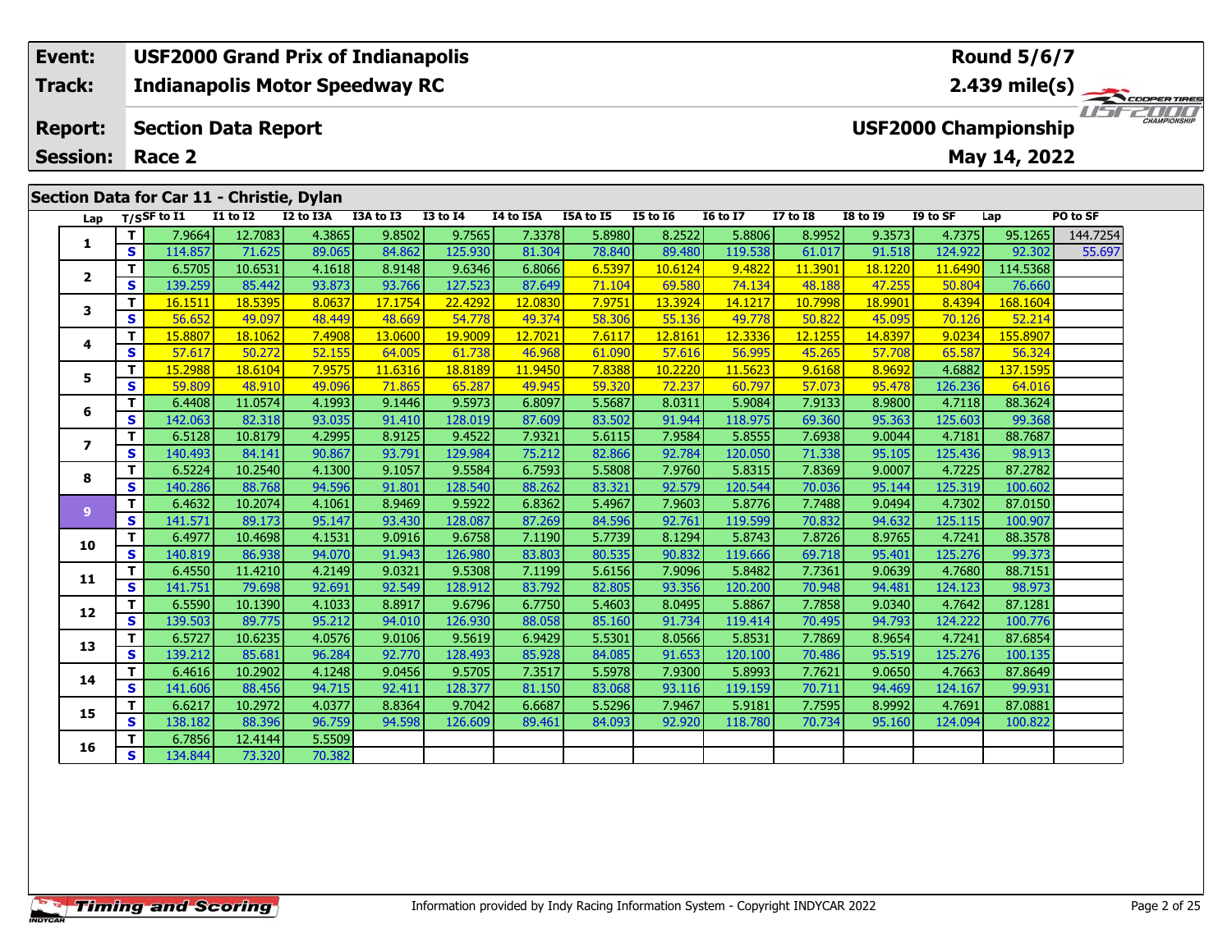| Event: | USF2000 Grand Prix of Indianapolis | Round 5/6/7 |
|---|---|---|
| Track: | Indianapolis Motor Speedway RC | 2.439 mile(s) |
| Report: | Section Data Report | USF2000 Championship |
| Session: | Race 2 | May 14, 2022 |

## Section Data for Car 11 - Christie, Dylan

| Lap | T/S | SF to I1 | I1 to I2 | I2 to I3A | I3A to I3 | I3 to I4 | I4 to I5A | I5A to I5 | I5 to I6 | I6 to I7 | I7 to I8 | I8 to I9 | I9 to SF | Lap | PO to SF |
|---|---|---|---|---|---|---|---|---|---|---|---|---|---|---|---|
| 1 | T | 7.9664 | 12.7083 | 4.3865 | 9.8502 | 9.7565 | 7.3378 | 5.8980 | 8.2522 | 5.8806 | 8.9952 | 9.3573 | 4.7375 | 95.1265 | 144.7254 |
| | S | 114.857 | 71.625 | 89.065 | 84.862 | 125.930 | 81.304 | 78.840 | 89.480 | 119.538 | 61.017 | 91.518 | 124.922 | 92.302 | 55.697 |
| 2 | T | 6.5705 | 10.6531 | 4.1618 | 8.9148 | 9.6346 | 6.8066 | 6.5397 | 10.6124 | 9.4822 | 11.3901 | 18.1220 | 11.6490 | 114.5368 | |
| | S | 139.259 | 85.442 | 93.873 | 93.766 | 127.523 | 87.649 | 71.104 | 69.580 | 74.134 | 48.188 | 47.255 | 50.804 | 76.660 | |
| 3 | T | 16.1511 | 18.5395 | 8.0637 | 17.1754 | 22.4292 | 12.0830 | 7.9751 | 13.3924 | 14.1217 | 10.7998 | 18.9901 | 8.4394 | 168.1604 | |
| | S | 56.652 | 49.097 | 48.449 | 48.669 | 54.778 | 49.374 | 58.306 | 55.136 | 49.778 | 50.822 | 45.095 | 70.126 | 52.214 | |
| 4 | T | 15.8807 | 18.1062 | 7.4908 | 13.0600 | 19.9009 | 12.7021 | 7.6117 | 12.8161 | 12.3336 | 12.1255 | 14.8397 | 9.0234 | 155.8907 | |
| | S | 57.617 | 50.272 | 52.155 | 64.005 | 61.738 | 46.968 | 61.090 | 57.616 | 56.995 | 45.265 | 57.708 | 65.587 | 56.324 | |
| 5 | T | 15.2988 | 18.6104 | 7.9575 | 11.6316 | 18.8189 | 11.9450 | 7.8388 | 10.2220 | 11.5623 | 9.6168 | 8.9692 | 4.6882 | 137.1595 | |
| | S | 59.809 | 48.910 | 49.096 | 71.865 | 65.287 | 49.945 | 59.320 | 72.237 | 60.797 | 57.073 | 95.478 | 126.236 | 64.016 | |
| 6 | T | 6.4408 | 11.0574 | 4.1993 | 9.1446 | 9.5973 | 6.8097 | 5.5687 | 8.0311 | 5.9084 | 7.9133 | 8.9800 | 4.7118 | 88.3624 | |
| | S | 142.063 | 82.318 | 93.035 | 91.410 | 128.019 | 87.609 | 83.502 | 91.944 | 118.975 | 69.360 | 95.363 | 125.603 | 99.368 | |
| 7 | T | 6.5128 | 10.8179 | 4.2995 | 8.9125 | 9.4522 | 7.9321 | 5.6115 | 7.9584 | 5.8555 | 7.6938 | 9.0044 | 4.7181 | 88.7687 | |
| | S | 140.493 | 84.141 | 90.867 | 93.791 | 129.984 | 75.212 | 82.866 | 92.784 | 120.050 | 71.338 | 95.105 | 125.436 | 98.913 | |
| 8 | T | 6.5224 | 10.2540 | 4.1300 | 9.1057 | 9.5584 | 6.7593 | 5.5808 | 7.9760 | 5.8315 | 7.8369 | 9.0007 | 4.7225 | 87.2782 | |
| | S | 140.286 | 88.768 | 94.596 | 91.801 | 128.540 | 88.262 | 83.321 | 92.579 | 120.544 | 70.036 | 95.144 | 125.319 | 100.602 | |
| 9 | T | 6.4632 | 10.2074 | 4.1061 | 8.9469 | 9.5922 | 6.8362 | 5.4967 | 7.9603 | 5.8776 | 7.7488 | 9.0494 | 4.7302 | 87.0150 | |
| | S | 141.571 | 89.173 | 95.147 | 93.430 | 128.087 | 87.269 | 84.596 | 92.761 | 119.599 | 70.832 | 94.632 | 125.115 | 100.907 | |
| 10 | T | 6.4977 | 10.4698 | 4.1531 | 9.0916 | 9.6758 | 7.1190 | 5.7739 | 8.1294 | 5.8743 | 7.8726 | 8.9765 | 4.7241 | 88.3578 | |
| | S | 140.819 | 86.938 | 94.070 | 91.943 | 126.980 | 83.803 | 80.535 | 90.832 | 119.666 | 69.718 | 95.401 | 125.276 | 99.373 | |
| 11 | T | 6.4550 | 11.4210 | 4.2149 | 9.0321 | 9.5308 | 7.1199 | 5.6156 | 7.9096 | 5.8482 | 7.7361 | 9.0639 | 4.7680 | 88.7151 | |
| | S | 141.751 | 79.698 | 92.691 | 92.549 | 128.912 | 83.792 | 82.805 | 93.356 | 120.200 | 70.948 | 94.481 | 124.123 | 98.973 | |
| 12 | T | 6.5590 | 10.1390 | 4.1033 | 8.8917 | 9.6796 | 6.7750 | 5.4603 | 8.0495 | 5.8867 | 7.7858 | 9.0340 | 4.7642 | 87.1281 | |
| | S | 139.503 | 89.775 | 95.212 | 94.010 | 126.930 | 88.058 | 85.160 | 91.734 | 119.414 | 70.495 | 94.793 | 124.222 | 100.776 | |
| 13 | T | 6.5727 | 10.6235 | 4.0576 | 9.0106 | 9.5619 | 6.9429 | 5.5301 | 8.0566 | 5.8531 | 7.7869 | 8.9654 | 4.7241 | 87.6854 | |
| | S | 139.212 | 85.681 | 96.284 | 92.770 | 128.493 | 85.928 | 84.085 | 91.653 | 120.100 | 70.486 | 95.519 | 125.276 | 100.135 | |
| 14 | T | 6.4616 | 10.2902 | 4.1248 | 9.0456 | 9.5705 | 7.3517 | 5.5978 | 7.9300 | 5.8993 | 7.7621 | 9.0650 | 4.7663 | 87.8649 | |
| | S | 141.606 | 88.456 | 94.715 | 92.411 | 128.377 | 81.150 | 83.068 | 93.116 | 119.159 | 70.711 | 94.469 | 124.167 | 99.931 | |
| 15 | T | 6.6217 | 10.2972 | 4.0377 | 8.8364 | 9.7042 | 6.6687 | 5.5296 | 7.9467 | 5.9181 | 7.7595 | 8.9992 | 4.7691 | 87.0881 | |
| | S | 138.182 | 88.396 | 96.759 | 94.598 | 126.609 | 89.461 | 84.093 | 92.920 | 118.780 | 70.734 | 95.160 | 124.094 | 100.822 | |
| 16 | T | 6.7856 | 12.4144 | 5.5509 | | | | | | | | | | | |
| | S | 134.844 | 73.320 | 70.382 | | | | | | | | | | | |

Information provided by Indy Racing Information System - Copyright INDYCAR 2022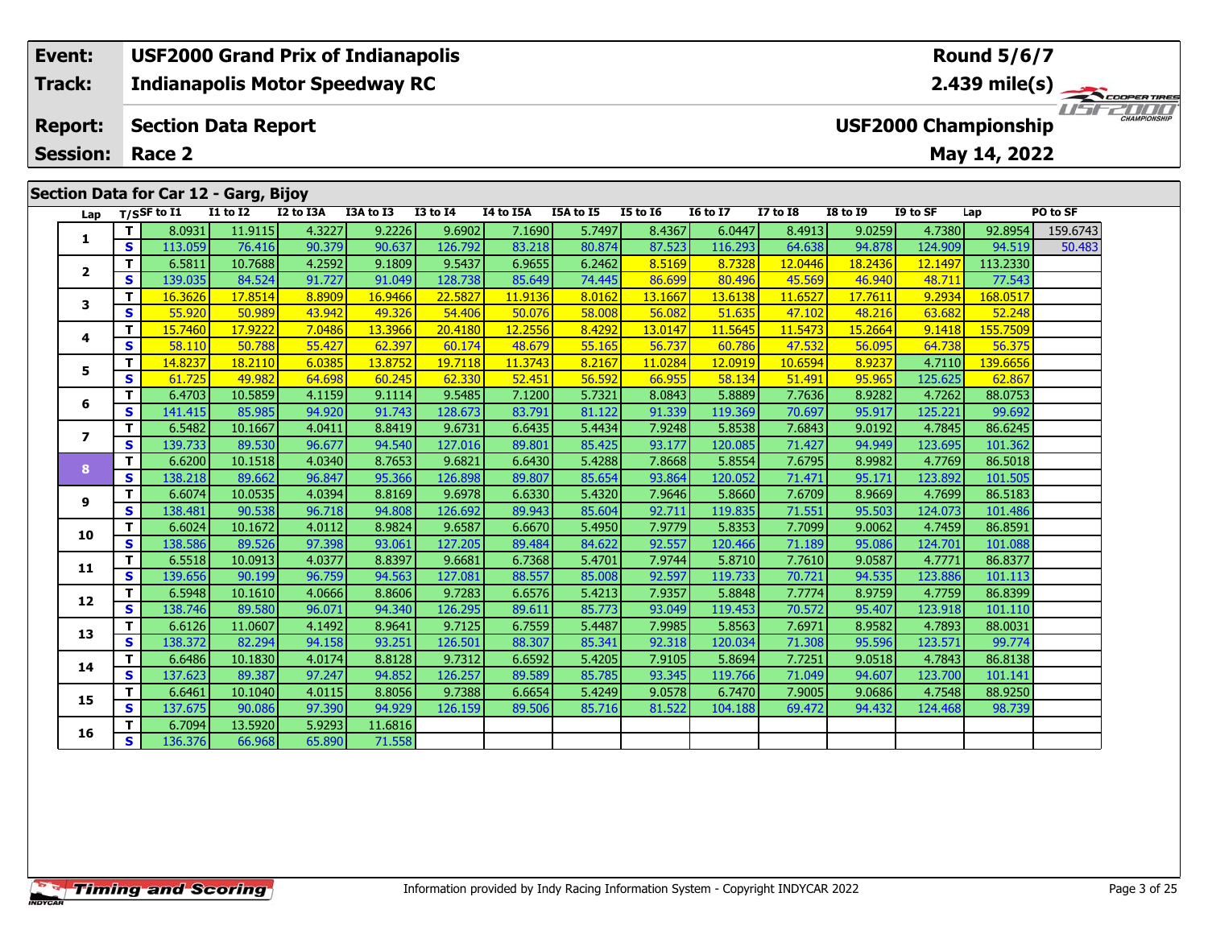| Event: | USF2000 Grand Prix of Indianapolis | Round 5/6/7 |
|---|---|---|
| Track: | Indianapolis Motor Speedway RC | 2.439 mile(s) |
| Report: | Section Data Report | USF2000 Championship |
| Session: | Race 2 | May 14, 2022 |

## Section Data for Car 12 - Garg, Bijoy

| Lap | T/S | SF to I1 | I1 to I2 | I2 to I3A | I3A to I3 | I3 to I4 | I4 to I5A | I5A to I5 | I5 to I6 | I6 to I7 | I7 to I8 | I8 to I9 | I9 to SF | Lap | PO to SF |
|---|---|---|---|---|---|---|---|---|---|---|---|---|---|---|---|
| 1 | T | 8.0931 | 11.9115 | 4.3227 | 9.2226 | 9.6902 | 7.1690 | 5.7497 | 8.4367 | 6.0447 | 8.4913 | 9.0259 | 4.7380 | 92.8954 | 159.6743 |
| | S | 113.059 | 76.416 | 90.379 | 90.637 | 126.792 | 83.218 | 80.874 | 87.523 | 116.293 | 64.638 | 94.878 | 124.909 | 94.519 | 50.483 |
| 2 | T | 6.5811 | 10.7688 | 4.2592 | 9.1809 | 9.5437 | 6.9655 | 6.2462 | 8.5169 | 8.7328 | 12.0446 | 18.2436 | 12.1497 | 113.2330 | |
| | S | 139.035 | 84.524 | 91.727 | 91.049 | 128.738 | 85.649 | 74.445 | 86.699 | 80.496 | 45.569 | 46.940 | 48.711 | 77.543 | |
| 3 | T | 16.3626 | 17.8514 | 8.8909 | 16.9466 | 22.5827 | 11.9136 | 8.0162 | 13.1667 | 13.6138 | 11.6527 | 17.7611 | 9.2934 | 168.0517 | |
| | S | 55.920 | 50.989 | 43.942 | 49.326 | 54.406 | 50.076 | 58.008 | 56.082 | 51.635 | 47.102 | 48.216 | 63.682 | 52.248 | |
| 4 | T | 15.7460 | 17.9222 | 7.0486 | 13.3966 | 20.4180 | 12.2556 | 8.4292 | 13.0147 | 11.5645 | 11.5473 | 15.2664 | 9.1418 | 155.7509 | |
| | S | 58.110 | 50.788 | 55.427 | 62.397 | 60.174 | 48.679 | 55.165 | 56.737 | 60.786 | 47.532 | 56.095 | 64.738 | 56.375 | |
| 5 | T | 14.8237 | 18.2110 | 6.0385 | 13.8752 | 19.7118 | 11.3743 | 8.2167 | 11.0284 | 12.0919 | 10.6594 | 8.9237 | 4.7110 | 139.6656 | |
| | S | 61.725 | 49.982 | 64.698 | 60.245 | 62.330 | 52.451 | 56.592 | 66.955 | 58.134 | 51.491 | 95.965 | 125.625 | 62.867 | |
| 6 | T | 6.4703 | 10.5859 | 4.1159 | 9.1114 | 9.5485 | 7.1200 | 5.7321 | 8.0843 | 5.8889 | 7.7636 | 8.9282 | 4.7262 | 88.0753 | |
| | S | 141.415 | 85.985 | 94.920 | 91.743 | 128.673 | 83.791 | 81.122 | 91.339 | 119.369 | 70.697 | 95.917 | 125.221 | 99.692 | |
| 7 | T | 6.5482 | 10.1667 | 4.0411 | 8.8419 | 9.6731 | 6.6435 | 5.4434 | 7.9248 | 5.8538 | 7.6843 | 9.0192 | 4.7845 | 86.6245 | |
| | S | 139.733 | 89.530 | 96.677 | 94.540 | 127.016 | 89.801 | 85.425 | 93.177 | 120.085 | 71.427 | 94.949 | 123.695 | 101.362 | |
| 8 | T | 6.6200 | 10.1518 | 4.0340 | 8.7653 | 9.6821 | 6.6430 | 5.4288 | 7.8668 | 5.8554 | 7.6795 | 8.9982 | 4.7769 | 86.5018 | |
| | S | 138.218 | 89.662 | 96.847 | 95.366 | 126.898 | 89.807 | 85.654 | 93.864 | 120.052 | 71.471 | 95.171 | 123.892 | 101.505 | |
| 9 | T | 6.6074 | 10.0535 | 4.0394 | 8.8169 | 9.6978 | 6.6330 | 5.4320 | 7.9646 | 5.8660 | 7.6709 | 8.9669 | 4.7699 | 86.5183 | |
| | S | 138.481 | 90.538 | 96.718 | 94.808 | 126.692 | 89.943 | 85.604 | 92.711 | 119.835 | 71.551 | 95.503 | 124.073 | 101.486 | |
| 10 | T | 6.6024 | 10.1672 | 4.0112 | 8.9824 | 9.6587 | 6.6670 | 5.4950 | 7.9779 | 5.8353 | 7.7099 | 9.0062 | 4.7459 | 86.8591 | |
| | S | 138.586 | 89.526 | 97.398 | 93.061 | 127.205 | 89.484 | 84.622 | 92.557 | 120.466 | 71.189 | 95.086 | 124.701 | 101.088 | |
| 11 | T | 6.5518 | 10.0913 | 4.0377 | 8.8397 | 9.6681 | 6.7368 | 5.4701 | 7.9744 | 5.8710 | 7.7610 | 9.0587 | 4.7771 | 86.8377 | |
| | S | 139.656 | 90.199 | 96.759 | 94.563 | 127.081 | 88.557 | 85.008 | 92.597 | 119.733 | 70.721 | 94.535 | 123.886 | 101.113 | |
| 12 | T | 6.5948 | 10.1610 | 4.0666 | 8.8606 | 9.7283 | 6.6576 | 5.4213 | 7.9357 | 5.8848 | 7.7774 | 8.9759 | 4.7759 | 86.8399 | |
| | S | 138.746 | 89.580 | 96.071 | 94.340 | 126.295 | 89.611 | 85.773 | 93.049 | 119.453 | 70.572 | 95.407 | 123.918 | 101.110 | |
| 13 | T | 6.6126 | 11.0607 | 4.1492 | 8.9641 | 9.7125 | 6.7559 | 5.4487 | 7.9985 | 5.8563 | 7.6971 | 8.9582 | 4.7893 | 88.0031 | |
| | S | 138.372 | 82.294 | 94.158 | 93.251 | 126.501 | 88.307 | 85.341 | 92.318 | 120.034 | 71.308 | 95.596 | 123.571 | 99.774 | |
| 14 | T | 6.6486 | 10.1830 | 4.0174 | 8.8128 | 9.7312 | 6.6592 | 5.4205 | 7.9105 | 5.8694 | 7.7251 | 9.0518 | 4.7843 | 86.8138 | |
| | S | 137.623 | 89.387 | 97.247 | 94.852 | 126.257 | 89.589 | 85.785 | 93.345 | 119.766 | 71.049 | 94.607 | 123.700 | 101.141 | |
| 15 | T | 6.6461 | 10.1040 | 4.0115 | 8.8056 | 9.7388 | 6.6654 | 5.4249 | 9.0578 | 6.7470 | 7.9005 | 9.0686 | 4.7548 | 88.9250 | |
| | S | 137.675 | 90.086 | 97.390 | 94.929 | 126.159 | 89.506 | 85.716 | 81.522 | 104.188 | 69.472 | 94.432 | 124.468 | 98.739 | |
| 16 | T | 6.7094 | 13.5920 | 5.9293 | 11.6816 | | | | | | | | | | |
| | S | 136.376 | 66.968 | 65.890 | 71.558 | | | | | | | | | | |

Information provided by Indy Racing Information System - Copyright INDYCAR 2022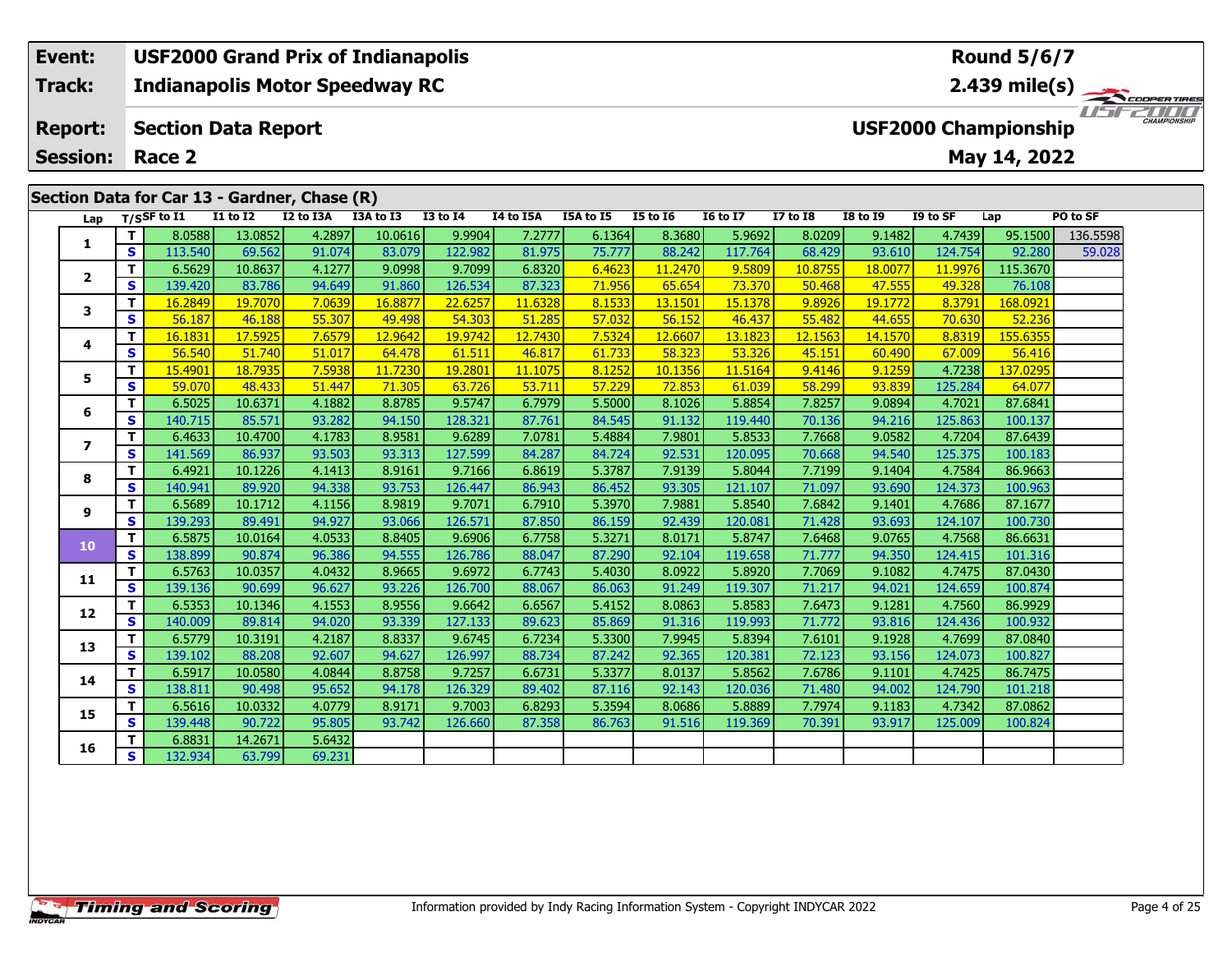| Event: | USF2000 Grand Prix of Indianapolis | Round 5/6/7 |
|---|---|---|
| Track: | Indianapolis Motor Speedway RC | 2.439 mile(s) |
| Report: | Section Data Report | USF2000 Championship |
| Session: | Race 2 | May 14, 2022 |

## Section Data for Car 13 - Gardner, Chase (R)

| Lap | T/S | SF to I1 | I1 to I2 | I2 to I3A | I3A to I3 | I3 to I4 | I4 to I5A | I5A to I5 | I5 to I6 | I6 to I7 | I7 to I8 | I8 to I9 | I9 to SF | Lap | PO to SF |
|---|---|---|---|---|---|---|---|---|---|---|---|---|---|---|---|
| 1 | T | 8.0588 | 13.0852 | 4.2897 | 10.0616 | 9.9904 | 7.2777 | 6.1364 | 8.3680 | 5.9692 | 8.0209 | 9.1482 | 4.7439 | 95.1500 | 136.5598 |
| | S | 113.540 | 69.562 | 91.074 | 83.079 | 122.982 | 81.975 | 75.777 | 88.242 | 117.764 | 68.429 | 93.610 | 124.754 | 92.280 | 59.028 |
| 2 | T | 6.5629 | 10.8637 | 4.1277 | 9.0998 | 9.7099 | 6.8320 | 6.4623 | 11.2470 | 9.5809 | 10.8755 | 18.0077 | 11.9976 | 115.3670 | |
| | S | 139.420 | 83.786 | 94.649 | 91.860 | 126.534 | 87.323 | 71.956 | 65.654 | 73.370 | 50.468 | 47.555 | 49.328 | 76.108 | |
| 3 | T | 16.2849 | 19.7070 | 7.0639 | 16.8877 | 22.6257 | 11.6328 | 8.1533 | 13.1501 | 15.1378 | 9.8926 | 19.1772 | 8.3791 | 168.0921 | |
| | S | 56.187 | 46.188 | 55.307 | 49.498 | 54.303 | 51.285 | 57.032 | 56.152 | 46.437 | 55.482 | 44.655 | 70.630 | 52.236 | |
| 4 | T | 16.1831 | 17.5925 | 7.6579 | 12.9642 | 19.9742 | 12.7430 | 7.5324 | 12.6607 | 13.1823 | 12.1563 | 14.1570 | 8.8319 | 155.6355 | |
| | S | 56.540 | 51.740 | 51.017 | 64.478 | 61.511 | 46.817 | 61.733 | 58.323 | 53.326 | 45.151 | 60.490 | 67.009 | 56.416 | |
| 5 | T | 15.4901 | 18.7935 | 7.5938 | 11.7230 | 19.2801 | 11.1075 | 8.1252 | 10.1356 | 11.5164 | 9.4146 | 9.1259 | 4.7238 | 137.0295 | |
| | S | 59.070 | 48.433 | 51.447 | 71.305 | 63.726 | 53.711 | 57.229 | 72.853 | 61.039 | 58.299 | 93.839 | 125.284 | 64.077 | |
| 6 | T | 6.5025 | 10.6371 | 4.1882 | 8.8785 | 9.5747 | 6.7979 | 5.5000 | 8.1026 | 5.8854 | 7.8257 | 9.0894 | 4.7021 | 87.6841 | |
| | S | 140.715 | 85.571 | 93.282 | 94.150 | 128.321 | 87.761 | 84.545 | 91.132 | 119.440 | 70.136 | 94.216 | 125.863 | 100.137 | |
| 7 | T | 6.4633 | 10.4700 | 4.1783 | 8.9581 | 9.6289 | 7.0781 | 5.4884 | 7.9801 | 5.8533 | 7.7668 | 9.0582 | 4.7204 | 87.6439 | |
| | S | 141.569 | 86.937 | 93.503 | 93.313 | 127.599 | 84.287 | 84.724 | 92.531 | 120.095 | 70.668 | 94.540 | 125.375 | 100.183 | |
| 8 | T | 6.4921 | 10.1226 | 4.1413 | 8.9161 | 9.7166 | 6.8619 | 5.3787 | 7.9139 | 5.8044 | 7.7199 | 9.1404 | 4.7584 | 86.9663 | |
| | S | 140.941 | 89.920 | 94.338 | 93.753 | 126.447 | 86.943 | 86.452 | 93.305 | 121.107 | 71.097 | 93.690 | 124.373 | 100.963 | |
| 9 | T | 6.5689 | 10.1712 | 4.1156 | 8.9819 | 9.7071 | 6.7910 | 5.3970 | 7.9881 | 5.8540 | 7.6842 | 9.1401 | 4.7686 | 87.1677 | |
| | S | 139.293 | 89.491 | 94.927 | 93.066 | 126.571 | 87.850 | 86.159 | 92.439 | 120.081 | 71.428 | 93.693 | 124.107 | 100.730 | |
| 10 | T | 6.5875 | 10.0164 | 4.0533 | 8.8405 | 9.6906 | 6.7758 | 5.3271 | 8.0171 | 5.8747 | 7.6468 | 9.0765 | 4.7568 | 86.6631 | |
| | S | 138.899 | 90.874 | 96.386 | 94.555 | 126.786 | 88.047 | 87.290 | 92.104 | 119.658 | 71.777 | 94.350 | 124.415 | 101.316 | |
| 11 | T | 6.5763 | 10.0357 | 4.0432 | 8.9665 | 9.6972 | 6.7743 | 5.4030 | 8.0922 | 5.8920 | 7.7069 | 9.1082 | 4.7475 | 87.0430 | |
| | S | 139.136 | 90.699 | 96.627 | 93.226 | 126.700 | 88.067 | 86.063 | 91.249 | 119.307 | 71.217 | 94.021 | 124.659 | 100.874 | |
| 12 | T | 6.5353 | 10.1346 | 4.1553 | 8.9556 | 9.6642 | 6.6567 | 5.4152 | 8.0863 | 5.8583 | 7.6473 | 9.1281 | 4.7560 | 86.9929 | |
| | S | 140.009 | 89.814 | 94.020 | 93.339 | 127.133 | 89.623 | 85.869 | 91.316 | 119.993 | 71.772 | 93.816 | 124.436 | 100.932 | |
| 13 | T | 6.5779 | 10.3191 | 4.2187 | 8.8337 | 9.6745 | 6.7234 | 5.3300 | 7.9945 | 5.8394 | 7.6101 | 9.1928 | 4.7699 | 87.0840 | |
| | S | 139.102 | 88.208 | 92.607 | 94.627 | 126.997 | 88.734 | 87.242 | 92.365 | 120.381 | 72.123 | 93.156 | 124.073 | 100.827 | |
| 14 | T | 6.5917 | 10.0580 | 4.0844 | 8.8758 | 9.7257 | 6.6731 | 5.3377 | 8.0137 | 5.8562 | 7.6786 | 9.1101 | 4.7425 | 86.7475 | |
| | S | 138.811 | 90.498 | 95.652 | 94.178 | 126.329 | 89.402 | 87.116 | 92.143 | 120.036 | 71.480 | 94.002 | 124.790 | 101.218 | |
| 15 | T | 6.5616 | 10.0332 | 4.0779 | 8.9171 | 9.7003 | 6.8293 | 5.3594 | 8.0686 | 5.8889 | 7.7974 | 9.1183 | 4.7342 | 87.0862 | |
| | S | 139.448 | 90.722 | 95.805 | 93.742 | 126.660 | 87.358 | 86.763 | 91.516 | 119.369 | 70.391 | 93.917 | 125.009 | 100.824 | |
| 16 | T | 6.8831 | 14.2671 | 5.6432 | | | | | | | | | | | |
| | S | 132.934 | 63.799 | 69.231 | | | | | | | | | | | |

Information provided by Indy Racing Information System - Copyright INDYCAR 2022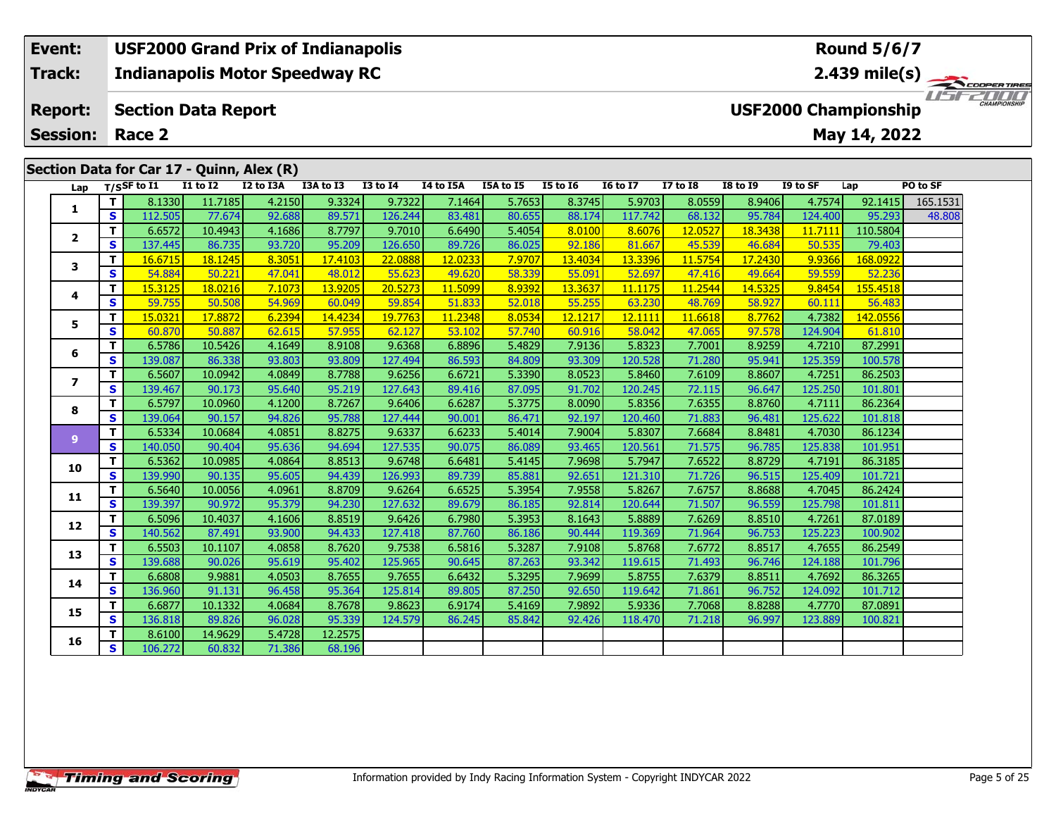| Event: | USF2000 Grand Prix of Indianapolis | Round 5/6/7 |
|---|---|---|
| Track: | Indianapolis Motor Speedway RC | 2.439 mile(s) |
| Report: | Section Data Report | USF2000 Championship |
| Session: | Race 2 | May 14, 2022 |

## Section Data for Car 17 - Quinn, Alex (R)

| Lap | T/S | SF to I1 | I1 to I2 | I2 to I3A | I3A to I3 | I3 to I4 | I4 to I5A | I5A to I5 | I5 to I6 | I6 to I7 | I7 to I8 | I8 to I9 | I9 to SF | Lap | PO to SF |
|---|---|---|---|---|---|---|---|---|---|---|---|---|---|---|---|
| 1 | T | 8.1330 | 11.7185 | 4.2150 | 9.3324 | 9.7322 | 7.1464 | 5.7653 | 8.3745 | 5.9703 | 8.0559 | 8.9406 | 4.7574 | 92.1415 | 165.1531 |
| | S | 112.505 | 77.674 | 92.688 | 89.571 | 126.244 | 83.481 | 80.655 | 88.174 | 117.742 | 68.132 | 95.784 | 124.400 | 95.293 | 48.808 |
| 2 | T | 6.6572 | 10.4943 | 4.1686 | 8.7797 | 9.7010 | 6.6490 | 5.4054 | 8.0100 | 8.6076 | 12.0527 | 18.3438 | 11.7111 | 110.5804 | |
| | S | 137.445 | 86.735 | 93.720 | 95.209 | 126.650 | 89.726 | 86.025 | 92.186 | 81.667 | 45.539 | 46.684 | 50.535 | 79.403 | |
| 3 | T | 16.6715 | 18.1245 | 8.3051 | 17.4103 | 22.0888 | 12.0233 | 7.9707 | 13.4034 | 13.3396 | 11.5754 | 17.2430 | 9.9366 | 168.0922 | |
| | S | 54.884 | 50.221 | 47.041 | 48.012 | 55.623 | 49.620 | 58.339 | 55.091 | 52.697 | 47.416 | 49.664 | 59.559 | 52.236 | |
| 4 | T | 15.3125 | 18.0216 | 7.1073 | 13.9205 | 20.5273 | 11.5099 | 8.9392 | 13.3637 | 11.1175 | 11.2544 | 14.5325 | 9.8454 | 155.4518 | |
| | S | 59.755 | 50.508 | 54.969 | 60.049 | 59.854 | 51.833 | 52.018 | 55.255 | 63.230 | 48.769 | 58.927 | 60.111 | 56.483 | |
| 5 | T | 15.0321 | 17.8872 | 6.2394 | 14.4234 | 19.7763 | 11.2348 | 8.0534 | 12.1217 | 12.1111 | 11.6618 | 8.7762 | 4.7382 | 142.0556 | |
| | S | 60.870 | 50.887 | 62.615 | 57.955 | 62.127 | 53.102 | 57.740 | 60.916 | 58.042 | 47.065 | 97.578 | 124.904 | 61.810 | |
| 6 | T | 6.5786 | 10.5426 | 4.1649 | 8.9108 | 9.6368 | 6.8896 | 5.4829 | 7.9136 | 5.8323 | 7.7001 | 8.9259 | 4.7210 | 87.2991 | |
| | S | 139.087 | 86.338 | 93.803 | 93.809 | 127.494 | 86.593 | 84.809 | 93.309 | 120.528 | 71.280 | 95.941 | 125.359 | 100.578 | |
| 7 | T | 6.5607 | 10.0942 | 4.0849 | 8.7788 | 9.6256 | 6.6721 | 5.3390 | 8.0523 | 5.8460 | 7.6109 | 8.8607 | 4.7251 | 86.2503 | |
| | S | 139.467 | 90.173 | 95.640 | 95.219 | 127.643 | 89.416 | 87.095 | 91.702 | 120.245 | 72.115 | 96.647 | 125.250 | 101.801 | |
| 8 | T | 6.5797 | 10.0960 | 4.1200 | 8.7267 | 9.6406 | 6.6287 | 5.3775 | 8.0090 | 5.8356 | 7.6355 | 8.8760 | 4.7111 | 86.2364 | |
| | S | 139.064 | 90.157 | 94.826 | 95.788 | 127.444 | 90.001 | 86.471 | 92.197 | 120.460 | 71.883 | 96.481 | 125.622 | 101.818 | |
| 9 | T | 6.5334 | 10.0684 | 4.0851 | 8.8275 | 9.6337 | 6.6233 | 5.4014 | 7.9004 | 5.8307 | 7.6684 | 8.8481 | 4.7030 | 86.1234 | |
| | S | 140.050 | 90.404 | 95.636 | 94.694 | 127.535 | 90.075 | 86.089 | 93.465 | 120.561 | 71.575 | 96.785 | 125.838 | 101.951 | |
| 10 | T | 6.5362 | 10.0985 | 4.0864 | 8.8513 | 9.6748 | 6.6481 | 5.4145 | 7.9698 | 5.7947 | 7.6522 | 8.8729 | 4.7191 | 86.3185 | |
| | S | 139.990 | 90.135 | 95.605 | 94.439 | 126.993 | 89.739 | 85.881 | 92.651 | 121.310 | 71.726 | 96.515 | 125.409 | 101.721 | |
| 11 | T | 6.5640 | 10.0056 | 4.0961 | 8.8709 | 9.6264 | 6.6525 | 5.3954 | 7.9558 | 5.8267 | 7.6757 | 8.8688 | 4.7045 | 86.2424 | |
| | S | 139.397 | 90.972 | 95.379 | 94.230 | 127.632 | 89.679 | 86.185 | 92.814 | 120.644 | 71.507 | 96.559 | 125.798 | 101.811 | |
| 12 | T | 6.5096 | 10.4037 | 4.1606 | 8.8519 | 9.6426 | 6.7980 | 5.3953 | 8.1643 | 5.8889 | 7.6269 | 8.8510 | 4.7261 | 87.0189 | |
| | S | 140.562 | 87.491 | 93.900 | 94.433 | 127.418 | 87.760 | 86.186 | 90.444 | 119.369 | 71.964 | 96.753 | 125.223 | 100.902 | |
| 13 | T | 6.5503 | 10.1107 | 4.0858 | 8.7620 | 9.7538 | 6.5816 | 5.3287 | 7.9108 | 5.8768 | 7.6772 | 8.8517 | 4.7655 | 86.2549 | |
| | S | 139.688 | 90.026 | 95.619 | 95.402 | 125.965 | 90.645 | 87.263 | 93.342 | 119.615 | 71.493 | 96.746 | 124.188 | 101.796 | |
| 14 | T | 6.6808 | 9.9881 | 4.0503 | 8.7655 | 9.7655 | 6.6432 | 5.3295 | 7.9699 | 5.8755 | 7.6379 | 8.8511 | 4.7692 | 86.3265 | |
| | S | 136.960 | 91.131 | 96.458 | 95.364 | 125.814 | 89.805 | 87.250 | 92.650 | 119.642 | 71.861 | 96.752 | 124.092 | 101.712 | |
| 15 | T | 6.6877 | 10.1332 | 4.0684 | 8.7678 | 9.8623 | 6.9174 | 5.4169 | 7.9892 | 5.9336 | 7.7068 | 8.8288 | 4.7770 | 87.0891 | |
| | S | 136.818 | 89.826 | 96.028 | 95.339 | 124.579 | 86.245 | 85.842 | 92.426 | 118.470 | 71.218 | 96.997 | 123.889 | 100.821 | |
| 16 | T | 8.6100 | 14.9629 | 5.4728 | 12.2575 | | | | | | | | | | |
| | S | 106.272 | 60.832 | 71.386 | 68.196 | | | | | | | | | | |

Information provided by Indy Racing Information System - Copyright INDYCAR 2022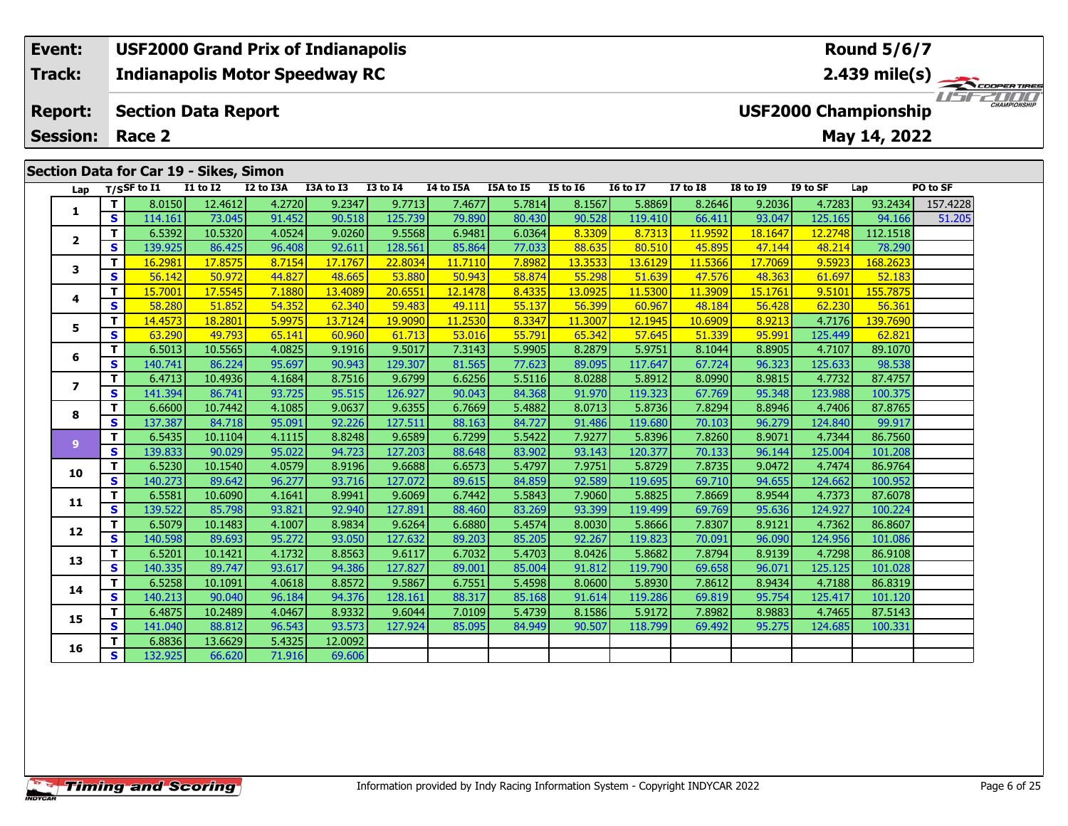| Event: | USF2000 Grand Prix of Indianapolis | Round 5/6/7 |
|---|---|---|
| Track: | Indianapolis Motor Speedway RC | 2.439 mile(s) |
| Report: | Section Data Report | USF2000 Championship |
| Session: | Race 2 | May 14, 2022 |

## Section Data for Car 19 - Sikes, Simon

| Lap | T/S | SF to I1 | I1 to I2 | I2 to I3A | I3A to I3 | I3 to I4 | I4 to I5A | I5A to I5 | I5 to I6 | I6 to I7 | I7 to I8 | I8 to I9 | I9 to SF | Lap | PO to SF |
|---|---|---|---|---|---|---|---|---|---|---|---|---|---|---|---|
| 1 | T | 8.0150 | 12.4612 | 4.2720 | 9.2347 | 9.7713 | 7.4677 | 5.7814 | 8.1567 | 5.8869 | 8.2646 | 9.2036 | 4.7283 | 93.2434 | 157.4228 |
| | S | 114.161 | 73.045 | 91.452 | 90.518 | 125.739 | 79.890 | 80.430 | 90.528 | 119.410 | 66.411 | 93.047 | 125.165 | 94.166 | 51.205 |
| 2 | T | 6.5392 | 10.5320 | 4.0524 | 9.0260 | 9.5568 | 6.9481 | 6.0364 | 8.3309 | 8.7313 | 11.9592 | 18.1647 | 12.2748 | 112.1518 | |
| | S | 139.925 | 86.425 | 96.408 | 92.611 | 128.561 | 85.864 | 77.033 | 88.635 | 80.510 | 45.895 | 47.144 | 48.214 | 78.290 | |
| 3 | T | 16.2981 | 17.8575 | 8.7154 | 17.1767 | 22.8034 | 11.7110 | 7.8982 | 13.3533 | 13.6129 | 11.5366 | 17.7069 | 9.5923 | 168.2623 | |
| | S | 56.142 | 50.972 | 44.827 | 48.665 | 53.880 | 50.943 | 58.874 | 55.298 | 51.639 | 47.576 | 48.363 | 61.697 | 52.183 | |
| 4 | T | 15.7001 | 17.5545 | 7.1880 | 13.4089 | 20.6551 | 12.1478 | 8.4335 | 13.0925 | 11.5300 | 11.3909 | 15.1761 | 9.5101 | 155.7875 | |
| | S | 58.280 | 51.852 | 54.352 | 62.340 | 59.483 | 49.111 | 55.137 | 56.399 | 60.967 | 48.184 | 56.428 | 62.230 | 56.361 | |
| 5 | T | 14.4573 | 18.2801 | 5.9975 | 13.7124 | 19.9090 | 11.2530 | 8.3347 | 11.3007 | 12.1945 | 10.6909 | 8.9213 | 4.7176 | 139.7690 | |
| | S | 63.290 | 49.793 | 65.141 | 60.960 | 61.713 | 53.016 | 55.791 | 65.342 | 57.645 | 51.339 | 95.991 | 125.449 | 62.821 | |
| 6 | T | 6.5013 | 10.5565 | 4.0825 | 9.1916 | 9.5017 | 7.3143 | 5.9905 | 8.2879 | 5.9751 | 8.1044 | 8.8905 | 4.7107 | 89.1070 | |
| | S | 140.741 | 86.224 | 95.697 | 90.943 | 129.307 | 81.565 | 77.623 | 89.095 | 117.647 | 67.724 | 96.323 | 125.633 | 98.538 | |
| 7 | T | 6.4713 | 10.4936 | 4.1684 | 8.7516 | 9.6799 | 6.6256 | 5.5116 | 8.0288 | 5.8912 | 8.0990 | 8.9815 | 4.7732 | 87.4757 | |
| | S | 141.394 | 86.741 | 93.725 | 95.515 | 126.927 | 90.043 | 84.368 | 91.970 | 119.323 | 67.769 | 95.348 | 123.988 | 100.375 | |
| 8 | T | 6.6600 | 10.7442 | 4.1085 | 9.0637 | 9.6355 | 6.7669 | 5.4882 | 8.0713 | 5.8736 | 7.8294 | 8.8946 | 4.7406 | 87.8765 | |
| | S | 137.387 | 84.718 | 95.091 | 92.226 | 127.511 | 88.163 | 84.727 | 91.486 | 119.680 | 70.103 | 96.279 | 124.840 | 99.917 | |
| 9 | T | 6.5435 | 10.1104 | 4.1115 | 8.8248 | 9.6589 | 6.7299 | 5.5422 | 7.9277 | 5.8396 | 7.8260 | 8.9071 | 4.7344 | 86.7560 | |
| | S | 139.833 | 90.029 | 95.022 | 94.723 | 127.203 | 88.648 | 83.902 | 93.143 | 120.377 | 70.133 | 96.144 | 125.004 | 101.208 | |
| 10 | T | 6.5230 | 10.1540 | 4.0579 | 8.9196 | 9.6688 | 6.6573 | 5.4797 | 7.9751 | 5.8729 | 7.8735 | 9.0472 | 4.7474 | 86.9764 | |
| | S | 140.273 | 89.642 | 96.277 | 93.716 | 127.072 | 89.615 | 84.859 | 92.589 | 119.695 | 69.710 | 94.655 | 124.662 | 100.952 | |
| 11 | T | 6.5581 | 10.6090 | 4.1641 | 8.9941 | 9.6069 | 6.7442 | 5.5843 | 7.9060 | 5.8825 | 7.8669 | 8.9544 | 4.7373 | 87.6078 | |
| | S | 139.522 | 85.798 | 93.821 | 92.940 | 127.891 | 88.460 | 83.269 | 93.399 | 119.499 | 69.769 | 95.636 | 124.927 | 100.224 | |
| 12 | T | 6.5079 | 10.1483 | 4.1007 | 8.9834 | 9.6264 | 6.6880 | 5.4574 | 8.0030 | 5.8666 | 7.8307 | 8.9121 | 4.7362 | 86.8607 | |
| | S | 140.598 | 89.693 | 95.272 | 93.050 | 127.632 | 89.203 | 85.205 | 92.267 | 119.823 | 70.091 | 96.090 | 124.956 | 101.086 | |
| 13 | T | 6.5201 | 10.1421 | 4.1732 | 8.8563 | 9.6117 | 6.7032 | 5.4703 | 8.0426 | 5.8682 | 7.8794 | 8.9139 | 4.7298 | 86.9108 | |
| | S | 140.335 | 89.747 | 93.617 | 94.386 | 127.827 | 89.001 | 85.004 | 91.812 | 119.790 | 69.658 | 96.071 | 125.125 | 101.028 | |
| 14 | T | 6.5258 | 10.1091 | 4.0618 | 8.8572 | 9.5867 | 6.7551 | 5.4598 | 8.0600 | 5.8930 | 7.8612 | 8.9434 | 4.7188 | 86.8319 | |
| | S | 140.213 | 90.040 | 96.184 | 94.376 | 128.161 | 88.317 | 85.168 | 91.614 | 119.286 | 69.819 | 95.754 | 125.417 | 101.120 | |
| 15 | T | 6.4875 | 10.2489 | 4.0467 | 8.9332 | 9.6044 | 7.0109 | 5.4739 | 8.1586 | 5.9172 | 7.8982 | 8.9883 | 4.7465 | 87.5143 | |
| | S | 141.040 | 88.812 | 96.543 | 93.573 | 127.924 | 85.095 | 84.949 | 90.507 | 118.799 | 69.492 | 95.275 | 124.685 | 100.331 | |
| 16 | T | 6.8836 | 13.6629 | 5.4325 | 12.0092 | | | | | | | | | | |
| | S | 132.925 | 66.620 | 71.916 | 69.606 | | | | | | | | | | |

Information provided by Indy Racing Information System - Copyright INDYCAR 2022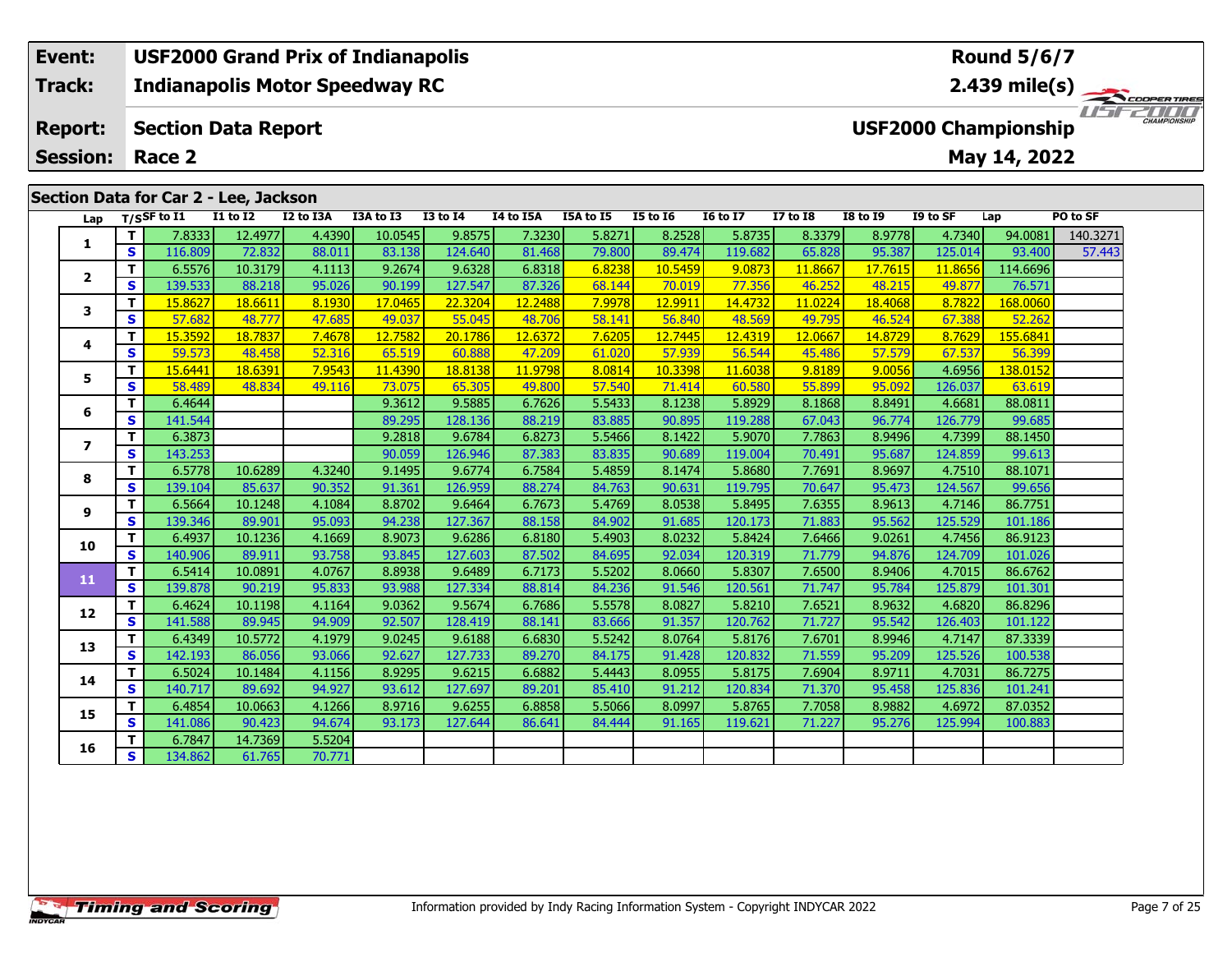| Event: | USF2000 Grand Prix of Indianapolis | Round 5/6/7 |
|---|---|---|
| Track: | Indianapolis Motor Speedway RC | 2.439 mile(s) |
| Report: | Section Data Report | USF2000 Championship |
| Session: | Race 2 | May 14, 2022 |

## Section Data for Car 2 - Lee, Jackson

| Lap | T/S | SF to I1 | I1 to I2 | I2 to I3A | I3A to I3 | I3 to I4 | I4 to I5A | I5A to I5 | I5 to I6 | I6 to I7 | I7 to I8 | I8 to I9 | I9 to SF | Lap | PO to SF |
|---|---|---|---|---|---|---|---|---|---|---|---|---|---|---|---|
| 1 | T | 7.8333 | 12.4977 | 4.4390 | 10.0545 | 9.8575 | 7.3230 | 5.8271 | 8.2528 | 5.8735 | 8.3379 | 8.9778 | 4.7340 | 94.0081 | 140.3271 |
| | S | 116.809 | 72.832 | 88.011 | 83.138 | 124.640 | 81.468 | 79.800 | 89.474 | 119.682 | 65.828 | 95.387 | 125.014 | 93.400 | 57.443 |
| 2 | T | 6.5576 | 10.3179 | 4.1113 | 9.2674 | 9.6328 | 6.8318 | 6.8238 | 10.5459 | 9.0873 | 11.8667 | 17.7615 | 11.8656 | 114.6696 | |
| | S | 139.533 | 88.218 | 95.026 | 90.199 | 127.547 | 87.326 | 68.144 | 70.019 | 77.356 | 46.252 | 48.215 | 49.877 | 76.571 | |
| 3 | T | 15.8627 | 18.6611 | 8.1930 | 17.0465 | 22.3204 | 12.2488 | 7.9978 | 12.9911 | 14.4732 | 11.0224 | 18.4068 | 8.7822 | 168.0060 | |
| | S | 57.682 | 48.777 | 47.685 | 49.037 | 55.045 | 48.706 | 58.141 | 56.840 | 48.569 | 49.795 | 46.524 | 67.388 | 52.262 | |
| 4 | T | 15.3592 | 18.7837 | 7.4678 | 12.7582 | 20.1786 | 12.6372 | 7.6205 | 12.7445 | 12.4319 | 12.0667 | 14.8729 | 8.7629 | 155.6841 | |
| | S | 59.573 | 48.458 | 52.316 | 65.519 | 60.888 | 47.209 | 61.020 | 57.939 | 56.544 | 45.486 | 57.579 | 67.537 | 56.399 | |
| 5 | T | 15.6441 | 18.6391 | 7.9543 | 11.4390 | 18.8138 | 11.9798 | 8.0814 | 10.3398 | 11.6038 | 9.8189 | 9.0056 | 4.6956 | 138.0152 | |
| | S | 58.489 | 48.834 | 49.116 | 73.075 | 65.305 | 49.800 | 57.540 | 71.414 | 60.580 | 55.899 | 95.092 | 126.037 | 63.619 | |
| 6 | T | 6.4644 | | | 9.3612 | 9.5885 | 6.7626 | 5.5433 | 8.1238 | 5.8929 | 8.1868 | 8.8491 | 4.6681 | 88.0811 | |
| | S | 141.544 | | | 89.295 | 128.136 | 88.219 | 83.885 | 90.895 | 119.288 | 67.043 | 96.774 | 126.779 | 99.685 | |
| 7 | T | 6.3873 | | | 9.2818 | 9.6784 | 6.8273 | 5.5466 | 8.1422 | 5.9070 | 7.7863 | 8.9496 | 4.7399 | 88.1450 | |
| | S | 143.253 | | | 90.059 | 126.946 | 87.383 | 83.835 | 90.689 | 119.004 | 70.491 | 95.687 | 124.859 | 99.613 | |
| 8 | T | 6.5778 | 10.6289 | 4.3240 | 9.1495 | 9.6774 | 6.7584 | 5.4859 | 8.1474 | 5.8680 | 7.7691 | 8.9697 | 4.7510 | 88.1071 | |
| | S | 139.104 | 85.637 | 90.352 | 91.361 | 126.959 | 88.274 | 84.763 | 90.631 | 119.795 | 70.647 | 95.473 | 124.567 | 99.656 | |
| 9 | T | 6.5664 | 10.1248 | 4.1084 | 8.8702 | 9.6464 | 6.7673 | 5.4769 | 8.0538 | 5.8495 | 7.6355 | 8.9613 | 4.7146 | 86.7751 | |
| | S | 139.346 | 89.901 | 95.093 | 94.238 | 127.367 | 88.158 | 84.902 | 91.685 | 120.173 | 71.883 | 95.562 | 125.529 | 101.186 | |
| 10 | T | 6.4937 | 10.1236 | 4.1669 | 8.9073 | 9.6286 | 6.8180 | 5.4903 | 8.0232 | 5.8424 | 7.6466 | 9.0261 | 4.7456 | 86.9123 | |
| | S | 140.906 | 89.911 | 93.758 | 93.845 | 127.603 | 87.502 | 84.695 | 92.034 | 120.319 | 71.779 | 94.876 | 124.709 | 101.026 | |
| 11 | T | 6.5414 | 10.0891 | 4.0767 | 8.8938 | 9.6489 | 6.7173 | 5.5202 | 8.0660 | 5.8307 | 7.6500 | 8.9406 | 4.7015 | 86.6762 | |
| | S | 139.878 | 90.219 | 95.833 | 93.988 | 127.334 | 88.814 | 84.236 | 91.546 | 120.561 | 71.747 | 95.784 | 125.879 | 101.301 | |
| 12 | T | 6.4624 | 10.1198 | 4.1164 | 9.0362 | 9.5674 | 6.7686 | 5.5578 | 8.0827 | 5.8210 | 7.6521 | 8.9632 | 4.6820 | 86.8296 | |
| | S | 141.588 | 89.945 | 94.909 | 92.507 | 128.419 | 88.141 | 83.666 | 91.357 | 120.762 | 71.727 | 95.542 | 126.403 | 101.122 | |
| 13 | T | 6.4349 | 10.5772 | 4.1979 | 9.0245 | 9.6188 | 6.6830 | 5.5242 | 8.0764 | 5.8176 | 7.6701 | 8.9946 | 4.7147 | 87.3339 | |
| | S | 142.193 | 86.056 | 93.066 | 92.627 | 127.733 | 89.270 | 84.175 | 91.428 | 120.832 | 71.559 | 95.209 | 125.526 | 100.538 | |
| 14 | T | 6.5024 | 10.1484 | 4.1156 | 8.9295 | 9.6215 | 6.6882 | 5.4443 | 8.0955 | 5.8175 | 7.6904 | 8.9711 | 4.7031 | 86.7275 | |
| | S | 140.717 | 89.692 | 94.927 | 93.612 | 127.697 | 89.201 | 85.410 | 91.212 | 120.834 | 71.370 | 95.458 | 125.836 | 101.241 | |
| 15 | T | 6.4854 | 10.0663 | 4.1266 | 8.9716 | 9.6255 | 6.8858 | 5.5066 | 8.0997 | 5.8765 | 7.7058 | 8.9882 | 4.6972 | 87.0352 | |
| | S | 141.086 | 90.423 | 94.674 | 93.173 | 127.644 | 86.641 | 84.444 | 91.165 | 119.621 | 71.227 | 95.276 | 125.994 | 100.883 | |
| 16 | T | 6.7847 | 14.7369 | 5.5204 | | | | | | | | | | | |
| | S | 134.862 | 61.765 | 70.771 | | | | | | | | | | | |

Information provided by Indy Racing Information System - Copyright INDYCAR 2022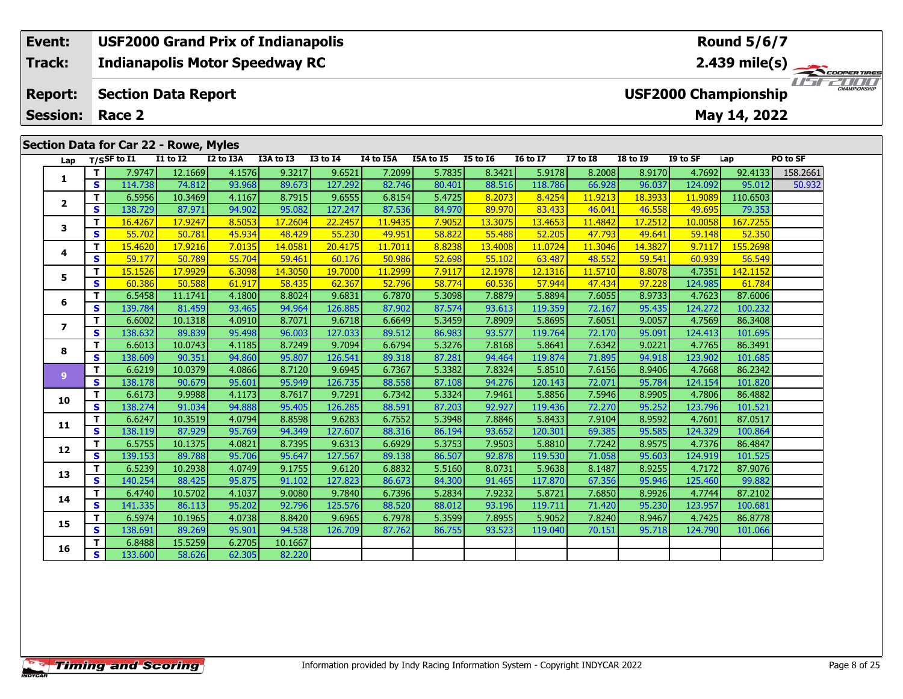| Event: | USF2000 Grand Prix of Indianapolis | Round 5/6/7 |
|---|---|---|
| Track: | Indianapolis Motor Speedway RC | 2.439 mile(s) |
| Report: | Section Data Report | USF2000 Championship |
| Session: | Race 2 | May 14, 2022 |

## Section Data for Car 22 - Rowe, Myles

| Lap | T/S | SF to I1 | I1 to I2 | I2 to I3A | I3A to I3 | I3 to I4 | I4 to I5A | I5A to I5 | I5 to I6 | I6 to I7 | I7 to I8 | I8 to I9 | I9 to SF | Lap | PO to SF |
|---|---|---|---|---|---|---|---|---|---|---|---|---|---|---|---|
| 1 | T | 7.9747 | 12.1669 | 4.1576 | 9.3217 | 9.6521 | 7.2099 | 5.7835 | 8.3421 | 5.9178 | 8.2008 | 8.9170 | 4.7692 | 92.4133 | 158.2661 |
| | S | 114.738 | 74.812 | 93.968 | 89.673 | 127.292 | 82.746 | 80.401 | 88.516 | 118.786 | 66.928 | 96.037 | 124.092 | 95.012 | 50.932 |
| 2 | T | 6.5956 | 10.3469 | 4.1167 | 8.7915 | 9.6555 | 6.8154 | 5.4725 | 8.2073 | 8.4254 | 11.9213 | 18.3933 | 11.9089 | 110.6503 | |
| | S | 138.729 | 87.971 | 94.902 | 95.082 | 127.247 | 87.536 | 84.970 | 89.970 | 83.433 | 46.041 | 46.558 | 49.695 | 79.353 | |
| 3 | T | 16.4267 | 17.9247 | 8.5053 | 17.2604 | 22.2457 | 11.9435 | 7.9052 | 13.3075 | 13.4653 | 11.4842 | 17.2512 | 10.0058 | 167.7255 | |
| | S | 55.702 | 50.781 | 45.934 | 48.429 | 55.230 | 49.951 | 58.822 | 55.488 | 52.205 | 47.793 | 49.641 | 59.148 | 52.350 | |
| 4 | T | 15.4620 | 17.9216 | 7.0135 | 14.0581 | 20.4175 | 11.7011 | 8.8238 | 13.4008 | 11.0724 | 11.3046 | 14.3827 | 9.7117 | 155.2698 | |
| | S | 59.177 | 50.789 | 55.704 | 59.461 | 60.176 | 50.986 | 52.698 | 55.102 | 63.487 | 48.552 | 59.541 | 60.939 | 56.549 | |
| 5 | T | 15.1526 | 17.9929 | 6.3098 | 14.3050 | 19.7000 | 11.2999 | 7.9117 | 12.1978 | 12.1316 | 11.5710 | 8.8078 | 4.7351 | 142.1152 | |
| | S | 60.386 | 50.588 | 61.917 | 58.435 | 62.367 | 52.796 | 58.774 | 60.536 | 57.944 | 47.434 | 97.228 | 124.985 | 61.784 | |
| 6 | T | 6.5458 | 11.1741 | 4.1800 | 8.8024 | 9.6831 | 6.7870 | 5.3098 | 7.8879 | 5.8894 | 7.6055 | 8.9733 | 4.7623 | 87.6006 | |
| | S | 139.784 | 81.459 | 93.465 | 94.964 | 126.885 | 87.902 | 87.574 | 93.613 | 119.359 | 72.167 | 95.435 | 124.272 | 100.232 | |
| 7 | T | 6.6002 | 10.1318 | 4.0910 | 8.7071 | 9.6718 | 6.6649 | 5.3459 | 7.8909 | 5.8695 | 7.6051 | 9.0057 | 4.7569 | 86.3408 | |
| | S | 138.632 | 89.839 | 95.498 | 96.003 | 127.033 | 89.512 | 86.983 | 93.577 | 119.764 | 72.170 | 95.091 | 124.413 | 101.695 | |
| 8 | T | 6.6013 | 10.0743 | 4.1185 | 8.7249 | 9.7094 | 6.6794 | 5.3276 | 7.8168 | 5.8641 | 7.6342 | 9.0221 | 4.7765 | 86.3491 | |
| | S | 138.609 | 90.351 | 94.860 | 95.807 | 126.541 | 89.318 | 87.281 | 94.464 | 119.874 | 71.895 | 94.918 | 123.902 | 101.685 | |
| 9 | T | 6.6219 | 10.0379 | 4.0866 | 8.7120 | 9.6945 | 6.7367 | 5.3382 | 7.8324 | 5.8510 | 7.6156 | 8.9406 | 4.7668 | 86.2342 | |
| | S | 138.178 | 90.679 | 95.601 | 95.949 | 126.735 | 88.558 | 87.108 | 94.276 | 120.143 | 72.071 | 95.784 | 124.154 | 101.820 | |
| 10 | T | 6.6173 | 9.9988 | 4.1173 | 8.7617 | 9.7291 | 6.7342 | 5.3324 | 7.9461 | 5.8856 | 7.5946 | 8.9905 | 4.7806 | 86.4882 | |
| | S | 138.274 | 91.034 | 94.888 | 95.405 | 126.285 | 88.591 | 87.203 | 92.927 | 119.436 | 72.270 | 95.252 | 123.796 | 101.521 | |
| 11 | T | 6.6247 | 10.3519 | 4.0794 | 8.8598 | 9.6283 | 6.7552 | 5.3948 | 7.8846 | 5.8433 | 7.9104 | 8.9592 | 4.7601 | 87.0517 | |
| | S | 138.119 | 87.929 | 95.769 | 94.349 | 127.607 | 88.316 | 86.194 | 93.652 | 120.301 | 69.385 | 95.585 | 124.329 | 100.864 | |
| 12 | T | 6.5755 | 10.1375 | 4.0821 | 8.7395 | 9.6313 | 6.6929 | 5.3753 | 7.9503 | 5.8810 | 7.7242 | 8.9575 | 4.7376 | 86.4847 | |
| | S | 139.153 | 89.788 | 95.706 | 95.647 | 127.567 | 89.138 | 86.507 | 92.878 | 119.530 | 71.058 | 95.603 | 124.919 | 101.525 | |
| 13 | T | 6.5239 | 10.2938 | 4.0749 | 9.1755 | 9.6120 | 6.8832 | 5.5160 | 8.0731 | 5.9638 | 8.1487 | 8.9255 | 4.7172 | 87.9076 | |
| | S | 140.254 | 88.425 | 95.875 | 91.102 | 127.823 | 86.673 | 84.300 | 91.465 | 117.870 | 67.356 | 95.946 | 125.460 | 99.882 | |
| 14 | T | 6.4740 | 10.5702 | 4.1037 | 9.0080 | 9.7840 | 6.7396 | 5.2834 | 7.9232 | 5.8721 | 7.6850 | 8.9926 | 4.7744 | 87.2102 | |
| | S | 141.335 | 86.113 | 95.202 | 92.796 | 125.576 | 88.520 | 88.012 | 93.196 | 119.711 | 71.420 | 95.230 | 123.957 | 100.681 | |
| 15 | T | 6.5974 | 10.1965 | 4.0738 | 8.8420 | 9.6965 | 6.7978 | 5.3599 | 7.8955 | 5.9052 | 7.8240 | 8.9467 | 4.7425 | 86.8778 | |
| | S | 138.691 | 89.269 | 95.901 | 94.538 | 126.709 | 87.762 | 86.755 | 93.523 | 119.040 | 70.151 | 95.718 | 124.790 | 101.066 | |
| 16 | T | 6.8488 | 15.5259 | 6.2705 | 10.1667 | | | | | | | | | | |
| | S | 133.600 | 58.626 | 62.305 | 82.220 | | | | | | | | | | |

Information provided by Indy Racing Information System - Copyright INDYCAR 2022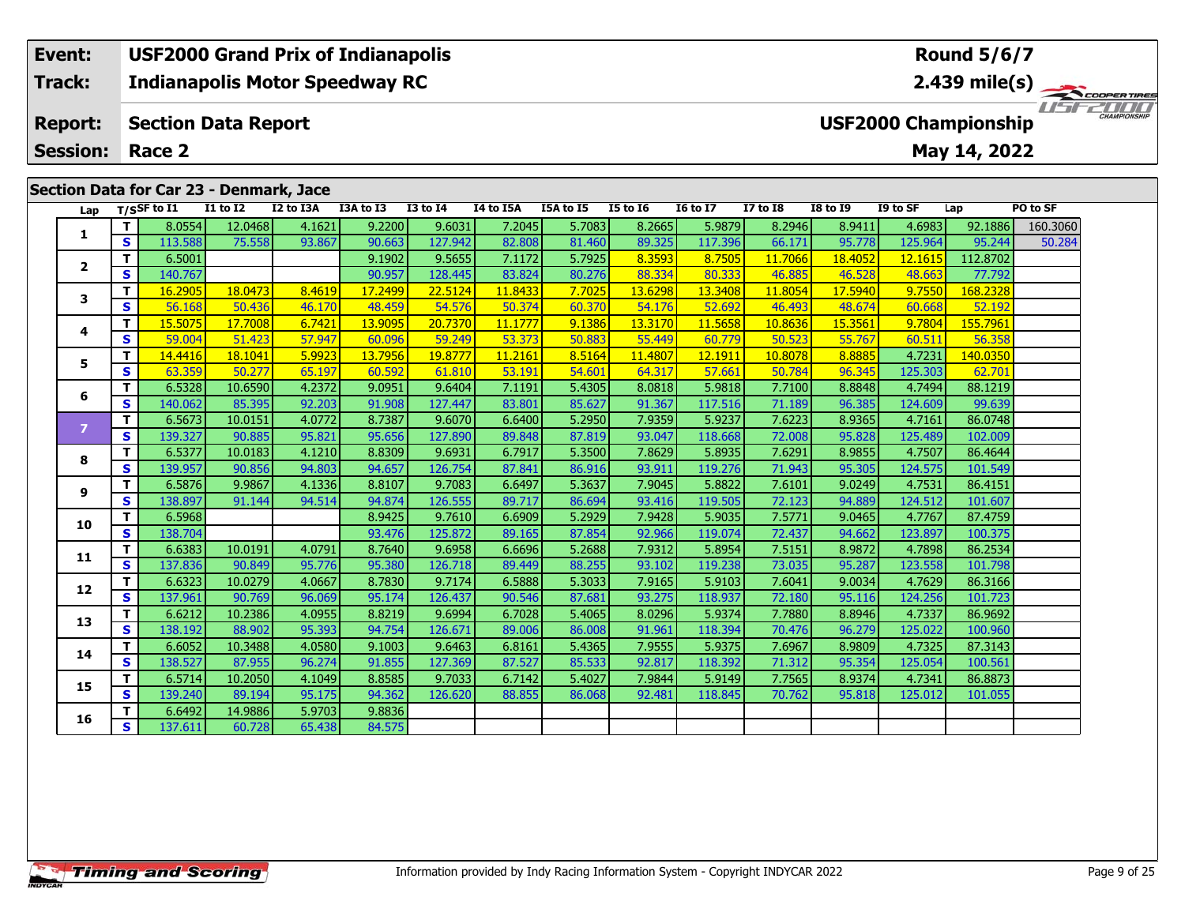| Event: | USF2000 Grand Prix of Indianapolis | Round 5/6/7 |
|---|---|---|
| Track: | Indianapolis Motor Speedway RC | 2.439 mile(s) |
| Report: | Section Data Report | USF2000 Championship |
| Session: | Race 2 | May 14, 2022 |

## Section Data for Car 23 - Denmark, Jace

| Lap | T/S | SF to I1 | I1 to I2 | I2 to I3A | I3A to I3 | I3 to I4 | I4 to I5A | I5A to I5 | I5 to I6 | I6 to I7 | I7 to I8 | I8 to I9 | I9 to SF | Lap | PO to SF |
|---|---|---|---|---|---|---|---|---|---|---|---|---|---|---|---|
| 1 | T | 8.0554 | 12.0468 | 4.1621 | 9.2200 | 9.6031 | 7.2045 | 5.7083 | 8.2665 | 5.9879 | 8.2946 | 8.9411 | 4.6983 | 92.1886 | 160.3060 |
| | S | 113.588 | 75.558 | 93.867 | 90.663 | 127.942 | 82.808 | 81.460 | 89.325 | 117.396 | 66.171 | 95.778 | 125.964 | 95.244 | 50.284 |
| 2 | T | 6.5001 | | | 9.1902 | 9.5655 | 7.1172 | 5.7925 | 8.3593 | 8.7505 | 11.7066 | 18.4052 | 12.1615 | 112.8702 | |
| | S | 140.767 | | | 90.957 | 128.445 | 83.824 | 80.276 | 88.334 | 80.333 | 46.885 | 46.528 | 48.663 | 77.792 | |
| 3 | T | 16.2905 | 18.0473 | 8.4619 | 17.2499 | 22.5124 | 11.8433 | 7.7025 | 13.6298 | 13.3408 | 11.8054 | 17.5940 | 9.7550 | 168.2328 | |
| | S | 56.168 | 50.436 | 46.170 | 48.459 | 54.576 | 50.374 | 60.370 | 54.176 | 52.692 | 46.493 | 48.674 | 60.668 | 52.192 | |
| 4 | T | 15.5075 | 17.7008 | 6.7421 | 13.9095 | 20.7370 | 11.1777 | 9.1386 | 13.3170 | 11.5658 | 10.8636 | 15.3561 | 9.7804 | 155.7961 | |
| | S | 59.004 | 51.423 | 57.947 | 60.096 | 59.249 | 53.373 | 50.883 | 55.449 | 60.779 | 50.523 | 55.767 | 60.511 | 56.358 | |
| 5 | T | 14.4416 | 18.1041 | 5.9923 | 13.7956 | 19.8777 | 11.2161 | 8.5164 | 11.4807 | 12.1911 | 10.8078 | 8.8885 | 4.7231 | 140.0350 | |
| | S | 63.359 | 50.277 | 65.197 | 60.592 | 61.810 | 53.191 | 54.601 | 64.317 | 57.661 | 50.784 | 96.345 | 125.303 | 62.701 | |
| 6 | T | 6.5328 | 10.6590 | 4.2372 | 9.0951 | 9.6404 | 7.1191 | 5.4305 | 8.0818 | 5.9818 | 7.7100 | 8.8848 | 4.7494 | 88.1219 | |
| | S | 140.062 | 85.395 | 92.203 | 91.908 | 127.447 | 83.801 | 85.627 | 91.367 | 117.516 | 71.189 | 96.385 | 124.609 | 99.639 | |
| 7 | T | 6.5673 | 10.0151 | 4.0772 | 8.7387 | 9.6070 | 6.6400 | 5.2950 | 7.9359 | 5.9237 | 7.6223 | 8.9365 | 4.7161 | 86.0748 | |
| | S | 139.327 | 90.885 | 95.821 | 95.656 | 127.890 | 89.848 | 87.819 | 93.047 | 118.668 | 72.008 | 95.828 | 125.489 | 102.009 | |
| 8 | T | 6.5377 | 10.0183 | 4.1210 | 8.8309 | 9.6931 | 6.7917 | 5.3500 | 7.8629 | 5.8935 | 7.6291 | 8.9855 | 4.7507 | 86.4644 | |
| | S | 139.957 | 90.856 | 94.803 | 94.657 | 126.754 | 87.841 | 86.916 | 93.911 | 119.276 | 71.943 | 95.305 | 124.575 | 101.549 | |
| 9 | T | 6.5876 | 9.9867 | 4.1336 | 8.8107 | 9.7083 | 6.6497 | 5.3637 | 7.9045 | 5.8822 | 7.6101 | 9.0249 | 4.7531 | 86.4151 | |
| | S | 138.897 | 91.144 | 94.514 | 94.874 | 126.555 | 89.717 | 86.694 | 93.416 | 119.505 | 72.123 | 94.889 | 124.512 | 101.607 | |
| 10 | T | 6.5968 | | | 8.9425 | 9.7610 | 6.6909 | 5.2929 | 7.9428 | 5.9035 | 7.5771 | 9.0465 | 4.7767 | 87.4759 | |
| | S | 138.704 | | | 93.476 | 125.872 | 89.165 | 87.854 | 92.966 | 119.074 | 72.437 | 94.662 | 123.897 | 100.375 | |
| 11 | T | 6.6383 | 10.0191 | 4.0791 | 8.7640 | 9.6958 | 6.6696 | 5.2688 | 7.9312 | 5.8954 | 7.5151 | 8.9872 | 4.7898 | 86.2534 | |
| | S | 137.836 | 90.849 | 95.776 | 95.380 | 126.718 | 89.449 | 88.255 | 93.102 | 119.238 | 73.035 | 95.287 | 123.558 | 101.798 | |
| 12 | T | 6.6323 | 10.0279 | 4.0667 | 8.7830 | 9.7174 | 6.5888 | 5.3033 | 7.9165 | 5.9103 | 7.6041 | 9.0034 | 4.7629 | 86.3166 | |
| | S | 137.961 | 90.769 | 96.069 | 95.174 | 126.437 | 90.546 | 87.681 | 93.275 | 118.937 | 72.180 | 95.116 | 124.256 | 101.723 | |
| 13 | T | 6.6212 | 10.2386 | 4.0955 | 8.8219 | 9.6994 | 6.7028 | 5.4065 | 8.0296 | 5.9374 | 7.7880 | 8.8946 | 4.7337 | 86.9692 | |
| | S | 138.192 | 88.902 | 95.393 | 94.754 | 126.671 | 89.006 | 86.008 | 91.961 | 118.394 | 70.476 | 96.279 | 125.022 | 100.960 | |
| 14 | T | 6.6052 | 10.3488 | 4.0580 | 9.1003 | 9.6463 | 6.8161 | 5.4365 | 7.9555 | 5.9375 | 7.6967 | 8.9809 | 4.7325 | 87.3143 | |
| | S | 138.527 | 87.955 | 96.274 | 91.855 | 127.369 | 87.527 | 85.533 | 92.817 | 118.392 | 71.312 | 95.354 | 125.054 | 100.561 | |
| 15 | T | 6.5714 | 10.2050 | 4.1049 | 8.8585 | 9.7033 | 6.7142 | 5.4027 | 7.9844 | 5.9149 | 7.7565 | 8.9374 | 4.7341 | 86.8873 | |
| | S | 139.240 | 89.194 | 95.175 | 94.362 | 126.620 | 88.855 | 86.068 | 92.481 | 118.845 | 70.762 | 95.818 | 125.012 | 101.055 | |
| 16 | T | 6.6492 | 14.9886 | 5.9703 | 9.8836 | | | | | | | | | | |
| | S | 137.611 | 60.728 | 65.438 | 84.575 | | | | | | | | | | |

Information provided by Indy Racing Information System - Copyright INDYCAR 2022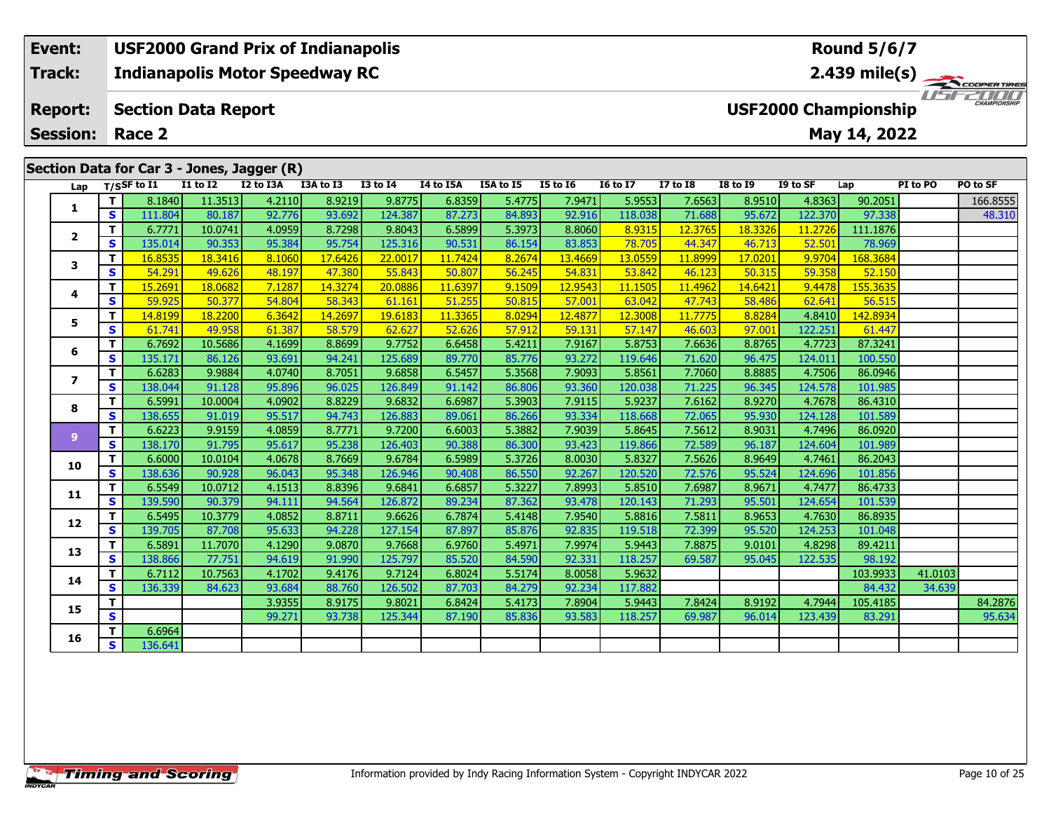| Event: | USF2000 Grand Prix of Indianapolis | Round 5/6/7 |
|---|---|---|
| Track: | Indianapolis Motor Speedway RC | 2.439 mile(s) |
| Report: | Section Data Report | USF2000 Championship |
| Session: | Race 2 | May 14, 2022 |

## Section Data for Car 3 - Jones, Jagger (R)

| Lap | T/S | SF to I1 | I1 to I2 | I2 to I3A | I3A to I3 | I3 to I4 | I4 to I5A | I5A to I5 | I5 to I6 | I6 to I7 | I7 to I8 | I8 to I9 | I9 to SF | Lap | PI to PO | PO to SF |
|---|---|---|---|---|---|---|---|---|---|---|---|---|---|---|---|---|
| 1 | T | 8.1840 | 11.3513 | 4.2110 | 8.9219 | 9.8775 | 6.8359 | 5.4775 | 7.9471 | 5.9553 | 7.6563 | 8.9510 | 4.8363 | 90.2051 | | 166.8555 |
| | S | 111.804 | 80.187 | 92.776 | 93.692 | 124.387 | 87.273 | 84.893 | 92.916 | 118.038 | 71.688 | 95.672 | 122.370 | 97.338 | | 48.310 |
| 2 | T | 6.7771 | 10.0741 | 4.0959 | 8.7298 | 9.8043 | 6.5899 | 5.3973 | 8.8060 | 8.9315 | 12.3765 | 18.3326 | 11.2726 | 111.1876 | | |
| | S | 135.014 | 90.353 | 95.384 | 95.754 | 125.316 | 90.531 | 86.154 | 83.853 | 78.705 | 44.347 | 46.713 | 52.501 | 78.969 | | |
| 3 | T | 16.8535 | 18.3416 | 8.1060 | 17.6426 | 22.0017 | 11.7424 | 8.2674 | 13.4669 | 13.0559 | 11.8999 | 17.0201 | 9.9704 | 168.3684 | | |
| | S | 54.291 | 49.626 | 48.197 | 47.380 | 55.843 | 50.807 | 56.245 | 54.831 | 53.842 | 46.123 | 50.315 | 59.358 | 52.150 | | |
| 4 | T | 15.2691 | 18.0682 | 7.1287 | 14.3274 | 20.0886 | 11.6397 | 9.1509 | 12.9543 | 11.1505 | 11.4962 | 14.6421 | 9.4478 | 155.3635 | | |
| | S | 59.925 | 50.377 | 54.804 | 58.343 | 61.161 | 51.255 | 50.815 | 57.001 | 63.042 | 47.743 | 58.486 | 62.641 | 56.515 | | |
| 5 | T | 14.8199 | 18.2200 | 6.3642 | 14.2697 | 19.6183 | 11.3365 | 8.0294 | 12.4877 | 12.3008 | 11.7775 | 8.8284 | 4.8410 | 142.8934 | | |
| | S | 61.741 | 49.958 | 61.387 | 58.579 | 62.627 | 52.626 | 57.912 | 59.131 | 57.147 | 46.603 | 97.001 | 122.251 | 61.447 | | |
| 6 | T | 6.7692 | 10.5686 | 4.1699 | 8.8699 | 9.7752 | 6.6458 | 5.4211 | 7.9167 | 5.8753 | 7.6636 | 8.8765 | 4.7723 | 87.3241 | | |
| | S | 135.171 | 86.126 | 93.691 | 94.241 | 125.689 | 89.770 | 85.776 | 93.272 | 119.646 | 71.620 | 96.475 | 124.011 | 100.550 | | |
| 7 | T | 6.6283 | 9.9884 | 4.0740 | 8.7051 | 9.6858 | 6.5457 | 5.3568 | 7.9093 | 5.8561 | 7.7060 | 8.8885 | 4.7506 | 86.0946 | | |
| | S | 138.044 | 91.128 | 95.896 | 96.025 | 126.849 | 91.142 | 86.806 | 93.360 | 120.038 | 71.225 | 96.345 | 124.578 | 101.985 | | |
| 8 | T | 6.5991 | 10.0004 | 4.0902 | 8.8229 | 9.6832 | 6.6987 | 5.3903 | 7.9115 | 5.9237 | 7.6162 | 8.9270 | 4.7678 | 86.4310 | | |
| | S | 138.655 | 91.019 | 95.517 | 94.743 | 126.883 | 89.061 | 86.266 | 93.334 | 118.668 | 72.065 | 95.930 | 124.128 | 101.589 | | |
| 9 | T | 6.6223 | 9.9159 | 4.0859 | 8.7771 | 9.7200 | 6.6003 | 5.3882 | 7.9039 | 5.8645 | 7.5612 | 8.9031 | 4.7496 | 86.0920 | | |
| | S | 138.170 | 91.795 | 95.617 | 95.238 | 126.403 | 90.388 | 86.300 | 93.423 | 119.866 | 72.589 | 96.187 | 124.604 | 101.989 | | |
| 10 | T | 6.6000 | 10.0104 | 4.0678 | 8.7669 | 9.6784 | 6.5989 | 5.3726 | 8.0030 | 5.8327 | 7.5626 | 8.9649 | 4.7461 | 86.2043 | | |
| | S | 138.636 | 90.928 | 96.043 | 95.348 | 126.946 | 90.408 | 86.550 | 92.267 | 120.520 | 72.576 | 95.524 | 124.696 | 101.856 | | |
| 11 | T | 6.5549 | 10.0712 | 4.1513 | 8.8396 | 9.6841 | 6.6857 | 5.3227 | 7.8993 | 5.8510 | 7.6987 | 8.9671 | 4.7477 | 86.4733 | | |
| | S | 139.590 | 90.379 | 94.111 | 94.564 | 126.872 | 89.234 | 87.362 | 93.478 | 120.143 | 71.293 | 95.501 | 124.654 | 101.539 | | |
| 12 | T | 6.5495 | 10.3779 | 4.0852 | 8.8711 | 9.6626 | 6.7874 | 5.4148 | 7.9540 | 5.8816 | 7.5811 | 8.9653 | 4.7630 | 86.8935 | | |
| | S | 139.705 | 87.708 | 95.633 | 94.228 | 127.154 | 87.897 | 85.876 | 92.835 | 119.518 | 72.399 | 95.520 | 124.253 | 101.048 | | |
| 13 | T | 6.5891 | 11.7070 | 4.1290 | 9.0870 | 9.7668 | 6.9760 | 5.4971 | 7.9974 | 5.9443 | 7.8875 | 9.0101 | 4.8298 | 89.4211 | | |
| | S | 138.866 | 77.751 | 94.619 | 91.990 | 125.797 | 85.520 | 84.590 | 92.331 | 118.257 | 69.587 | 95.045 | 122.535 | 98.192 | | |
| 14 | T | 6.7112 | 10.7563 | 4.1702 | 9.4176 | 9.7124 | 6.8024 | 5.5174 | 8.0058 | 5.9632 | | | | 103.9933 | 41.0103 | |
| | S | 136.339 | 84.623 | 93.684 | 88.760 | 126.502 | 87.703 | 84.279 | 92.234 | 117.882 | | | | 84.432 | 34.639 | |
| 15 | T | | | 3.9355 | 8.9175 | 9.8021 | 6.8424 | 5.4173 | 7.8904 | 5.9443 | 7.8424 | 8.9192 | 4.7944 | 105.4185 | | 84.2876 |
| | S | | | 99.271 | 93.738 | 125.344 | 87.190 | 85.836 | 93.583 | 118.257 | 69.987 | 96.014 | 123.439 | 83.291 | | 95.634 |
| 16 | T | 6.6964 | | | | | | | | | | | | | | |
| | S | 136.641 | | | | | | | | | | | | | | |

Information provided by Indy Racing Information System - Copyright INDYCAR 2022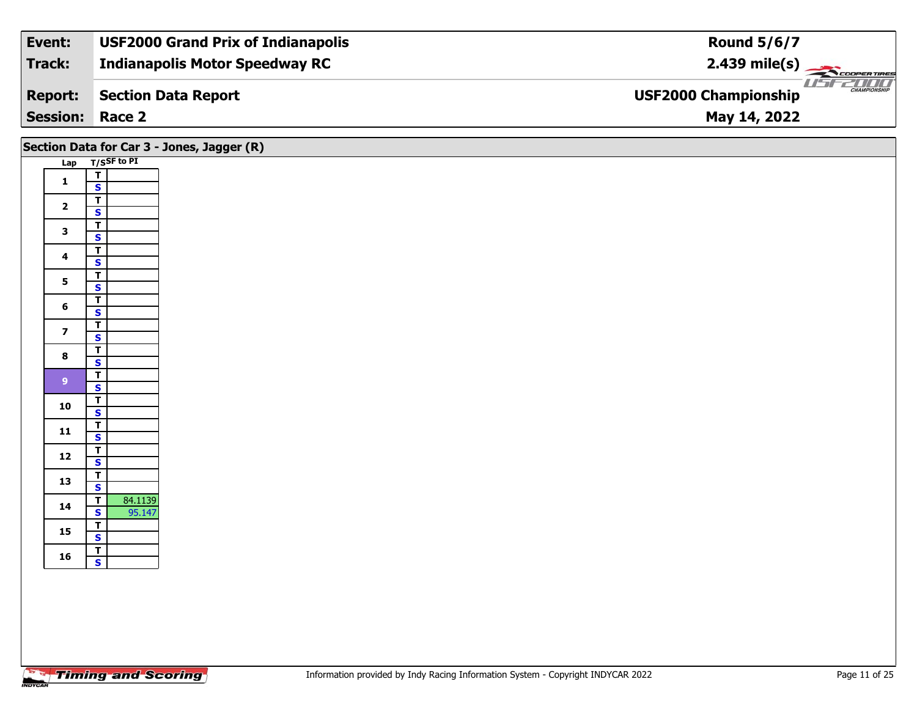| Event: | USF2000 Grand Prix of Indianapolis | Round 5/6/7 |
|---|---|---|
| Track: | Indianapolis Motor Speedway RC | 2.439 mile(s) |
| Report: | Section Data Report | USF2000 Championship |
| Session: | Race 2 | May 14, 2022 |

## Section Data for Car 3 - Jones, Jagger (R)

| Lap | T/S | SF to PI |
|---|---|---|
| 1 | T | |
| | S | |
| 2 | T | |
| | S | |
| 3 | T | |
| | S | |
| 4 | T | |
| | S | |
| 5 | T | |
| | S | |
| 6 | T | |
| | S | |
| 7 | T | |
| | S | |
| 8 | T | |
| | S | |
| 9 | T | |
| | S | |
| 10 | T | |
| | S | |
| 11 | T | |
| | S | |
| 12 | T | |
| | S | |
| 13 | T | |
| | S | |
| 14 | T | 84.1139 |
| | S | 95.147 |
| 15 | T | |
| | S | |
| 16 | T | |
| | S | |

Information provided by Indy Racing Information System - Copyright INDYCAR 2022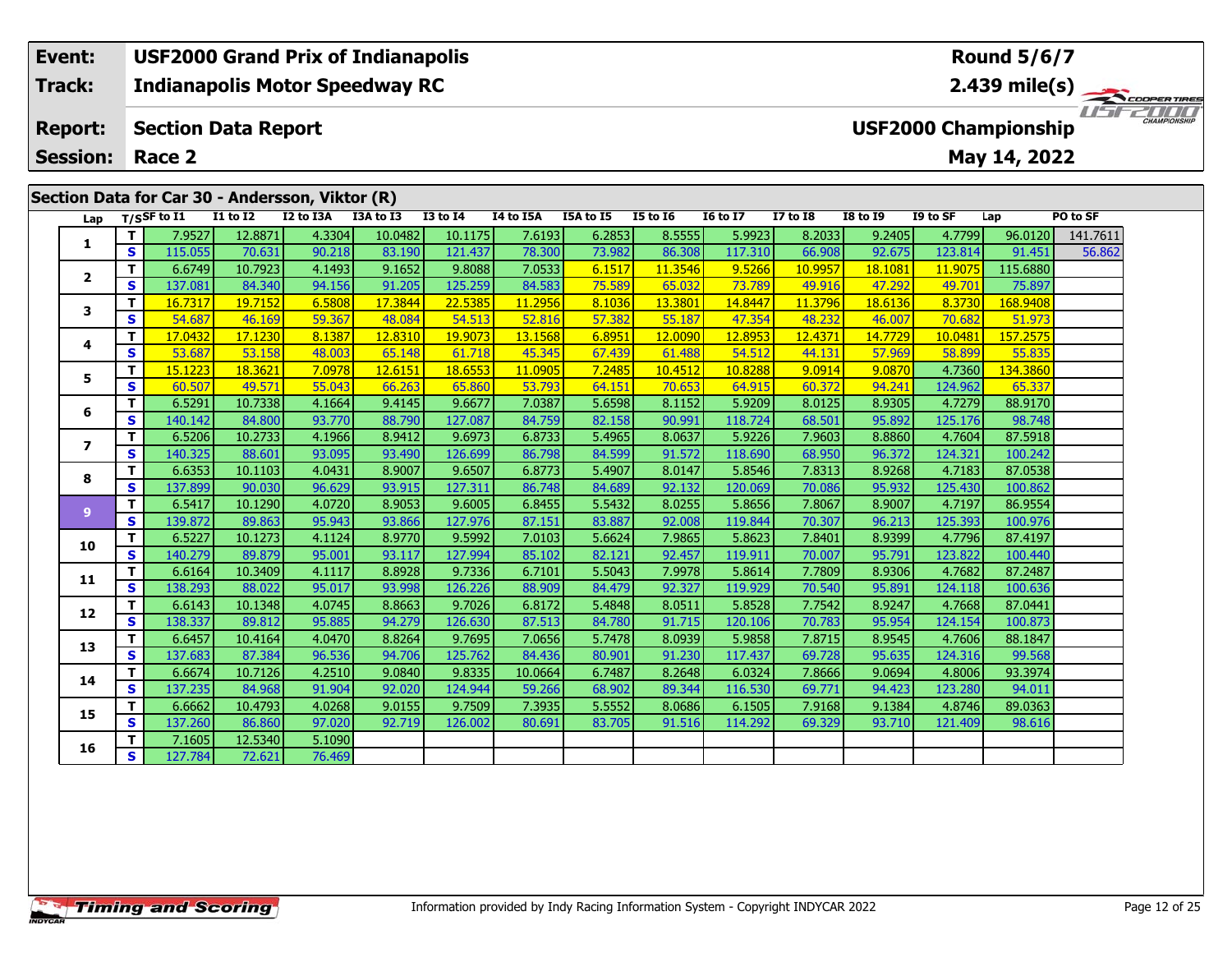| Event: | USF2000 Grand Prix of Indianapolis | Round 5/6/7 |
|---|---|---|
| Track: | Indianapolis Motor Speedway RC | 2.439 mile(s) |
| Report: | Section Data Report | USF2000 Championship |
| Session: | Race 2 | May 14, 2022 |

## Section Data for Car 30 - Andersson, Viktor (R)

| Lap | T/S | SF to I1 | I1 to I2 | I2 to I3A | I3A to I3 | I3 to I4 | I4 to I5A | I5A to I5 | I5 to I6 | I6 to I7 | I7 to I8 | I8 to I9 | I9 to SF | Lap | PO to SF |
|---|---|---|---|---|---|---|---|---|---|---|---|---|---|---|---|
| 1 | T | 7.9527 | 12.8871 | 4.3304 | 10.0482 | 10.1175 | 7.6193 | 6.2853 | 8.5555 | 5.9923 | 8.2033 | 9.2405 | 4.7799 | 96.0120 | 141.7611 |
| | S | 115.055 | 70.631 | 90.218 | 83.190 | 121.437 | 78.300 | 73.982 | 86.308 | 117.310 | 66.908 | 92.675 | 123.814 | 91.451 | 56.862 |
| 2 | T | 6.6749 | 10.7923 | 4.1493 | 9.1652 | 9.8088 | 7.0533 | 6.1517 | 11.3546 | 9.5266 | 10.9957 | 18.1081 | 11.9075 | 115.6880 | |
| | S | 137.081 | 84.340 | 94.156 | 91.205 | 125.259 | 84.583 | 75.589 | 65.032 | 73.789 | 49.916 | 47.292 | 49.701 | 75.897 | |
| 3 | T | 16.7317 | 19.7152 | 6.5808 | 17.3844 | 22.5385 | 11.2956 | 8.1036 | 13.3801 | 14.8447 | 11.3796 | 18.6136 | 8.3730 | 168.9408 | |
| | S | 54.687 | 46.169 | 59.367 | 48.084 | 54.513 | 52.816 | 57.382 | 55.187 | 47.354 | 48.232 | 46.007 | 70.682 | 51.973 | |
| 4 | T | 17.0432 | 17.1230 | 8.1387 | 12.8310 | 19.9073 | 13.1568 | 6.8951 | 12.0090 | 12.8953 | 12.4371 | 14.7729 | 10.0481 | 157.2575 | |
| | S | 53.687 | 53.158 | 48.003 | 65.148 | 61.718 | 45.345 | 67.439 | 61.488 | 54.512 | 44.131 | 57.969 | 58.899 | 55.835 | |
| 5 | T | 15.1223 | 18.3621 | 7.0978 | 12.6151 | 18.6553 | 11.0905 | 7.2485 | 10.4512 | 10.8288 | 9.0914 | 9.0870 | 4.7360 | 134.3860 | |
| | S | 60.507 | 49.571 | 55.043 | 66.263 | 65.860 | 53.793 | 64.151 | 70.653 | 64.915 | 60.372 | 94.241 | 124.962 | 65.337 | |
| 6 | T | 6.5291 | 10.7338 | 4.1664 | 9.4145 | 9.6677 | 7.0387 | 5.6598 | 8.1152 | 5.9209 | 8.0125 | 8.9305 | 4.7279 | 88.9170 | |
| | S | 140.142 | 84.800 | 93.770 | 88.790 | 127.087 | 84.759 | 82.158 | 90.991 | 118.724 | 68.501 | 95.892 | 125.176 | 98.748 | |
| 7 | T | 6.5206 | 10.2733 | 4.1966 | 8.9412 | 9.6973 | 6.8733 | 5.4965 | 8.0637 | 5.9226 | 7.9603 | 8.8860 | 4.7604 | 87.5918 | |
| | S | 140.325 | 88.601 | 93.095 | 93.490 | 126.699 | 86.798 | 84.599 | 91.572 | 118.690 | 68.950 | 96.372 | 124.321 | 100.242 | |
| 8 | T | 6.6353 | 10.1103 | 4.0431 | 8.9007 | 9.6507 | 6.8773 | 5.4907 | 8.0147 | 5.8546 | 7.8313 | 8.9268 | 4.7183 | 87.0538 | |
| | S | 137.899 | 90.030 | 96.629 | 93.915 | 127.311 | 86.748 | 84.689 | 92.132 | 120.069 | 70.086 | 95.932 | 125.430 | 100.862 | |
| 9 | T | 6.5417 | 10.1290 | 4.0720 | 8.9053 | 9.6005 | 6.8455 | 5.5432 | 8.0255 | 5.8656 | 7.8067 | 8.9007 | 4.7197 | 86.9554 | |
| | S | 139.872 | 89.863 | 95.943 | 93.866 | 127.976 | 87.151 | 83.887 | 92.008 | 119.844 | 70.307 | 96.213 | 125.393 | 100.976 | |
| 10 | T | 6.5227 | 10.1273 | 4.1124 | 8.9770 | 9.5992 | 7.0103 | 5.6624 | 7.9865 | 5.8623 | 7.8401 | 8.9399 | 4.7796 | 87.4197 | |
| | S | 140.279 | 89.879 | 95.001 | 93.117 | 127.994 | 85.102 | 82.121 | 92.457 | 119.911 | 70.007 | 95.791 | 123.822 | 100.440 | |
| 11 | T | 6.6164 | 10.3409 | 4.1117 | 8.8928 | 9.7336 | 6.7101 | 5.5043 | 7.9978 | 5.8614 | 7.7809 | 8.9306 | 4.7682 | 87.2487 | |
| | S | 138.293 | 88.022 | 95.017 | 93.998 | 126.226 | 88.909 | 84.479 | 92.327 | 119.929 | 70.540 | 95.891 | 124.118 | 100.636 | |
| 12 | T | 6.6143 | 10.1348 | 4.0745 | 8.8663 | 9.7026 | 6.8172 | 5.4848 | 8.0511 | 5.8528 | 7.7542 | 8.9247 | 4.7668 | 87.0441 | |
| | S | 138.337 | 89.812 | 95.885 | 94.279 | 126.630 | 87.513 | 84.780 | 91.715 | 120.106 | 70.783 | 95.954 | 124.154 | 100.873 | |
| 13 | T | 6.6457 | 10.4164 | 4.0470 | 8.8264 | 9.7695 | 7.0656 | 5.7478 | 8.0939 | 5.9858 | 7.8715 | 8.9545 | 4.7606 | 88.1847 | |
| | S | 137.683 | 87.384 | 96.536 | 94.706 | 125.762 | 84.436 | 80.901 | 91.230 | 117.437 | 69.728 | 95.635 | 124.316 | 99.568 | |
| 14 | T | 6.6674 | 10.7126 | 4.2510 | 9.0840 | 9.8335 | 10.0664 | 6.7487 | 8.2648 | 6.0324 | 7.8666 | 9.0694 | 4.8006 | 93.3974 | |
| | S | 137.235 | 84.968 | 91.904 | 92.020 | 124.944 | 59.266 | 68.902 | 89.344 | 116.530 | 69.771 | 94.423 | 123.280 | 94.011 | |
| 15 | T | 6.6662 | 10.4793 | 4.0268 | 9.0155 | 9.7509 | 7.3935 | 5.5552 | 8.0686 | 6.1505 | 7.9168 | 9.1384 | 4.8746 | 89.0363 | |
| | S | 137.260 | 86.860 | 97.020 | 92.719 | 126.002 | 80.691 | 83.705 | 91.516 | 114.292 | 69.329 | 93.710 | 121.409 | 98.616 | |
| 16 | T | 7.1605 | 12.5340 | 5.1090 | | | | | | | | | | | |
| | S | 127.784 | 72.621 | 76.469 | | | | | | | | | | | |

Information provided by Indy Racing Information System - Copyright INDYCAR 2022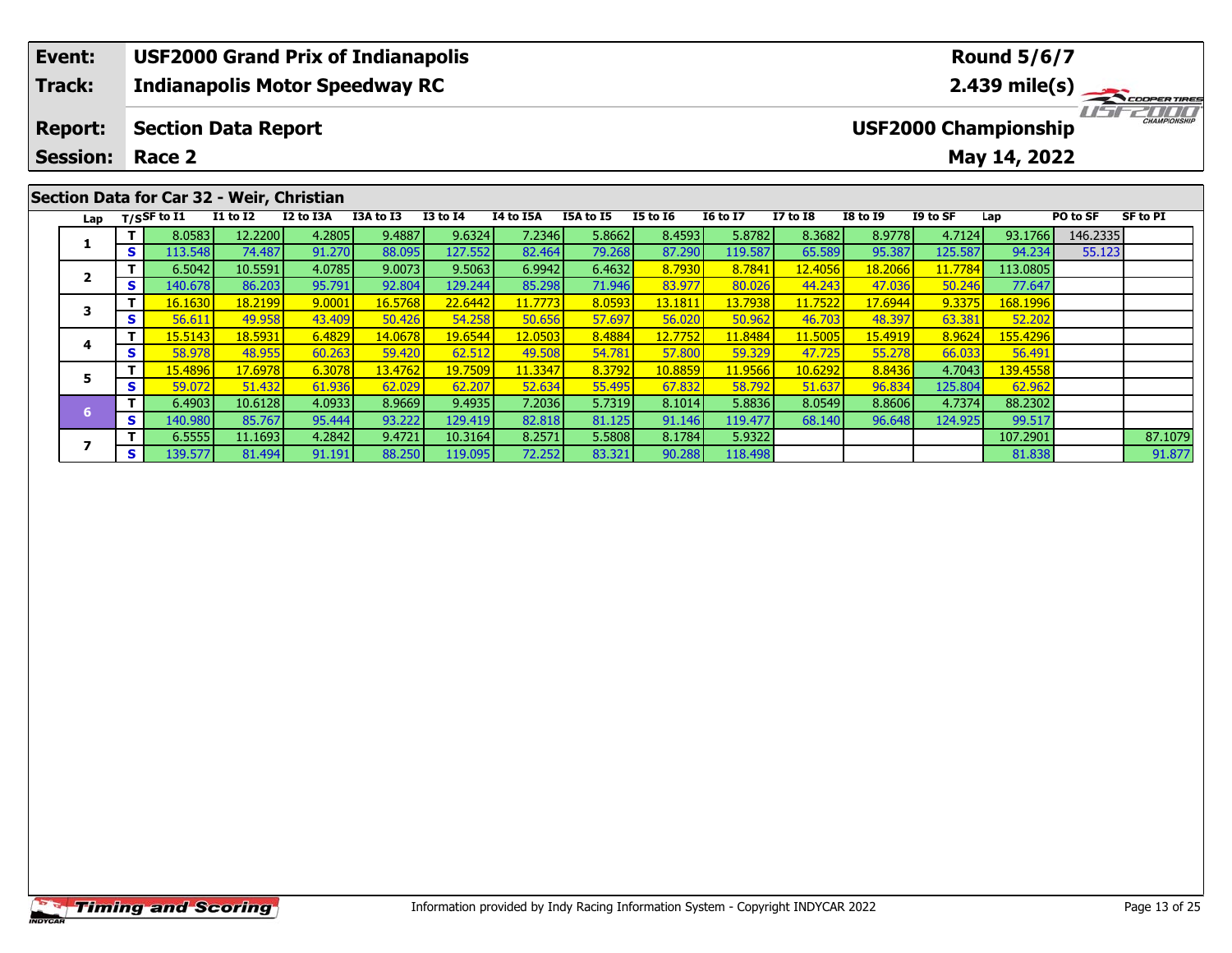| Event: | USF2000 Grand Prix of Indianapolis | Round 5/6/7 |
|---|---|---|
| Track: | Indianapolis Motor Speedway RC | 2.439 mile(s) |
| Report: | Section Data Report | USF2000 Championship |
| Session: | Race 2 | May 14, 2022 |

## Section Data for Car 32 - Weir, Christian

| Lap | T/S | SF to I1 | I1 to I2 | I2 to I3A | I3A to I3 | I3 to I4 | I4 to I5A | I5A to I5 | I5 to I6 | I6 to I7 | I7 to I8 | I8 to I9 | I9 to SF | Lap | PO to SF | SF to PI |
|---|---|---|---|---|---|---|---|---|---|---|---|---|---|---|---|---|
| 1 | T | 8.0583 | 12.2200 | 4.2805 | 9.4887 | 9.6324 | 7.2346 | 5.8662 | 8.4593 | 5.8782 | 8.3682 | 8.9778 | 4.7124 | 93.1766 | 146.2335 | |
| | S | 113.548 | 74.487 | 91.270 | 88.095 | 127.552 | 82.464 | 79.268 | 87.290 | 119.587 | 65.589 | 95.387 | 125.587 | 94.234 | 55.123 | |
| 2 | T | 6.5042 | 10.5591 | 4.0785 | 9.0073 | 9.5063 | 6.9942 | 6.4632 | 8.7930 | 8.7841 | 12.4056 | 18.2066 | 11.7784 | 113.0805 | | |
| | S | 140.678 | 86.203 | 95.791 | 92.804 | 129.244 | 85.298 | 71.946 | 83.977 | 80.026 | 44.243 | 47.036 | 50.246 | 77.647 | | |
| 3 | T | 16.1630 | 18.2199 | 9.0001 | 16.5768 | 22.6442 | 11.7773 | 8.0593 | 13.1811 | 13.7938 | 11.7522 | 17.6944 | 9.3375 | 168.1996 | | |
| | S | 56.611 | 49.958 | 43.409 | 50.426 | 54.258 | 50.656 | 57.697 | 56.020 | 50.962 | 46.703 | 48.397 | 63.381 | 52.202 | | |
| 4 | T | 15.5143 | 18.5931 | 6.4829 | 14.0678 | 19.6544 | 12.0503 | 8.4884 | 12.7752 | 11.8484 | 11.5005 | 15.4919 | 8.9624 | 155.4296 | | |
| | S | 58.978 | 48.955 | 60.263 | 59.420 | 62.512 | 49.508 | 54.781 | 57.800 | 59.329 | 47.725 | 55.278 | 66.033 | 56.491 | | |
| 5 | T | 15.4896 | 17.6978 | 6.3078 | 13.4762 | 19.7509 | 11.3347 | 8.3792 | 10.8859 | 11.9566 | 10.6292 | 8.8436 | 4.7043 | 139.4558 | | |
| | S | 59.072 | 51.432 | 61.936 | 62.029 | 62.207 | 52.634 | 55.495 | 67.832 | 58.792 | 51.637 | 96.834 | 125.804 | 62.962 | | |
| 6 | T | 6.4903 | 10.6128 | 4.0933 | 8.9669 | 9.4935 | 7.2036 | 5.7319 | 8.1014 | 5.8836 | 8.0549 | 8.8606 | 4.7374 | 88.2302 | | |
| | S | 140.980 | 85.767 | 95.444 | 93.222 | 129.419 | 82.818 | 81.125 | 91.146 | 119.477 | 68.140 | 96.648 | 124.925 | 99.517 | | |
| 7 | T | 6.5555 | 11.1693 | 4.2842 | 9.4721 | 10.3164 | 8.2571 | 5.5808 | 8.1784 | 5.9322 | | | | 107.2901 | | 87.1079 |
| | S | 139.577 | 81.494 | 91.191 | 88.250 | 119.095 | 72.252 | 83.321 | 90.288 | 118.498 | | | | 81.838 | | 91.877 |

Information provided by Indy Racing Information System - Copyright INDYCAR 2022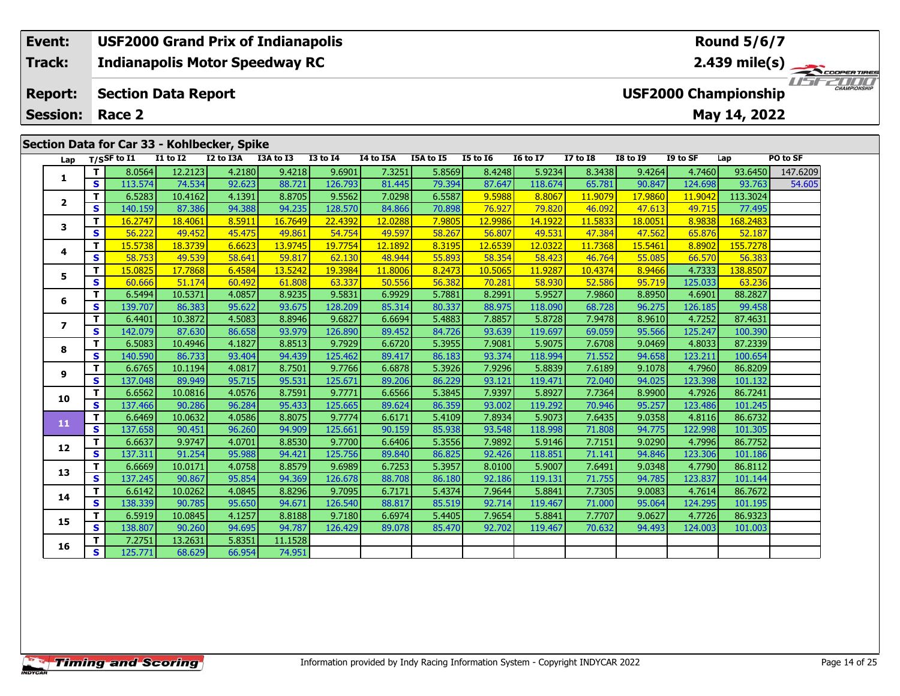| Event: | USF2000 Grand Prix of Indianapolis | Round 5/6/7 |
|---|---|---|
| Track: | Indianapolis Motor Speedway RC | 2.439 mile(s) |
| Report: | Section Data Report | USF2000 Championship |
| Session: | Race 2 | May 14, 2022 |

## Section Data for Car 33 - Kohlbecker, Spike

| Lap | T/S | SF to I1 | I1 to I2 | I2 to I3A | I3A to I3 | I3 to I4 | I4 to I5A | I5A to I5 | I5 to I6 | I6 to I7 | I7 to I8 | I8 to I9 | I9 to SF | Lap | PO to SF |
|---|---|---|---|---|---|---|---|---|---|---|---|---|---|---|---|
| 1 | T | 8.0564 | 12.2123 | 4.2180 | 9.4218 | 9.6901 | 7.3251 | 5.8569 | 8.4248 | 5.9234 | 8.3438 | 9.4264 | 4.7460 | 93.6450 | 147.6209 |
| | S | 113.574 | 74.534 | 92.623 | 88.721 | 126.793 | 81.445 | 79.394 | 87.647 | 118.674 | 65.781 | 90.847 | 124.698 | 93.763 | 54.605 |
| 2 | T | 6.5283 | 10.4162 | 4.1391 | 8.8705 | 9.5562 | 7.0298 | 6.5587 | 9.5988 | 8.8067 | 11.9079 | 17.9860 | 11.9042 | 113.3024 | |
| | S | 140.159 | 87.386 | 94.388 | 94.235 | 128.570 | 84.866 | 70.898 | 76.927 | 79.820 | 46.092 | 47.613 | 49.715 | 77.495 | |
| 3 | T | 16.2747 | 18.4061 | 8.5911 | 16.7649 | 22.4392 | 12.0288 | 7.9805 | 12.9986 | 14.1922 | 11.5833 | 18.0051 | 8.9838 | 168.2483 | |
| | S | 56.222 | 49.452 | 45.475 | 49.861 | 54.754 | 49.597 | 58.267 | 56.807 | 49.531 | 47.384 | 47.562 | 65.876 | 52.187 | |
| 4 | T | 15.5738 | 18.3739 | 6.6623 | 13.9745 | 19.7754 | 12.1892 | 8.3195 | 12.6539 | 12.0322 | 11.7368 | 15.5461 | 8.8902 | 155.7278 | |
| | S | 58.753 | 49.539 | 58.641 | 59.817 | 62.130 | 48.944 | 55.893 | 58.354 | 58.423 | 46.764 | 55.085 | 66.570 | 56.383 | |
| 5 | T | 15.0825 | 17.7868 | 6.4584 | 13.5242 | 19.3984 | 11.8006 | 8.2473 | 10.5065 | 11.9287 | 10.4374 | 8.9466 | 4.7333 | 138.8507 | |
| | S | 60.666 | 51.174 | 60.492 | 61.808 | 63.337 | 50.556 | 56.382 | 70.281 | 58.930 | 52.586 | 95.719 | 125.033 | 63.236 | |
| 6 | T | 6.5494 | 10.5371 | 4.0857 | 8.9235 | 9.5831 | 6.9929 | 5.7881 | 8.2991 | 5.9527 | 7.9860 | 8.8950 | 4.6901 | 88.2827 | |
| | S | 139.707 | 86.383 | 95.622 | 93.675 | 128.209 | 85.314 | 80.337 | 88.975 | 118.090 | 68.728 | 96.275 | 126.185 | 99.458 | |
| 7 | T | 6.4401 | 10.3872 | 4.5083 | 8.8946 | 9.6827 | 6.6694 | 5.4883 | 7.8857 | 5.8728 | 7.9478 | 8.9610 | 4.7252 | 87.4631 | |
| | S | 142.079 | 87.630 | 86.658 | 93.979 | 126.890 | 89.452 | 84.726 | 93.639 | 119.697 | 69.059 | 95.566 | 125.247 | 100.390 | |
| 8 | T | 6.5083 | 10.4946 | 4.1827 | 8.8513 | 9.7929 | 6.6720 | 5.3955 | 7.9081 | 5.9075 | 7.6708 | 9.0469 | 4.8033 | 87.2339 | |
| | S | 140.590 | 86.733 | 93.404 | 94.439 | 125.462 | 89.417 | 86.183 | 93.374 | 118.994 | 71.552 | 94.658 | 123.211 | 100.654 | |
| 9 | T | 6.6765 | 10.1194 | 4.0817 | 8.7501 | 9.7766 | 6.6878 | 5.3926 | 7.9296 | 5.8839 | 7.6189 | 9.1078 | 4.7960 | 86.8209 | |
| | S | 137.048 | 89.949 | 95.715 | 95.531 | 125.671 | 89.206 | 86.229 | 93.121 | 119.471 | 72.040 | 94.025 | 123.398 | 101.132 | |
| 10 | T | 6.6562 | 10.0816 | 4.0576 | 8.7591 | 9.7771 | 6.6566 | 5.3845 | 7.9397 | 5.8927 | 7.7364 | 8.9900 | 4.7926 | 86.7241 | |
| | S | 137.466 | 90.286 | 96.284 | 95.433 | 125.665 | 89.624 | 86.359 | 93.002 | 119.292 | 70.946 | 95.257 | 123.486 | 101.245 | |
| 11 | T | 6.6469 | 10.0632 | 4.0586 | 8.8075 | 9.7774 | 6.6171 | 5.4109 | 7.8934 | 5.9073 | 7.6435 | 9.0358 | 4.8116 | 86.6732 | |
| | S | 137.658 | 90.451 | 96.260 | 94.909 | 125.661 | 90.159 | 85.938 | 93.548 | 118.998 | 71.808 | 94.775 | 122.998 | 101.305 | |
| 12 | T | 6.6637 | 9.9747 | 4.0701 | 8.8530 | 9.7700 | 6.6406 | 5.3556 | 7.9892 | 5.9146 | 7.7151 | 9.0290 | 4.7996 | 86.7752 | |
| | S | 137.311 | 91.254 | 95.988 | 94.421 | 125.756 | 89.840 | 86.825 | 92.426 | 118.851 | 71.141 | 94.846 | 123.306 | 101.186 | |
| 13 | T | 6.6669 | 10.0171 | 4.0758 | 8.8579 | 9.6989 | 6.7253 | 5.3957 | 8.0100 | 5.9007 | 7.6491 | 9.0348 | 4.7790 | 86.8112 | |
| | S | 137.245 | 90.867 | 95.854 | 94.369 | 126.678 | 88.708 | 86.180 | 92.186 | 119.131 | 71.755 | 94.785 | 123.837 | 101.144 | |
| 14 | T | 6.6142 | 10.0262 | 4.0845 | 8.8296 | 9.7095 | 6.7171 | 5.4374 | 7.9644 | 5.8841 | 7.7305 | 9.0083 | 4.7614 | 86.7672 | |
| | S | 138.339 | 90.785 | 95.650 | 94.671 | 126.540 | 88.817 | 85.519 | 92.714 | 119.467 | 71.000 | 95.064 | 124.295 | 101.195 | |
| 15 | T | 6.5919 | 10.0845 | 4.1257 | 8.8188 | 9.7180 | 6.6974 | 5.4405 | 7.9654 | 5.8841 | 7.7707 | 9.0627 | 4.7726 | 86.9323 | |
| | S | 138.807 | 90.260 | 94.695 | 94.787 | 126.429 | 89.078 | 85.470 | 92.702 | 119.467 | 70.632 | 94.493 | 124.003 | 101.003 | |
| 16 | T | 7.2751 | 13.2631 | 5.8351 | 11.1528 | | | | | | | | | | |
| | S | 125.771 | 68.629 | 66.954 | 74.951 | | | | | | | | | | |

Information provided by Indy Racing Information System - Copyright INDYCAR 2022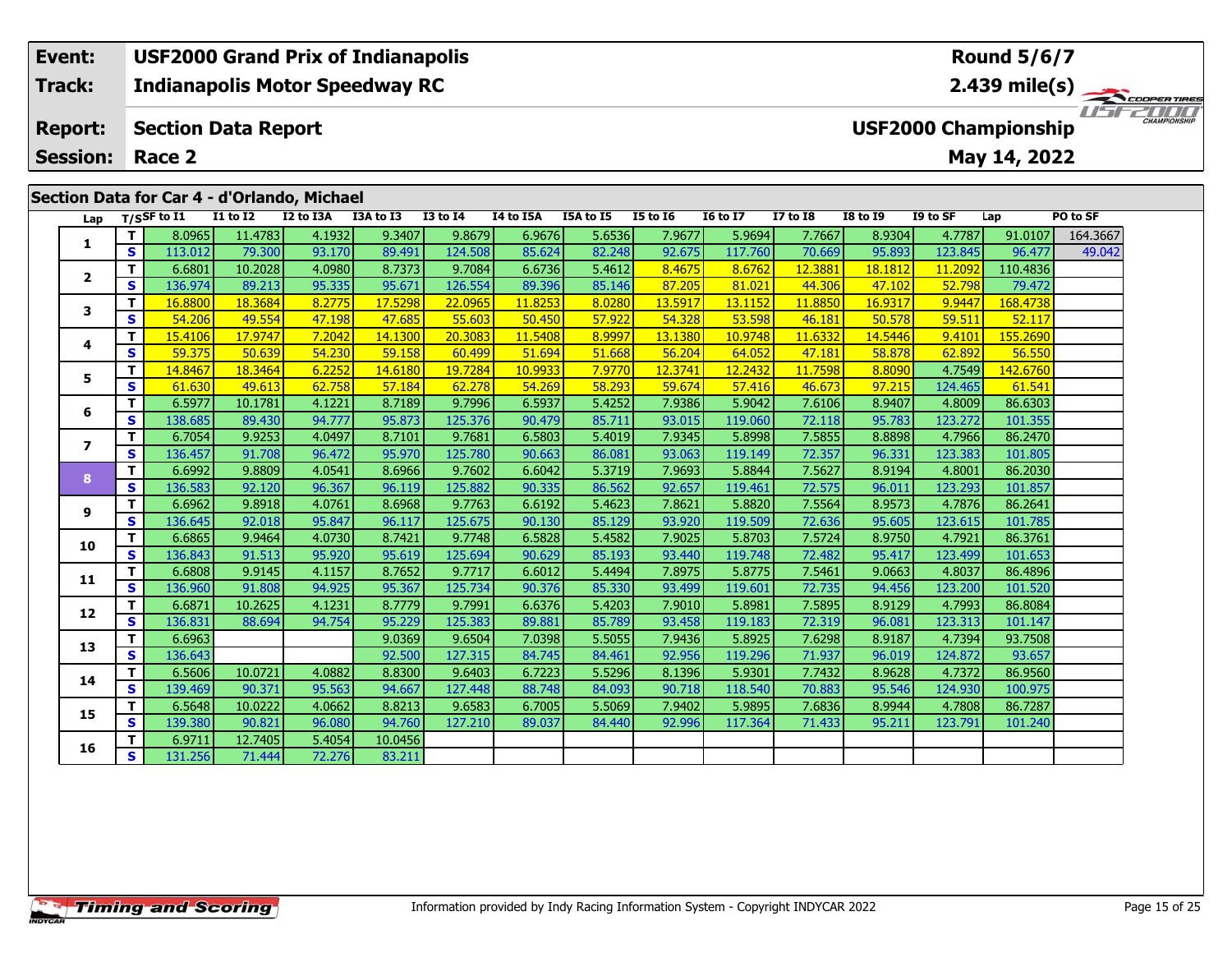| Event: | USF2000 Grand Prix of Indianapolis | Round 5/6/7 |
|---|---|---|
| Track: | Indianapolis Motor Speedway RC | 2.439 mile(s) |
| Report: | Section Data Report | USF2000 Championship |
| Session: | Race 2 | May 14, 2022 |

## Section Data for Car 4 - d'Orlando, Michael

| Lap | T/S | SF to I1 | I1 to I2 | I2 to I3A | I3A to I3 | I3 to I4 | I4 to I5A | I5A to I5 | I5 to I6 | I6 to I7 | I7 to I8 | I8 to I9 | I9 to SF | Lap | PO to SF |
|---|---|---|---|---|---|---|---|---|---|---|---|---|---|---|---|
| 1 | T | 8.0965 | 11.4783 | 4.1932 | 9.3407 | 9.8679 | 6.9676 | 5.6536 | 7.9677 | 5.9694 | 7.7667 | 8.9304 | 4.7787 | 91.0107 | 164.3667 |
| | S | 113.012 | 79.300 | 93.170 | 89.491 | 124.508 | 85.624 | 82.248 | 92.675 | 117.760 | 70.669 | 95.893 | 123.845 | 96.477 | 49.042 |
| 2 | T | 6.6801 | 10.2028 | 4.0980 | 8.7373 | 9.7084 | 6.6736 | 5.4612 | 8.4675 | 8.6762 | 12.3881 | 18.1812 | 11.2092 | 110.4836 | |
| | S | 136.974 | 89.213 | 95.335 | 95.671 | 126.554 | 89.396 | 85.146 | 87.205 | 81.021 | 44.306 | 47.102 | 52.798 | 79.472 | |
| 3 | T | 16.8800 | 18.3684 | 8.2775 | 17.5298 | 22.0965 | 11.8253 | 8.0280 | 13.5917 | 13.1152 | 11.8850 | 16.9317 | 9.9447 | 168.4738 | |
| | S | 54.206 | 49.554 | 47.198 | 47.685 | 55.603 | 50.450 | 57.922 | 54.328 | 53.598 | 46.181 | 50.578 | 59.511 | 52.117 | |
| 4 | T | 15.4106 | 17.9747 | 7.2042 | 14.1300 | 20.3083 | 11.5408 | 8.9997 | 13.1380 | 10.9748 | 11.6332 | 14.5446 | 9.4101 | 155.2690 | |
| | S | 59.375 | 50.639 | 54.230 | 59.158 | 60.499 | 51.694 | 51.668 | 56.204 | 64.052 | 47.181 | 58.878 | 62.892 | 56.550 | |
| 5 | T | 14.8467 | 18.3464 | 6.2252 | 14.6180 | 19.7284 | 10.9933 | 7.9770 | 12.3741 | 12.2432 | 11.7598 | 8.8090 | 4.7549 | 142.6760 | |
| | S | 61.630 | 49.613 | 62.758 | 57.184 | 62.278 | 54.269 | 58.293 | 59.674 | 57.416 | 46.673 | 97.215 | 124.465 | 61.541 | |
| 6 | T | 6.5977 | 10.1781 | 4.1221 | 8.7189 | 9.7996 | 6.5937 | 5.4252 | 7.9386 | 5.9042 | 7.6106 | 8.9407 | 4.8009 | 86.6303 | |
| | S | 138.685 | 89.430 | 94.777 | 95.873 | 125.376 | 90.479 | 85.711 | 93.015 | 119.060 | 72.118 | 95.783 | 123.272 | 101.355 | |
| 7 | T | 6.7054 | 9.9253 | 4.0497 | 8.7101 | 9.7681 | 6.5803 | 5.4019 | 7.9345 | 5.8998 | 7.5855 | 8.8898 | 4.7966 | 86.2470 | |
| | S | 136.457 | 91.708 | 96.472 | 95.970 | 125.780 | 90.663 | 86.081 | 93.063 | 119.149 | 72.357 | 96.331 | 123.383 | 101.805 | |
| 8 | T | 6.6992 | 9.8809 | 4.0541 | 8.6966 | 9.7602 | 6.6042 | 5.3719 | 7.9693 | 5.8844 | 7.5627 | 8.9194 | 4.8001 | 86.2030 | |
| | S | 136.583 | 92.120 | 96.367 | 96.119 | 125.882 | 90.335 | 86.562 | 92.657 | 119.461 | 72.575 | 96.011 | 123.293 | 101.857 | |
| 9 | T | 6.6962 | 9.8918 | 4.0761 | 8.6968 | 9.7763 | 6.6192 | 5.4623 | 7.8621 | 5.8820 | 7.5564 | 8.9573 | 4.7876 | 86.2641 | |
| | S | 136.645 | 92.018 | 95.847 | 96.117 | 125.675 | 90.130 | 85.129 | 93.920 | 119.509 | 72.636 | 95.605 | 123.615 | 101.785 | |
| 10 | T | 6.6865 | 9.9464 | 4.0730 | 8.7421 | 9.7748 | 6.5828 | 5.4582 | 7.9025 | 5.8703 | 7.5724 | 8.9750 | 4.7921 | 86.3761 | |
| | S | 136.843 | 91.513 | 95.920 | 95.619 | 125.694 | 90.629 | 85.193 | 93.440 | 119.748 | 72.482 | 95.417 | 123.499 | 101.653 | |
| 11 | T | 6.6808 | 9.9145 | 4.1157 | 8.7652 | 9.7717 | 6.6012 | 5.4494 | 7.8975 | 5.8775 | 7.5461 | 9.0663 | 4.8037 | 86.4896 | |
| | S | 136.960 | 91.808 | 94.925 | 95.367 | 125.734 | 90.376 | 85.330 | 93.499 | 119.601 | 72.735 | 94.456 | 123.200 | 101.520 | |
| 12 | T | 6.6871 | 10.2625 | 4.1231 | 8.7779 | 9.7991 | 6.6376 | 5.4203 | 7.9010 | 5.8981 | 7.5895 | 8.9129 | 4.7993 | 86.8084 | |
| | S | 136.831 | 88.694 | 94.754 | 95.229 | 125.383 | 89.881 | 85.789 | 93.458 | 119.183 | 72.319 | 96.081 | 123.313 | 101.147 | |
| 13 | T | 6.6963 | | | 9.0369 | 9.6504 | 7.0398 | 5.5055 | 7.9436 | 5.8925 | 7.6298 | 8.9187 | 4.7394 | 93.7508 | |
| | S | 136.643 | | | 92.500 | 127.315 | 84.745 | 84.461 | 92.956 | 119.296 | 71.937 | 96.019 | 124.872 | 93.657 | |
| 14 | T | 6.5606 | 10.0721 | 4.0882 | 8.8300 | 9.6403 | 6.7223 | 5.5296 | 8.1396 | 5.9301 | 7.7432 | 8.9628 | 4.7372 | 86.9560 | |
| | S | 139.469 | 90.371 | 95.563 | 94.667 | 127.448 | 88.748 | 84.093 | 90.718 | 118.540 | 70.883 | 95.546 | 124.930 | 100.975 | |
| 15 | T | 6.5648 | 10.0222 | 4.0662 | 8.8213 | 9.6583 | 6.7005 | 5.5069 | 7.9402 | 5.9895 | 7.6836 | 8.9944 | 4.7808 | 86.7287 | |
| | S | 139.380 | 90.821 | 96.080 | 94.760 | 127.210 | 89.037 | 84.440 | 92.996 | 117.364 | 71.433 | 95.211 | 123.791 | 101.240 | |
| 16 | T | 6.9711 | 12.7405 | 5.4054 | 10.0456 | | | | | | | | | | |
| | S | 131.256 | 71.444 | 72.276 | 83.211 | | | | | | | | | | |

Information provided by Indy Racing Information System - Copyright INDYCAR 2022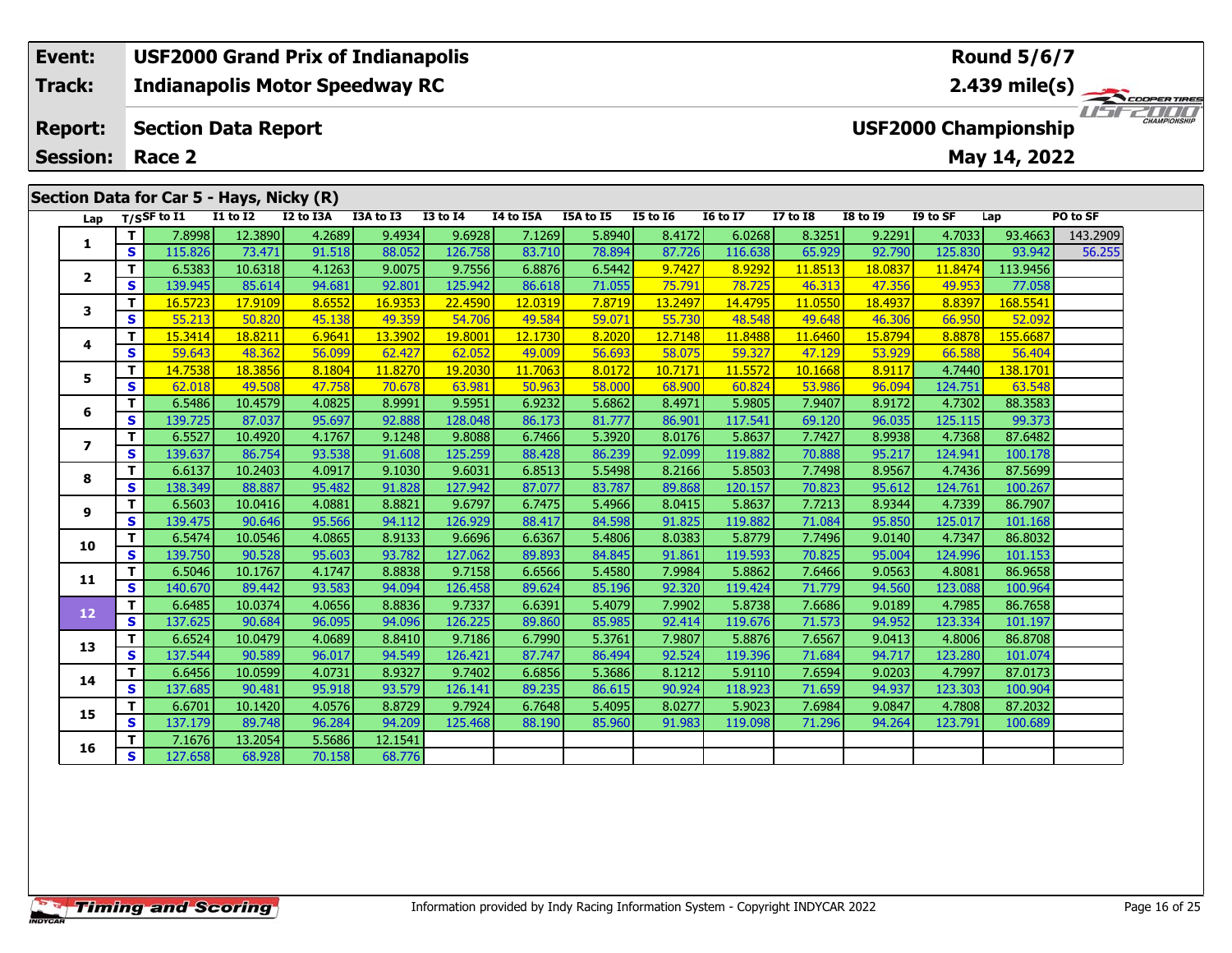| Event: | USF2000 Grand Prix of Indianapolis | Round 5/6/7 |
|---|---|---|
| Track: | Indianapolis Motor Speedway RC | 2.439 mile(s) |
| Report: | Section Data Report | USF2000 Championship |
| Session: | Race 2 | May 14, 2022 |

## Section Data for Car 5 - Hays, Nicky (R)

| Lap | T/S | SF to I1 | I1 to I2 | I2 to I3A | I3A to I3 | I3 to I4 | I4 to I5A | I5A to I5 | I5 to I6 | I6 to I7 | I7 to I8 | I8 to I9 | I9 to SF | Lap | PO to SF |
|---|---|---|---|---|---|---|---|---|---|---|---|---|---|---|---|
| 1 | T | 7.8998 | 12.3890 | 4.2689 | 9.4934 | 9.6928 | 7.1269 | 5.8940 | 8.4172 | 6.0268 | 8.3251 | 9.2291 | 4.7033 | 93.4663 | 143.2909 |
|  | S | 115.826 | 73.471 | 91.518 | 88.052 | 126.758 | 83.710 | 78.894 | 87.726 | 116.638 | 65.929 | 92.790 | 125.830 | 93.942 | 56.255 |
| 2 | T | 6.5383 | 10.6318 | 4.1263 | 9.0075 | 9.7556 | 6.8876 | 6.5442 | 9.7427 | 8.9292 | 11.8513 | 18.0837 | 11.8474 | 113.9456 |  |
|  | S | 139.945 | 85.614 | 94.681 | 92.801 | 125.942 | 86.618 | 71.055 | 75.791 | 78.725 | 46.313 | 47.356 | 49.953 | 77.058 |  |
| 3 | T | 16.5723 | 17.9109 | 8.6552 | 16.9353 | 22.4590 | 12.0319 | 7.8719 | 13.2497 | 14.4795 | 11.0550 | 18.4937 | 8.8397 | 168.5541 |  |
|  | S | 55.213 | 50.820 | 45.138 | 49.359 | 54.706 | 49.584 | 59.071 | 55.730 | 48.548 | 49.648 | 46.306 | 66.950 | 52.092 |  |
| 4 | T | 15.3414 | 18.8211 | 6.9641 | 13.3902 | 19.8001 | 12.1730 | 8.2020 | 12.7148 | 11.8488 | 11.6460 | 15.8794 | 8.8878 | 155.6687 |  |
|  | S | 59.643 | 48.362 | 56.099 | 62.427 | 62.052 | 49.009 | 56.693 | 58.075 | 59.327 | 47.129 | 53.929 | 66.588 | 56.404 |  |
| 5 | T | 14.7538 | 18.3856 | 8.1804 | 11.8270 | 19.2030 | 11.7063 | 8.0172 | 10.7171 | 11.5572 | 10.1668 | 8.9117 | 4.7440 | 138.1701 |  |
|  | S | 62.018 | 49.508 | 47.758 | 70.678 | 63.981 | 50.963 | 58.000 | 68.900 | 60.824 | 53.986 | 96.094 | 124.751 | 63.548 |  |
| 6 | T | 6.5486 | 10.4579 | 4.0825 | 8.9991 | 9.5951 | 6.9232 | 5.6862 | 8.4971 | 5.9805 | 7.9407 | 8.9172 | 4.7302 | 88.3583 |  |
|  | S | 139.725 | 87.037 | 95.697 | 92.888 | 128.048 | 86.173 | 81.777 | 86.901 | 117.541 | 69.120 | 96.035 | 125.115 | 99.373 |  |
| 7 | T | 6.5527 | 10.4920 | 4.1767 | 9.1248 | 9.8088 | 6.7466 | 5.3920 | 8.0176 | 5.8637 | 7.7427 | 8.9938 | 4.7368 | 87.6482 |  |
|  | S | 139.637 | 86.754 | 93.538 | 91.608 | 125.259 | 88.428 | 86.239 | 92.099 | 119.882 | 70.888 | 95.217 | 124.941 | 100.178 |  |
| 8 | T | 6.6137 | 10.2403 | 4.0917 | 9.1030 | 9.6031 | 6.8513 | 5.5498 | 8.2166 | 5.8503 | 7.7498 | 8.9567 | 4.7436 | 87.5699 |  |
|  | S | 138.349 | 88.887 | 95.482 | 91.828 | 127.942 | 87.077 | 83.787 | 89.868 | 120.157 | 70.823 | 95.612 | 124.761 | 100.267 |  |
| 9 | T | 6.5603 | 10.0416 | 4.0881 | 8.8821 | 9.6797 | 6.7475 | 5.4966 | 8.0415 | 5.8637 | 7.7213 | 8.9344 | 4.7339 | 86.7907 |  |
|  | S | 139.475 | 90.646 | 95.566 | 94.112 | 126.929 | 88.417 | 84.598 | 91.825 | 119.882 | 71.084 | 95.850 | 125.017 | 101.168 |  |
| 10 | T | 6.5474 | 10.0546 | 4.0865 | 8.9133 | 9.6696 | 6.6367 | 5.4806 | 8.0383 | 5.8779 | 7.7496 | 9.0140 | 4.7347 | 86.8032 |  |
|  | S | 139.750 | 90.528 | 95.603 | 93.782 | 127.062 | 89.893 | 84.845 | 91.861 | 119.593 | 70.825 | 95.004 | 124.996 | 101.153 |  |
| 11 | T | 6.5046 | 10.1767 | 4.1747 | 8.8838 | 9.7158 | 6.6566 | 5.4580 | 7.9984 | 5.8862 | 7.6466 | 9.0563 | 4.8081 | 86.9658 |  |
|  | S | 140.670 | 89.442 | 93.583 | 94.094 | 126.458 | 89.624 | 85.196 | 92.320 | 119.424 | 71.779 | 94.560 | 123.088 | 100.964 |  |
| 12 | T | 6.6485 | 10.0374 | 4.0656 | 8.8836 | 9.7337 | 6.6391 | 5.4079 | 7.9902 | 5.8738 | 7.6686 | 9.0189 | 4.7985 | 86.7658 |  |
|  | S | 137.625 | 90.684 | 96.095 | 94.096 | 126.225 | 89.860 | 85.985 | 92.414 | 119.676 | 71.573 | 94.952 | 123.334 | 101.197 |  |
| 13 | T | 6.6524 | 10.0479 | 4.0689 | 8.8410 | 9.7186 | 6.7990 | 5.3761 | 7.9807 | 5.8876 | 7.6567 | 9.0413 | 4.8006 | 86.8708 |  |
|  | S | 137.544 | 90.589 | 96.017 | 94.549 | 126.421 | 87.747 | 86.494 | 92.524 | 119.396 | 71.684 | 94.717 | 123.280 | 101.074 |  |
| 14 | T | 6.6456 | 10.0599 | 4.0731 | 8.9327 | 9.7402 | 6.6856 | 5.3686 | 8.1212 | 5.9110 | 7.6594 | 9.0203 | 4.7997 | 87.0173 |  |
|  | S | 137.685 | 90.481 | 95.918 | 93.579 | 126.141 | 89.235 | 86.615 | 90.924 | 118.923 | 71.659 | 94.937 | 123.303 | 100.904 |  |
| 15 | T | 6.6701 | 10.1420 | 4.0576 | 8.8729 | 9.7924 | 6.7648 | 5.4095 | 8.0277 | 5.9023 | 7.6984 | 9.0847 | 4.7808 | 87.2032 |  |
|  | S | 137.179 | 89.748 | 96.284 | 94.209 | 125.468 | 88.190 | 85.960 | 91.983 | 119.098 | 71.296 | 94.264 | 123.791 | 100.689 |  |
| 16 | T | 7.1676 | 13.2054 | 5.5686 | 12.1541 |  |  |  |  |  |  |  |  |  |  |
|  | S | 127.658 | 68.928 | 70.158 | 68.776 |  |  |  |  |  |  |  |  |  |  |

Information provided by Indy Racing Information System - Copyright INDYCAR 2022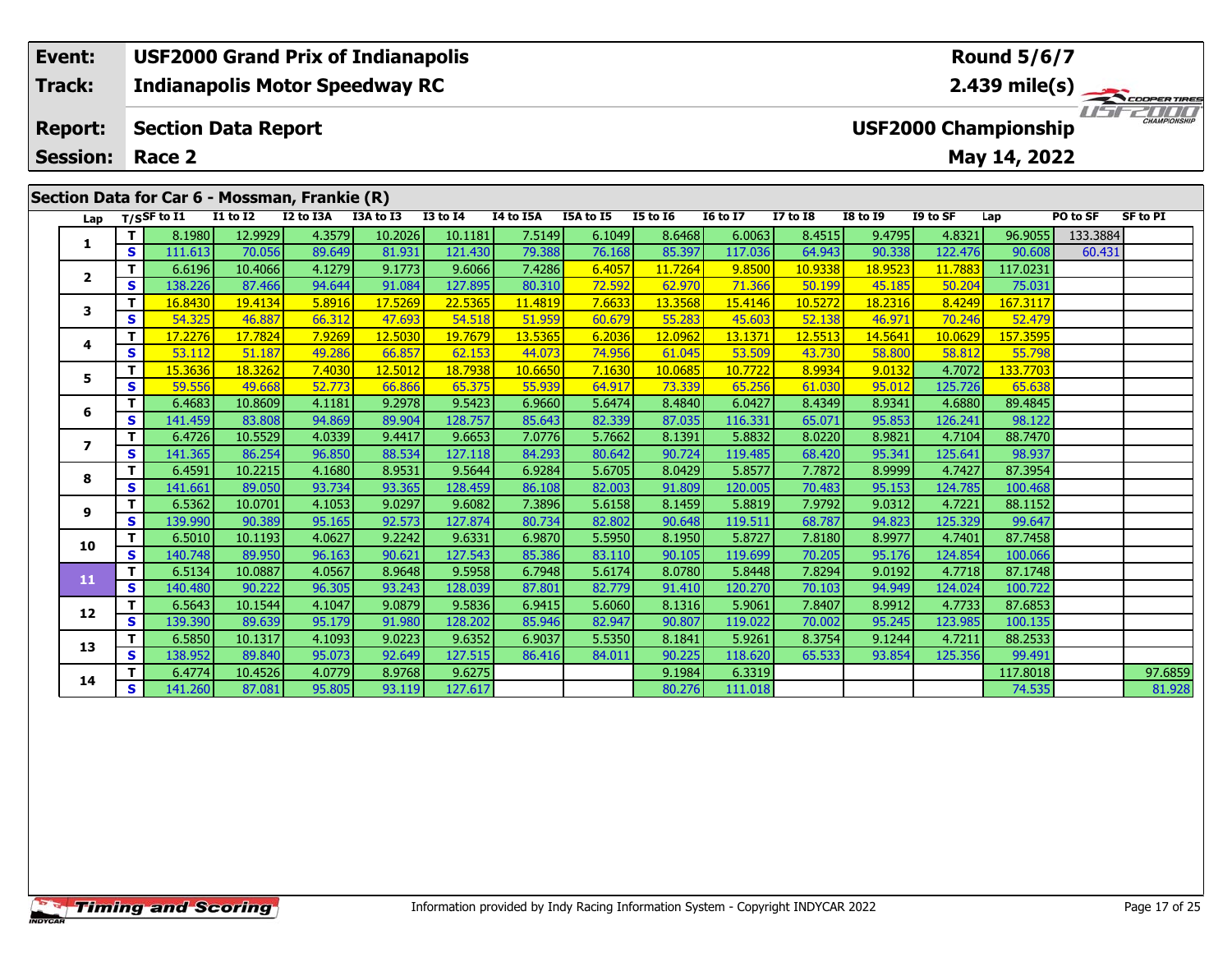**Event:** USF2000 Grand Prix of Indianapolis
**Track:** Indianapolis Motor Speedway RC
**Report:** Section Data Report
**Session:** Race 2

**Round 5/6/7**
**2.439 mile(s)**
**USF2000 Championship**
**May 14, 2022**

## Section Data for Car 6 - Mossman, Frankie (R)

| Lap | T/S | SF to I1 | I1 to I2 | I2 to I3A | I3A to I3 | I3 to I4 | I4 to I5A | I5A to I5 | I5 to I6 | I6 to I7 | I7 to I8 | I8 to I9 | I9 to SF | Lap | PO to SF | SF to PI |
|---|---|---|---|---|---|---|---|---|---|---|---|---|---|---|---|---|
| 1 | T | 8.1980 | 12.9929 | 4.3579 | 10.2026 | 10.1181 | 7.5149 | 6.1049 | 8.6468 | 6.0063 | 8.4515 | 9.4795 | 4.8321 | 96.9055 | 133.3884 | |
| | S | 111.613 | 70.056 | 89.649 | 81.931 | 121.430 | 79.388 | 76.168 | 85.397 | 117.036 | 64.943 | 90.338 | 122.476 | 90.608 | 60.431 | |
| 2 | T | 6.6196 | 10.4066 | 4.1279 | 9.1773 | 9.6066 | 7.4286 | 6.4057 | 11.7264 | 9.8500 | 10.9338 | 18.9523 | 11.7883 | 117.0231 | | |
| | S | 138.226 | 87.466 | 94.644 | 91.084 | 127.895 | 80.310 | 72.592 | 62.970 | 71.366 | 50.199 | 45.185 | 50.204 | 75.031 | | |
| 3 | T | 16.8430 | 19.4134 | 5.8916 | 17.5269 | 22.5365 | 11.4819 | 7.6633 | 13.3568 | 15.4146 | 10.5272 | 18.2316 | 8.4249 | 167.3117 | | |
| | S | 54.325 | 46.887 | 66.312 | 47.693 | 54.518 | 51.959 | 60.679 | 55.283 | 45.603 | 52.138 | 46.971 | 70.246 | 52.479 | | |
| 4 | T | 17.2276 | 17.7824 | 7.9269 | 12.5030 | 19.7679 | 13.5365 | 6.2036 | 12.0962 | 13.1371 | 12.5513 | 14.5641 | 10.0629 | 157.3595 | | |
| | S | 53.112 | 51.187 | 49.286 | 66.857 | 62.153 | 44.073 | 74.956 | 61.045 | 53.509 | 43.730 | 58.800 | 58.812 | 55.798 | | |
| 5 | T | 15.3636 | 18.3262 | 7.4030 | 12.5012 | 18.7938 | 10.6650 | 7.1630 | 10.0685 | 10.7722 | 8.9934 | 9.0132 | 4.7072 | 133.7703 | | |
| | S | 59.556 | 49.668 | 52.773 | 66.866 | 65.375 | 55.939 | 64.917 | 73.339 | 65.256 | 61.030 | 95.012 | 125.726 | 65.638 | | |
| 6 | T | 6.4683 | 10.8609 | 4.1181 | 9.2978 | 9.5423 | 6.9660 | 5.6474 | 8.4840 | 6.0427 | 8.4349 | 8.9341 | 4.6880 | 89.4845 | | |
| | S | 141.459 | 83.808 | 94.869 | 89.904 | 128.757 | 85.643 | 82.339 | 87.035 | 116.331 | 65.071 | 95.853 | 126.241 | 98.122 | | |
| 7 | T | 6.4726 | 10.5529 | 4.0339 | 9.4417 | 9.6653 | 7.0776 | 5.7662 | 8.1391 | 5.8832 | 8.0220 | 8.9821 | 4.7104 | 88.7470 | | |
| | S | 141.365 | 86.254 | 96.850 | 88.534 | 127.118 | 84.293 | 80.642 | 90.724 | 119.485 | 68.420 | 95.341 | 125.641 | 98.937 | | |
| 8 | T | 6.4591 | 10.2215 | 4.1680 | 8.9531 | 9.5644 | 6.9284 | 5.6705 | 8.0429 | 5.8577 | 7.7872 | 8.9999 | 4.7427 | 87.3954 | | |
| | S | 141.661 | 89.050 | 93.734 | 93.365 | 128.459 | 86.108 | 82.003 | 91.809 | 120.005 | 70.483 | 95.153 | 124.785 | 100.468 | | |
| 9 | T | 6.5362 | 10.0701 | 4.1053 | 9.0297 | 9.6082 | 7.3896 | 5.6158 | 8.1459 | 5.8819 | 7.9792 | 9.0312 | 4.7221 | 88.1152 | | |
| | S | 139.990 | 90.389 | 95.165 | 92.573 | 127.874 | 80.734 | 82.802 | 90.648 | 119.511 | 68.787 | 94.823 | 125.329 | 99.647 | | |
| 10 | T | 6.5010 | 10.1193 | 4.0627 | 9.2242 | 9.6331 | 6.9870 | 5.5950 | 8.1950 | 5.8727 | 7.8180 | 8.9977 | 4.7401 | 87.7458 | | |
| | S | 140.748 | 89.950 | 96.163 | 90.621 | 127.543 | 85.386 | 83.110 | 90.105 | 119.699 | 70.205 | 95.176 | 124.854 | 100.066 | | |
| 11 | T | 6.5134 | 10.0887 | 4.0567 | 8.9648 | 9.5958 | 6.7948 | 5.6174 | 8.0780 | 5.8448 | 7.8294 | 9.0192 | 4.7718 | 87.1748 | | |
| | S | 140.480 | 90.222 | 96.305 | 93.243 | 128.039 | 87.801 | 82.779 | 91.410 | 120.270 | 70.103 | 94.949 | 124.024 | 100.722 | | |
| 12 | T | 6.5643 | 10.1544 | 4.1047 | 9.0879 | 9.5836 | 6.9415 | 5.6060 | 8.1316 | 5.9061 | 7.8407 | 8.9912 | 4.7733 | 87.6853 | | |
| | S | 139.390 | 89.639 | 95.179 | 91.980 | 128.202 | 85.946 | 82.947 | 90.807 | 119.022 | 70.002 | 95.245 | 123.985 | 100.135 | | |
| 13 | T | 6.5850 | 10.1317 | 4.1093 | 9.0223 | 9.6352 | 6.9037 | 5.5350 | 8.1841 | 5.9261 | 8.3754 | 9.1244 | 4.7211 | 88.2533 | | |
| | S | 138.952 | 89.840 | 95.073 | 92.649 | 127.515 | 86.416 | 84.011 | 90.225 | 118.620 | 65.533 | 93.854 | 125.356 | 99.491 | | |
| 14 | T | 6.4774 | 10.4526 | 4.0779 | 8.9768 | 9.6275 | | | 9.1984 | 6.3319 | | | | 117.8018 | | 97.6859 |
| | S | 141.260 | 87.081 | 95.805 | 93.119 | 127.617 | | | 80.276 | 111.018 | | | | 74.535 | | 81.928 |

Information provided by Indy Racing Information System - Copyright INDYCAR 2022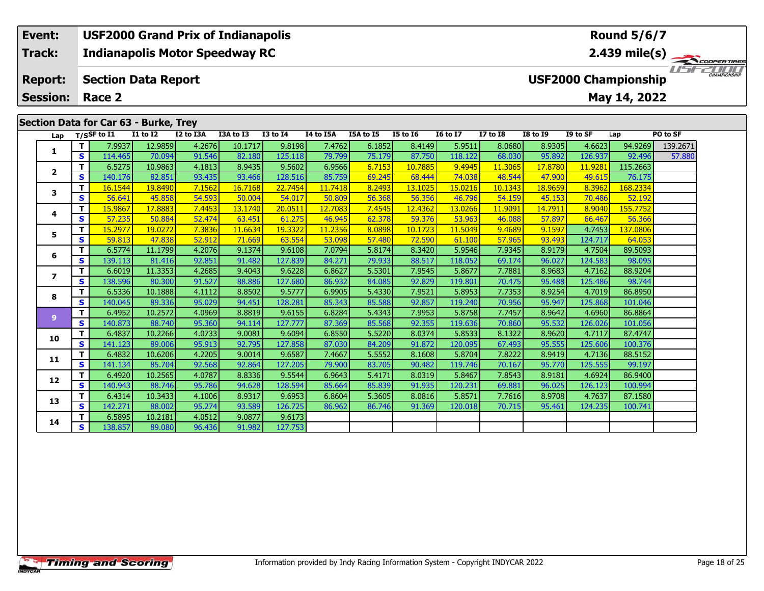| **Event:** | **USF2000 Grand Prix of Indianapolis** | **Round 5/6/7** |
|---|---|---|
| **Track:** | **Indianapolis Motor Speedway RC** | **2.439 mile(s)** |
| **Report:** | **Section Data Report** | **USF2000 Championship** |
| **Session:** | **Race 2** | **May 14, 2022** |

## Section Data for Car 63 - Burke, Trey

| Lap | T/S | SF to I1 | I1 to I2 | I2 to I3A | I3A to I3 | I3 to I4 | I4 to I5A | I5A to I5 | I5 to I6 | I6 to I7 | I7 to I8 | I8 to I9 | I9 to SF | Lap | PO to SF |
|---|---|---|---|---|---|---|---|---|---|---|---|---|---|---|---|
| 1 | T | 7.9937 | 12.9859 | 4.2676 | 10.1717 | 9.8198 | 7.4762 | 6.1852 | 8.4149 | 5.9511 | 8.0680 | 8.9305 | 4.6623 | 94.9269 | 139.2671 |
| | S | 114.465 | 70.094 | 91.546 | 82.180 | 125.118 | 79.799 | 75.179 | 87.750 | 118.122 | 68.030 | 95.892 | 126.937 | 92.496 | 57.880 |
| 2 | T | 6.5275 | 10.9863 | 4.1813 | 8.9435 | 9.5602 | 6.9566 | 6.7153 | 10.7885 | 9.4945 | 11.3065 | 17.8780 | 11.9281 | 115.2663 | |
| | S | 140.176 | 82.851 | 93.435 | 93.466 | 128.516 | 85.759 | 69.245 | 68.444 | 74.038 | 48.544 | 47.900 | 49.615 | 76.175 | |
| 3 | T | 16.1544 | 19.8490 | 7.1562 | 16.7168 | 22.7454 | 11.7418 | 8.2493 | 13.1025 | 15.0216 | 10.1343 | 18.9659 | 8.3962 | 168.2334 | |
| | S | 56.641 | 45.858 | 54.593 | 50.004 | 54.017 | 50.809 | 56.368 | 56.356 | 46.796 | 54.159 | 45.153 | 70.486 | 52.192 | |
| 4 | T | 15.9867 | 17.8883 | 7.4453 | 13.1740 | 20.0511 | 12.7083 | 7.4545 | 12.4362 | 13.0266 | 11.9091 | 14.7911 | 8.9040 | 155.7752 | |
| | S | 57.235 | 50.884 | 52.474 | 63.451 | 61.275 | 46.945 | 62.378 | 59.376 | 53.963 | 46.088 | 57.897 | 66.467 | 56.366 | |
| 5 | T | 15.2977 | 19.0272 | 7.3836 | 11.6634 | 19.3322 | 11.2356 | 8.0898 | 10.1723 | 11.5049 | 9.4689 | 9.1597 | 4.7453 | 137.0806 | |
| | S | 59.813 | 47.838 | 52.912 | 71.669 | 63.554 | 53.098 | 57.480 | 72.590 | 61.100 | 57.965 | 93.493 | 124.717 | 64.053 | |
| 6 | T | 6.5774 | 11.1799 | 4.2076 | 9.1374 | 9.6108 | 7.0794 | 5.8174 | 8.3420 | 5.9546 | 7.9345 | 8.9179 | 4.7504 | 89.5093 | |
| | S | 139.113 | 81.416 | 92.851 | 91.482 | 127.839 | 84.271 | 79.933 | 88.517 | 118.052 | 69.174 | 96.027 | 124.583 | 98.095 | |
| 7 | T | 6.6019 | 11.3353 | 4.2685 | 9.4043 | 9.6228 | 6.8627 | 5.5301 | 7.9545 | 5.8677 | 7.7881 | 8.9683 | 4.7162 | 88.9204 | |
| | S | 138.596 | 80.300 | 91.527 | 88.886 | 127.680 | 86.932 | 84.085 | 92.829 | 119.801 | 70.475 | 95.488 | 125.486 | 98.744 | |
| 8 | T | 6.5336 | 10.1888 | 4.1112 | 8.8502 | 9.5777 | 6.9905 | 5.4330 | 7.9521 | 5.8953 | 7.7353 | 8.9254 | 4.7019 | 86.8950 | |
| | S | 140.045 | 89.336 | 95.029 | 94.451 | 128.281 | 85.343 | 85.588 | 92.857 | 119.240 | 70.956 | 95.947 | 125.868 | 101.046 | |
| 9 | T | 6.4952 | 10.2572 | 4.0969 | 8.8819 | 9.6155 | 6.8284 | 5.4343 | 7.9953 | 5.8758 | 7.7457 | 8.9642 | 4.6960 | 86.8864 | |
| | S | 140.873 | 88.740 | 95.360 | 94.114 | 127.777 | 87.369 | 85.568 | 92.355 | 119.636 | 70.860 | 95.532 | 126.026 | 101.056 | |
| 10 | T | 6.4837 | 10.2266 | 4.0733 | 9.0081 | 9.6094 | 6.8550 | 5.5220 | 8.0374 | 5.8533 | 8.1322 | 8.9620 | 4.7117 | 87.4747 | |
| | S | 141.123 | 89.006 | 95.913 | 92.795 | 127.858 | 87.030 | 84.209 | 91.872 | 120.095 | 67.493 | 95.555 | 125.606 | 100.376 | |
| 11 | T | 6.4832 | 10.6206 | 4.2205 | 9.0014 | 9.6587 | 7.4667 | 5.5552 | 8.1608 | 5.8704 | 7.8222 | 8.9419 | 4.7136 | 88.5152 | |
| | S | 141.134 | 85.704 | 92.568 | 92.864 | 127.205 | 79.900 | 83.705 | 90.482 | 119.746 | 70.167 | 95.770 | 125.555 | 99.197 | |
| 12 | T | 6.4920 | 10.2565 | 4.0787 | 8.8336 | 9.5544 | 6.9643 | 5.4171 | 8.0319 | 5.8467 | 7.8543 | 8.9181 | 4.6924 | 86.9400 | |
| | S | 140.943 | 88.746 | 95.786 | 94.628 | 128.594 | 85.664 | 85.839 | 91.935 | 120.231 | 69.881 | 96.025 | 126.123 | 100.994 | |
| 13 | T | 6.4314 | 10.3433 | 4.1006 | 8.9317 | 9.6953 | 6.8604 | 5.3605 | 8.0816 | 5.8571 | 7.7616 | 8.9708 | 4.7637 | 87.1580 | |
| | S | 142.271 | 88.002 | 95.274 | 93.589 | 126.725 | 86.962 | 86.746 | 91.369 | 120.018 | 70.715 | 95.461 | 124.235 | 100.741 | |
| 14 | T | 6.5895 | 10.2181 | 4.0512 | 9.0877 | 9.6173 | | | | | | | | | |
| | S | 138.857 | 89.080 | 96.436 | 91.982 | 127.753 | | | | | | | | | |

Information provided by Indy Racing Information System - Copyright INDYCAR 2022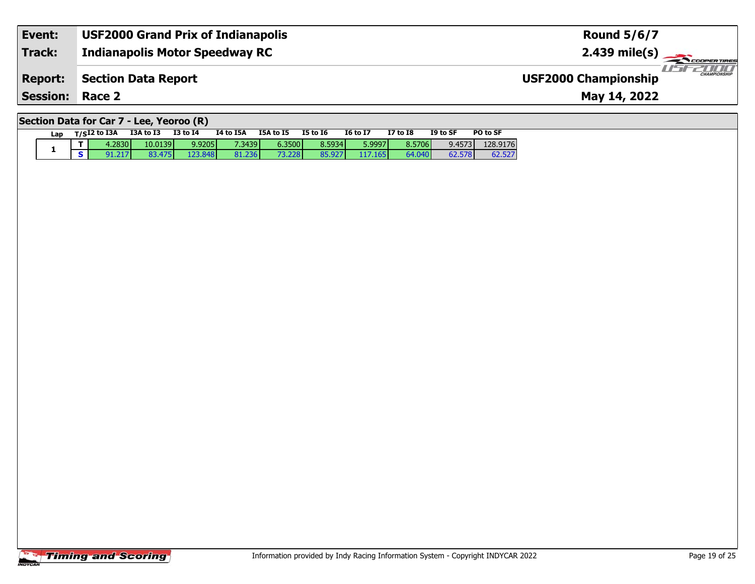| Event: | USF2000 Grand Prix of Indianapolis | Round 5/6/7 |
|---|---|---|
| Track: | Indianapolis Motor Speedway RC | 2.439 mile(s) |
| Report: | Section Data Report | USF2000 Championship |
| Session: | Race 2 | May 14, 2022 |

## Section Data for Car 7 - Lee, Yeoroo (R)

| Lap | T/S | I2 to I3A | I3A to I3 | I3 to I4 | I4 to I5A | I5A to I5 | I5 to I6 | I6 to I7 | I7 to I8 | I9 to SF | PO to SF |
|---|---|---|---|---|---|---|---|---|---|---|---|
| 1 | T | 4.2830 | 10.0139 | 9.9205 | 7.3439 | 6.3500 | 8.5934 | 5.9997 | 8.5706 | 9.4573 | 128.9176 |
| | S | 91.217 | 83.475 | 123.848 | 81.236 | 73.228 | 85.927 | 117.165 | 64.040 | 62.578 | 62.527 |

Information provided by Indy Racing Information System - Copyright INDYCAR 2022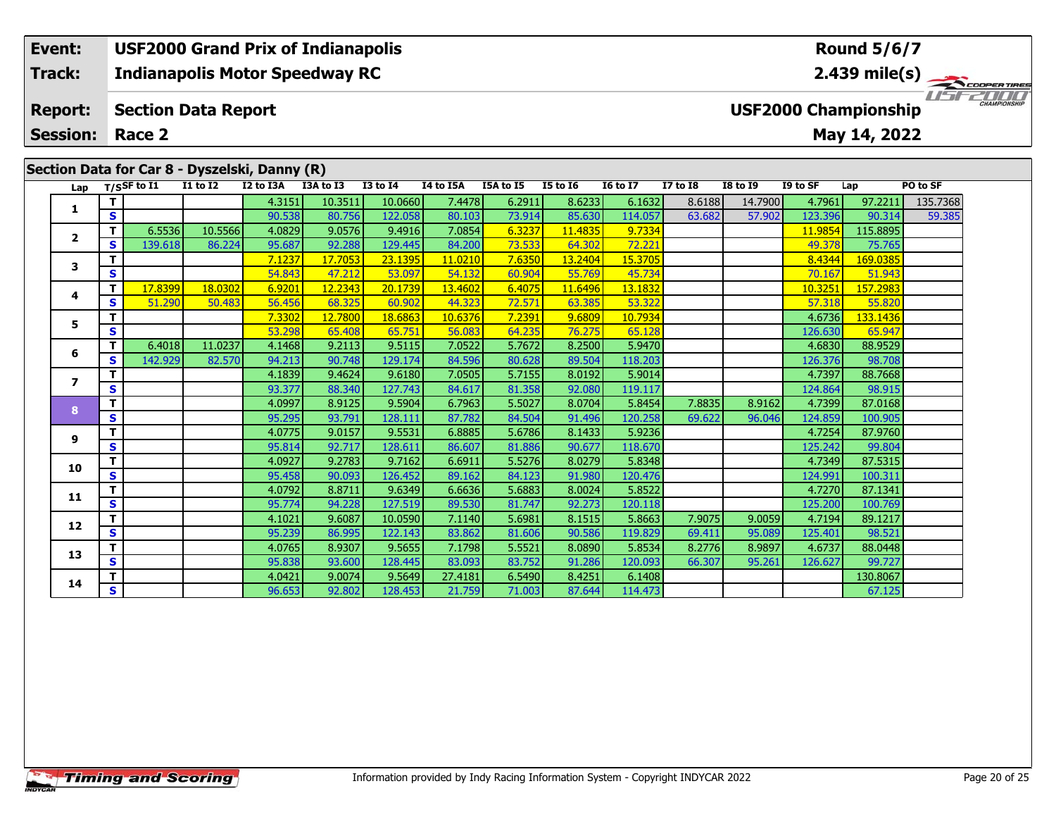| Event: | USF2000 Grand Prix of Indianapolis | Round 5/6/7 |
|---|---|---|
| Track: | Indianapolis Motor Speedway RC | 2.439 mile(s) |
| Report: | Section Data Report | USF2000 Championship |
| Session: | Race 2 | May 14, 2022 |

## Section Data for Car 8 - Dyszelski, Danny (R)

| Lap | T/S | SF to I1 | I1 to I2 | I2 to I3A | I3A to I3 | I3 to I4 | I4 to I5A | I5A to I5 | I5 to I6 | I6 to I7 | I7 to I8 | I8 to I9 | I9 to SF | Lap | PO to SF |
|---|---|---|---|---|---|---|---|---|---|---|---|---|---|---|---|
| 1 | T | | | 4.3151 | 10.3511 | 10.0660 | 7.4478 | 6.2911 | 8.6233 | 6.1632 | 8.6188 | 14.7900 | 4.7961 | 97.2211 | 135.7368 |
| | S | | | 90.538 | 80.756 | 122.058 | 80.103 | 73.914 | 85.630 | 114.057 | 63.682 | 57.902 | 123.396 | 90.314 | 59.385 |
| 2 | T | 6.5536 | 10.5566 | 4.0829 | 9.0576 | 9.4916 | 7.0854 | 6.3237 | 11.4835 | 9.7334 | | | 11.9854 | 115.8895 | |
| | S | 139.618 | 86.224 | 95.687 | 92.288 | 129.445 | 84.200 | 73.533 | 64.302 | 72.221 | | | 49.378 | 75.765 | |
| 3 | T | | | 7.1237 | 17.7053 | 23.1395 | 11.0210 | 7.6350 | 13.2404 | 15.3705 | | | 8.4344 | 169.0385 | |
| | S | | | 54.843 | 47.212 | 53.097 | 54.132 | 60.904 | 55.769 | 45.734 | | | 70.167 | 51.943 | |
| 4 | T | 17.8399 | 18.0302 | 6.9201 | 12.2343 | 20.1739 | 13.4602 | 6.4075 | 11.6496 | 13.1832 | | | 10.3251 | 157.2983 | |
| | S | 51.290 | 50.483 | 56.456 | 68.325 | 60.902 | 44.323 | 72.571 | 63.385 | 53.322 | | | 57.318 | 55.820 | |
| 5 | T | | | 7.3302 | 12.7800 | 18.6863 | 10.6376 | 7.2391 | 9.6809 | 10.7934 | | | 4.6736 | 133.1436 | |
| | S | | | 53.298 | 65.408 | 65.751 | 56.083 | 64.235 | 76.275 | 65.128 | | | 126.630 | 65.947 | |
| 6 | T | 6.4018 | 11.0237 | 4.1468 | 9.2113 | 9.5115 | 7.0522 | 5.7672 | 8.2500 | 5.9470 | | | 4.6830 | 88.9529 | |
| | S | 142.929 | 82.570 | 94.213 | 90.748 | 129.174 | 84.596 | 80.628 | 89.504 | 118.203 | | | 126.376 | 98.708 | |
| 7 | T | | | 4.1839 | 9.4624 | 9.6180 | 7.0505 | 5.7155 | 8.0192 | 5.9014 | | | 4.7397 | 88.7668 | |
| | S | | | 93.377 | 88.340 | 127.743 | 84.617 | 81.358 | 92.080 | 119.117 | | | 124.864 | 98.915 | |
| 8 | T | | | 4.0997 | 8.9125 | 9.5904 | 6.7963 | 5.5027 | 8.0704 | 5.8454 | 7.8835 | 8.9162 | 4.7399 | 87.0168 | |
| | S | | | 95.295 | 93.791 | 128.111 | 87.782 | 84.504 | 91.496 | 120.258 | 69.622 | 96.046 | 124.859 | 100.905 | |
| 9 | T | | | 4.0775 | 9.0157 | 9.5531 | 6.8885 | 5.6786 | 8.1433 | 5.9236 | | | 4.7254 | 87.9760 | |
| | S | | | 95.814 | 92.717 | 128.611 | 86.607 | 81.886 | 90.677 | 118.670 | | | 125.242 | 99.804 | |
| 10 | T | | | 4.0927 | 9.2783 | 9.7162 | 6.6911 | 5.5276 | 8.0279 | 5.8348 | | | 4.7349 | 87.5315 | |
| | S | | | 95.458 | 90.093 | 126.452 | 89.162 | 84.123 | 91.980 | 120.476 | | | 124.991 | 100.311 | |
| 11 | T | | | 4.0792 | 8.8711 | 9.6349 | 6.6636 | 5.6883 | 8.0024 | 5.8522 | | | 4.7270 | 87.1341 | |
| | S | | | 95.774 | 94.228 | 127.519 | 89.530 | 81.747 | 92.273 | 120.118 | | | 125.200 | 100.769 | |
| 12 | T | | | 4.1021 | 9.6087 | 10.0590 | 7.1140 | 5.6981 | 8.1515 | 5.8663 | 7.9075 | 9.0059 | 4.7194 | 89.1217 | |
| | S | | | 95.239 | 86.995 | 122.143 | 83.862 | 81.606 | 90.586 | 119.829 | 69.411 | 95.089 | 125.401 | 98.521 | |
| 13 | T | | | 4.0765 | 8.9307 | 9.5655 | 7.1798 | 5.5521 | 8.0890 | 5.8534 | 8.2776 | 8.9897 | 4.6737 | 88.0448 | |
| | S | | | 95.838 | 93.600 | 128.445 | 83.093 | 83.752 | 91.286 | 120.093 | 66.307 | 95.261 | 126.627 | 99.727 | |
| 14 | T | | | 4.0421 | 9.0074 | 9.5649 | 27.4181 | 6.5490 | 8.4251 | 6.1408 | | | | 130.8067 | |
| | S | | | 96.653 | 92.802 | 128.453 | 21.759 | 71.003 | 87.644 | 114.473 | | | | 67.125 | |

Information provided by Indy Racing Information System - Copyright INDYCAR 2022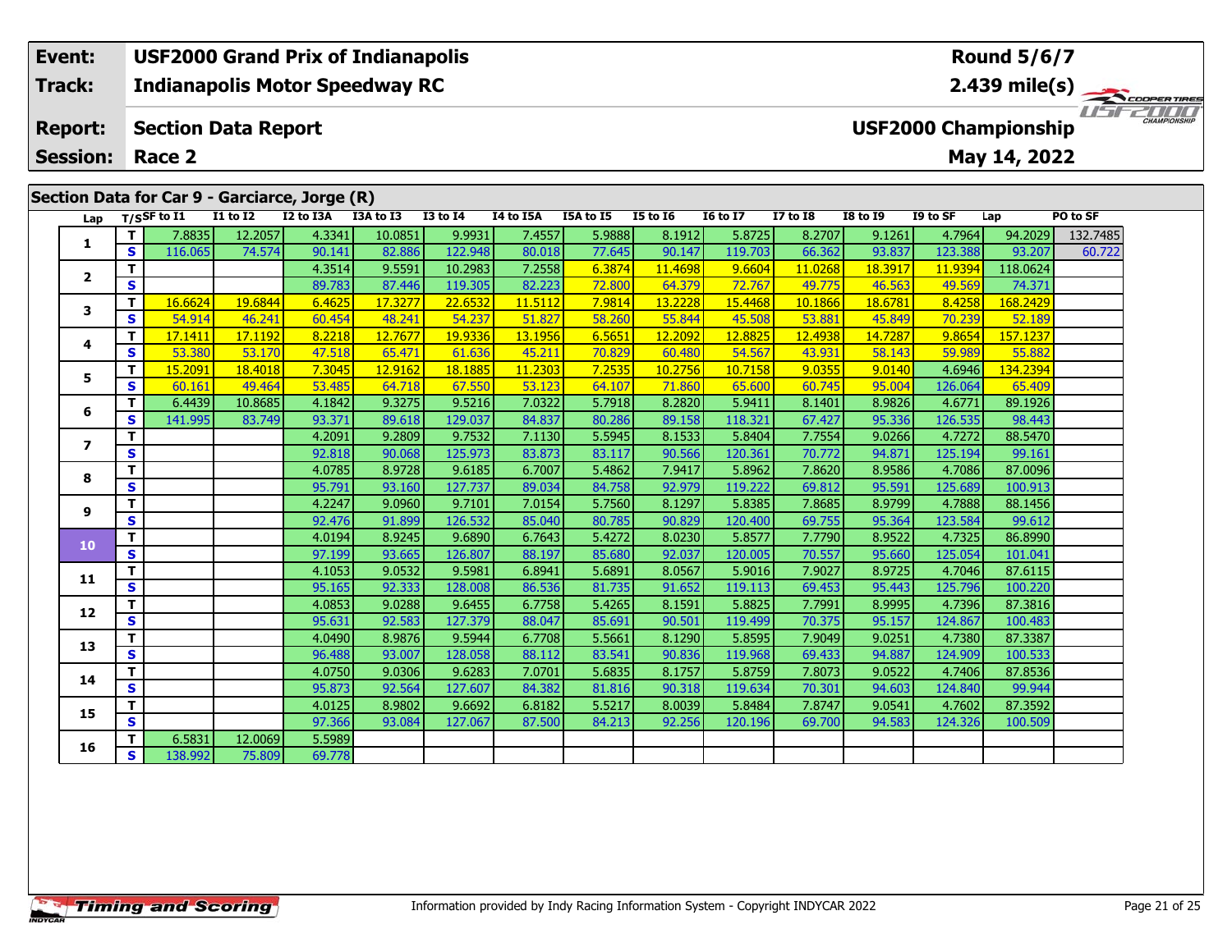| Event: | USF2000 Grand Prix of Indianapolis | Round 5/6/7 |
|---|---|---|
| Track: | Indianapolis Motor Speedway RC | 2.439 mile(s) |
| Report: | Section Data Report | USF2000 Championship |
| Session: | Race 2 | May 14, 2022 |

## Section Data for Car 9 - Garciarce, Jorge (R)

| Lap | T/S | SF to I1 | I1 to I2 | I2 to I3A | I3A to I3 | I3 to I4 | I4 to I5A | I5A to I5 | I5 to I6 | I6 to I7 | I7 to I8 | I8 to I9 | I9 to SF | Lap | PO to SF |
|---|---|---|---|---|---|---|---|---|---|---|---|---|---|---|---|
| 1 | T | 7.8835 | 12.2057 | 4.3341 | 10.0851 | 9.9931 | 7.4557 | 5.9888 | 8.1912 | 5.8725 | 8.2707 | 9.1261 | 4.7964 | 94.2029 | 132.7485 |
| | S | 116.065 | 74.574 | 90.141 | 82.886 | 122.948 | 80.018 | 77.645 | 90.147 | 119.703 | 66.362 | 93.837 | 123.388 | 93.207 | 60.722 |
| 2 | T | | | 4.3514 | 9.5591 | 10.2983 | 7.2558 | 6.3874 | 11.4698 | 9.6604 | 11.0268 | 18.3917 | 11.9394 | 118.0624 | |
| | S | | | 89.783 | 87.446 | 119.305 | 82.223 | 72.800 | 64.379 | 72.767 | 49.775 | 46.563 | 49.569 | 74.371 | |
| 3 | T | 16.6624 | 19.6844 | 6.4625 | 17.3277 | 22.6532 | 11.5112 | 7.9814 | 13.2228 | 15.4468 | 10.1866 | 18.6781 | 8.4258 | 168.2429 | |
| | S | 54.914 | 46.241 | 60.454 | 48.241 | 54.237 | 51.827 | 58.260 | 55.844 | 45.508 | 53.881 | 45.849 | 70.239 | 52.189 | |
| 4 | T | 17.1411 | 17.1192 | 8.2218 | 12.7677 | 19.9336 | 13.1956 | 6.5651 | 12.2092 | 12.8825 | 12.4938 | 14.7287 | 9.8654 | 157.1237 | |
| | S | 53.380 | 53.170 | 47.518 | 65.471 | 61.636 | 45.211 | 70.829 | 60.480 | 54.567 | 43.931 | 58.143 | 59.989 | 55.882 | |
| 5 | T | 15.2091 | 18.4018 | 7.3045 | 12.9162 | 18.1885 | 11.2303 | 7.2535 | 10.2756 | 10.7158 | 9.0355 | 9.0140 | 4.6946 | 134.2394 | |
| | S | 60.161 | 49.464 | 53.485 | 64.718 | 67.550 | 53.123 | 64.107 | 71.860 | 65.600 | 60.745 | 95.004 | 126.064 | 65.409 | |
| 6 | T | 6.4439 | 10.8685 | 4.1842 | 9.3275 | 9.5216 | 7.0322 | 5.7918 | 8.2820 | 5.9411 | 8.1401 | 8.9826 | 4.6771 | 89.1926 | |
| | S | 141.995 | 83.749 | 93.371 | 89.618 | 129.037 | 84.837 | 80.286 | 89.158 | 118.321 | 67.427 | 95.336 | 126.535 | 98.443 | |
| 7 | T | | | 4.2091 | 9.2809 | 9.7532 | 7.1130 | 5.5945 | 8.1533 | 5.8404 | 7.7554 | 9.0266 | 4.7272 | 88.5470 | |
| | S | | | 92.818 | 90.068 | 125.973 | 83.873 | 83.117 | 90.566 | 120.361 | 70.772 | 94.871 | 125.194 | 99.161 | |
| 8 | T | | | 4.0785 | 8.9728 | 9.6185 | 6.7007 | 5.4862 | 7.9417 | 5.8962 | 7.8620 | 8.9586 | 4.7086 | 87.0096 | |
| | S | | | 95.791 | 93.160 | 127.737 | 89.034 | 84.758 | 92.979 | 119.222 | 69.812 | 95.591 | 125.689 | 100.913 | |
| 9 | T | | | 4.2247 | 9.0960 | 9.7101 | 7.0154 | 5.7560 | 8.1297 | 5.8385 | 7.8685 | 8.9799 | 4.7888 | 88.1456 | |
| | S | | | 92.476 | 91.899 | 126.532 | 85.040 | 80.785 | 90.829 | 120.400 | 69.755 | 95.364 | 123.584 | 99.612 | |
| 10 | T | | | 4.0194 | 8.9245 | 9.6890 | 6.7643 | 5.4272 | 8.0230 | 5.8577 | 7.7790 | 8.9522 | 4.7325 | 86.8990 | |
| | S | | | 97.199 | 93.665 | 126.807 | 88.197 | 85.680 | 92.037 | 120.005 | 70.557 | 95.660 | 125.054 | 101.041 | |
| 11 | T | | | 4.1053 | 9.0532 | 9.5981 | 6.8941 | 5.6891 | 8.0567 | 5.9016 | 7.9027 | 8.9725 | 4.7046 | 87.6115 | |
| | S | | | 95.165 | 92.333 | 128.008 | 86.536 | 81.735 | 91.652 | 119.113 | 69.453 | 95.443 | 125.796 | 100.220 | |
| 12 | T | | | 4.0853 | 9.0288 | 9.6455 | 6.7758 | 5.4265 | 8.1591 | 5.8825 | 7.7991 | 8.9995 | 4.7396 | 87.3816 | |
| | S | | | 95.631 | 92.583 | 127.379 | 88.047 | 85.691 | 90.501 | 119.499 | 70.375 | 95.157 | 124.867 | 100.483 | |
| 13 | T | | | 4.0490 | 8.9876 | 9.5944 | 6.7708 | 5.5661 | 8.1290 | 5.8595 | 7.9049 | 9.0251 | 4.7380 | 87.3387 | |
| | S | | | 96.488 | 93.007 | 128.058 | 88.112 | 83.541 | 90.836 | 119.968 | 69.433 | 94.887 | 124.909 | 100.533 | |
| 14 | T | | | 4.0750 | 9.0306 | 9.6283 | 7.0701 | 5.6835 | 8.1757 | 5.8759 | 7.8073 | 9.0522 | 4.7406 | 87.8536 | |
| | S | | | 95.873 | 92.564 | 127.607 | 84.382 | 81.816 | 90.318 | 119.634 | 70.301 | 94.603 | 124.840 | 99.944 | |
| 15 | T | | | 4.0125 | 8.9802 | 9.6692 | 6.8182 | 5.5217 | 8.0039 | 5.8484 | 7.8747 | 9.0541 | 4.7602 | 87.3592 | |
| | S | | | 97.366 | 93.084 | 127.067 | 87.500 | 84.213 | 92.256 | 120.196 | 69.700 | 94.583 | 124.326 | 100.509 | |
| 16 | T | 6.5831 | 12.0069 | 5.5989 | | | | | | | | | | | |
| | S | 138.992 | 75.809 | 69.778 | | | | | | | | | | | |

Information provided by Indy Racing Information System - Copyright INDYCAR 2022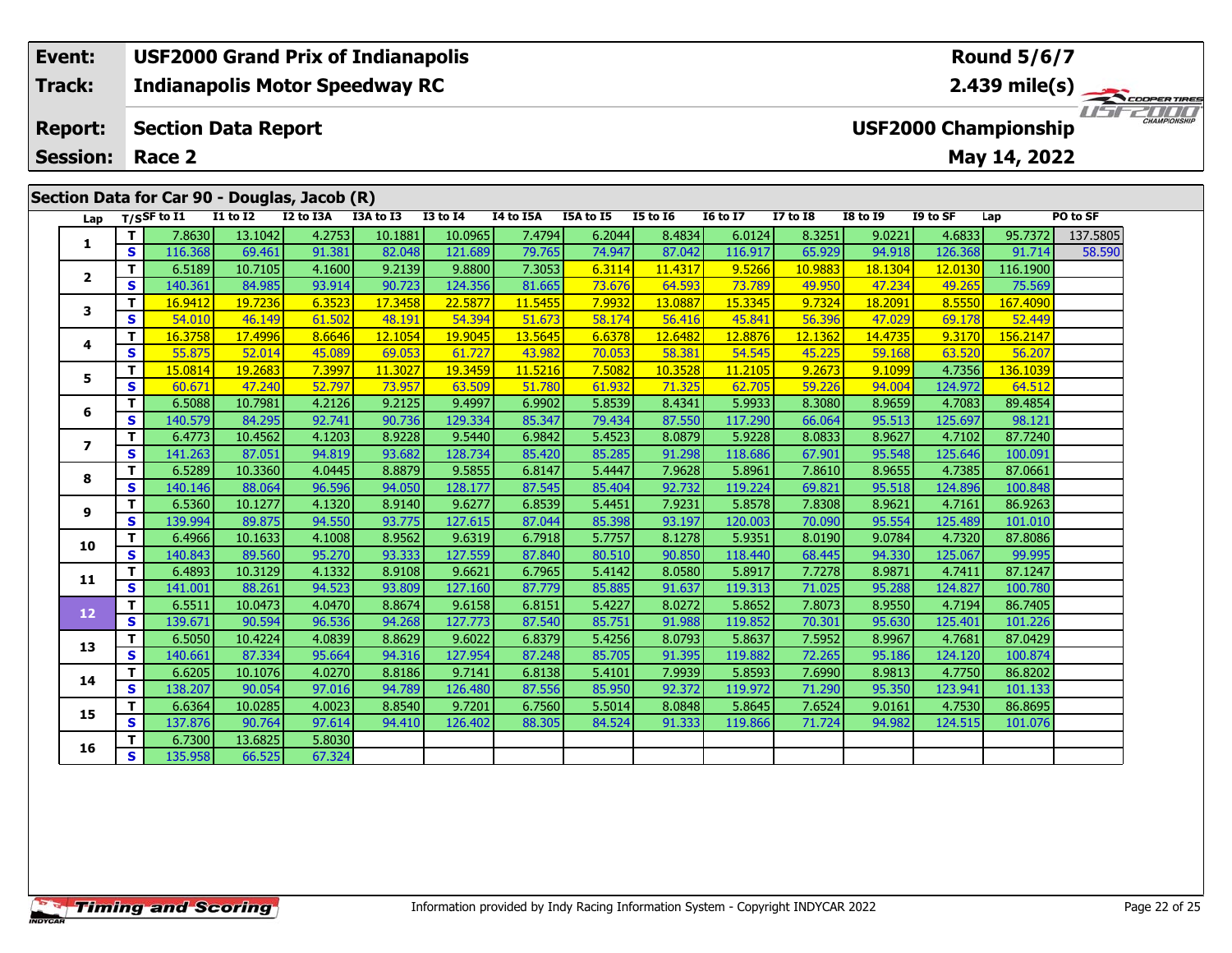| **Event:** | **USF2000 Grand Prix of Indianapolis** | **Round 5/6/7** |
|---|---|---|
| **Track:** | **Indianapolis Motor Speedway RC** | **2.439 mile(s)** |
| **Report:** | **Section Data Report** | **USF2000 Championship** |
| **Session:** | **Race 2** | **May 14, 2022** |

## Section Data for Car 90 - Douglas, Jacob (R)

| Lap | T/S | SF to I1 | I1 to I2 | I2 to I3A | I3A to I3 | I3 to I4 | I4 to I5A | I5A to I5 | I5 to I6 | I6 to I7 | I7 to I8 | I8 to I9 | I9 to SF | Lap | PO to SF |
|---|---|---|---|---|---|---|---|---|---|---|---|---|---|---|---|
| 1 | T | 7.8630 | 13.1042 | 4.2753 | 10.1881 | 10.0965 | 7.4794 | 6.2044 | 8.4834 | 6.0124 | 8.3251 | 9.0221 | 4.6833 | 95.7372 | 137.5805 |
| | S | 116.368 | 69.461 | 91.381 | 82.048 | 121.689 | 79.765 | 74.947 | 87.042 | 116.917 | 65.929 | 94.918 | 126.368 | 91.714 | 58.590 |
| 2 | T | 6.5189 | 10.7105 | 4.1600 | 9.2139 | 9.8800 | 7.3053 | 6.3114 | 11.4317 | 9.5266 | 10.9883 | 18.1304 | 12.0130 | 116.1900 | |
| | S | 140.361 | 84.985 | 93.914 | 90.723 | 124.356 | 81.665 | 73.676 | 64.593 | 73.789 | 49.950 | 47.234 | 49.265 | 75.569 | |
| 3 | T | 16.9412 | 19.7236 | 6.3523 | 17.3458 | 22.5877 | 11.5455 | 7.9932 | 13.0887 | 15.3345 | 9.7324 | 18.2091 | 8.5550 | 167.4090 | |
| | S | 54.010 | 46.149 | 61.502 | 48.191 | 54.394 | 51.673 | 58.174 | 56.416 | 45.841 | 56.396 | 47.029 | 69.178 | 52.449 | |
| 4 | T | 16.3758 | 17.4996 | 8.6646 | 12.1054 | 19.9045 | 13.5645 | 6.6378 | 12.6482 | 12.8876 | 12.1362 | 14.4735 | 9.3170 | 156.2147 | |
| | S | 55.875 | 52.014 | 45.089 | 69.053 | 61.727 | 43.982 | 70.053 | 58.381 | 54.545 | 45.225 | 59.168 | 63.520 | 56.207 | |
| 5 | T | 15.0814 | 19.2683 | 7.3997 | 11.3027 | 19.3459 | 11.5216 | 7.5082 | 10.3528 | 11.2105 | 9.2673 | 9.1099 | 4.7356 | 136.1039 | |
| | S | 60.671 | 47.240 | 52.797 | 73.957 | 63.509 | 51.780 | 61.932 | 71.325 | 62.705 | 59.226 | 94.004 | 124.972 | 64.512 | |
| 6 | T | 6.5088 | 10.7981 | 4.2126 | 9.2125 | 9.4997 | 6.9902 | 5.8539 | 8.4341 | 5.9933 | 8.3080 | 8.9659 | 4.7083 | 89.4854 | |
| | S | 140.579 | 84.295 | 92.741 | 90.736 | 129.334 | 85.347 | 79.434 | 87.550 | 117.290 | 66.064 | 95.513 | 125.697 | 98.121 | |
| 7 | T | 6.4773 | 10.4562 | 4.1203 | 8.9228 | 9.5440 | 6.9842 | 5.4523 | 8.0879 | 5.9228 | 8.0833 | 8.9627 | 4.7102 | 87.7240 | |
| | S | 141.263 | 87.051 | 94.819 | 93.682 | 128.734 | 85.420 | 85.285 | 91.298 | 118.686 | 67.901 | 95.548 | 125.646 | 100.091 | |
| 8 | T | 6.5289 | 10.3360 | 4.0445 | 8.8879 | 9.5855 | 6.8147 | 5.4447 | 7.9628 | 5.8961 | 7.8610 | 8.9655 | 4.7385 | 87.0661 | |
| | S | 140.146 | 88.064 | 96.596 | 94.050 | 128.177 | 87.545 | 85.404 | 92.732 | 119.224 | 69.821 | 95.518 | 124.896 | 100.848 | |
| 9 | T | 6.5360 | 10.1277 | 4.1320 | 8.9140 | 9.6277 | 6.8539 | 5.4451 | 7.9231 | 5.8578 | 7.8308 | 8.9621 | 4.7161 | 86.9263 | |
| | S | 139.994 | 89.875 | 94.550 | 93.775 | 127.615 | 87.044 | 85.398 | 93.197 | 120.003 | 70.090 | 95.554 | 125.489 | 101.010 | |
| 10 | T | 6.4966 | 10.1633 | 4.1008 | 8.9562 | 9.6319 | 6.7918 | 5.7757 | 8.1278 | 5.9351 | 8.0190 | 9.0784 | 4.7320 | 87.8086 | |
| | S | 140.843 | 89.560 | 95.270 | 93.333 | 127.559 | 87.840 | 80.510 | 90.850 | 118.440 | 68.445 | 94.330 | 125.067 | 99.995 | |
| 11 | T | 6.4893 | 10.3129 | 4.1332 | 8.9108 | 9.6621 | 6.7965 | 5.4142 | 8.0580 | 5.8917 | 7.7278 | 8.9871 | 4.7411 | 87.1247 | |
| | S | 141.001 | 88.261 | 94.523 | 93.809 | 127.160 | 87.779 | 85.885 | 91.637 | 119.313 | 71.025 | 95.288 | 124.827 | 100.780 | |
| 12 | T | 6.5511 | 10.0473 | 4.0470 | 8.8674 | 9.6158 | 6.8151 | 5.4227 | 8.0272 | 5.8652 | 7.8073 | 8.9550 | 4.7194 | 86.7405 | |
| | S | 139.671 | 90.594 | 96.536 | 94.268 | 127.773 | 87.540 | 85.751 | 91.988 | 119.852 | 70.301 | 95.630 | 125.401 | 101.226 | |
| 13 | T | 6.5050 | 10.4224 | 4.0839 | 8.8629 | 9.6022 | 6.8379 | 5.4256 | 8.0793 | 5.8637 | 7.5952 | 8.9967 | 4.7681 | 87.0429 | |
| | S | 140.661 | 87.334 | 95.664 | 94.316 | 127.954 | 87.248 | 85.705 | 91.395 | 119.882 | 72.265 | 95.186 | 124.120 | 100.874 | |
| 14 | T | 6.6205 | 10.1076 | 4.0270 | 8.8186 | 9.7141 | 6.8138 | 5.4101 | 7.9939 | 5.8593 | 7.6990 | 8.9813 | 4.7750 | 86.8202 | |
| | S | 138.207 | 90.054 | 97.016 | 94.789 | 126.480 | 87.556 | 85.950 | 92.372 | 119.972 | 71.290 | 95.350 | 123.941 | 101.133 | |
| 15 | T | 6.6364 | 10.0285 | 4.0023 | 8.8540 | 9.7201 | 6.7560 | 5.5014 | 8.0848 | 5.8645 | 7.6524 | 9.0161 | 4.7530 | 86.8695 | |
| | S | 137.876 | 90.764 | 97.614 | 94.410 | 126.402 | 88.305 | 84.524 | 91.333 | 119.866 | 71.724 | 94.982 | 124.515 | 101.076 | |
| 16 | T | 6.7300 | 13.6825 | 5.8030 | | | | | | | | | | | |
| | S | 135.958 | 66.525 | 67.324 | | | | | | | | | | | |

Information provided by Indy Racing Information System - Copyright INDYCAR 2022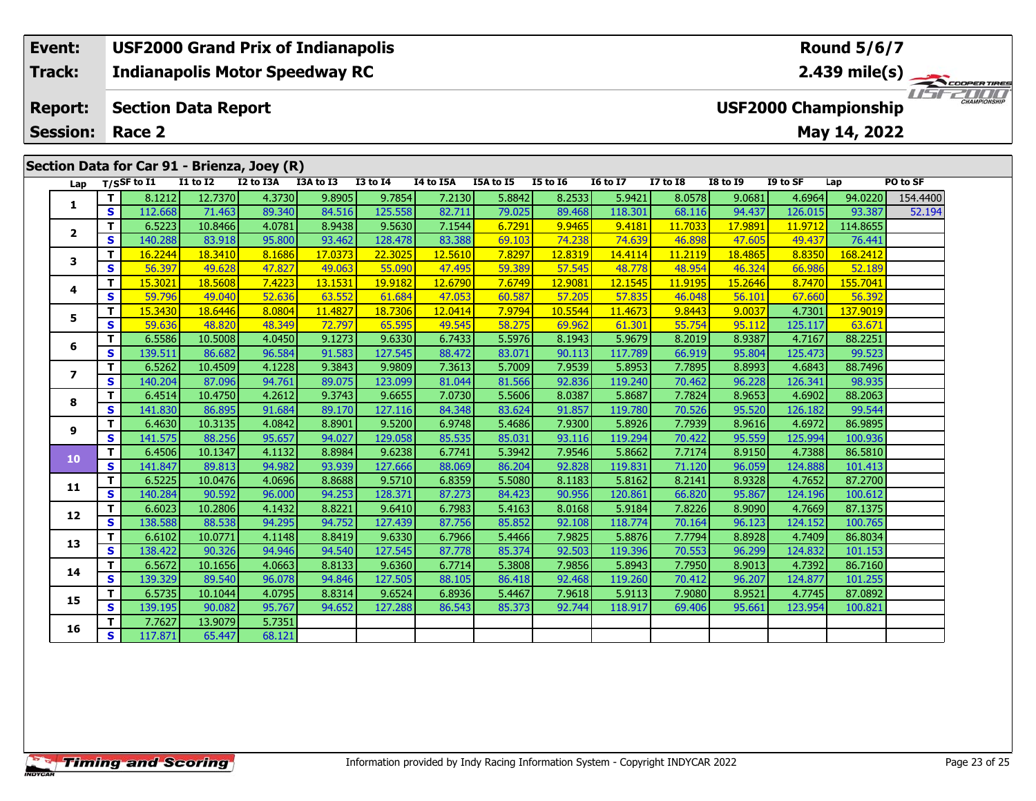| Event: | USF2000 Grand Prix of Indianapolis | Round 5/6/7 |
|---|---|---|
| Track: | Indianapolis Motor Speedway RC | 2.439 mile(s) |
| Report: | Section Data Report | USF2000 Championship |
| Session: | Race 2 | May 14, 2022 |

## Section Data for Car 91 - Brienza, Joey (R)

| Lap | T/S | SF to I1 | I1 to I2 | I2 to I3A | I3A to I3 | I3 to I4 | I4 to I5A | I5A to I5 | I5 to I6 | I6 to I7 | I7 to I8 | I8 to I9 | I9 to SF | Lap | PO to SF |
|---|---|---|---|---|---|---|---|---|---|---|---|---|---|---|---|
| 1 | T | 8.1212 | 12.7370 | 4.3730 | 9.8905 | 9.7854 | 7.2130 | 5.8842 | 8.2533 | 5.9421 | 8.0578 | 9.0681 | 4.6964 | 94.0220 | 154.4400 |
| | S | 112.668 | 71.463 | 89.340 | 84.516 | 125.558 | 82.711 | 79.025 | 89.468 | 118.301 | 68.116 | 94.437 | 126.015 | 93.387 | 52.194 |
| 2 | T | 6.5223 | 10.8466 | 4.0781 | 8.9438 | 9.5630 | 7.1544 | 6.7291 | 9.9465 | 9.4181 | 11.7033 | 17.9891 | 11.9712 | 114.8655 | |
| | S | 140.288 | 83.918 | 95.800 | 93.462 | 128.478 | 83.388 | 69.103 | 74.238 | 74.639 | 46.898 | 47.605 | 49.437 | 76.441 | |
| 3 | T | 16.2244 | 18.3410 | 8.1686 | 17.0373 | 22.3025 | 12.5610 | 7.8297 | 12.8319 | 14.4114 | 11.2119 | 18.4865 | 8.8350 | 168.2412 | |
| | S | 56.397 | 49.628 | 47.827 | 49.063 | 55.090 | 47.495 | 59.389 | 57.545 | 48.778 | 48.954 | 46.324 | 66.986 | 52.189 | |
| 4 | T | 15.3021 | 18.5608 | 7.4223 | 13.1531 | 19.9182 | 12.6790 | 7.6749 | 12.9081 | 12.1545 | 11.9195 | 15.2646 | 8.7470 | 155.7041 | |
| | S | 59.796 | 49.040 | 52.636 | 63.552 | 61.684 | 47.053 | 60.587 | 57.205 | 57.835 | 46.048 | 56.101 | 67.660 | 56.392 | |
| 5 | T | 15.3430 | 18.6446 | 8.0804 | 11.4827 | 18.7306 | 12.0414 | 7.9794 | 10.5544 | 11.4673 | 9.8443 | 9.0037 | 4.7301 | 137.9019 | |
| | S | 59.636 | 48.820 | 48.349 | 72.797 | 65.595 | 49.545 | 58.275 | 69.962 | 61.301 | 55.754 | 95.112 | 125.117 | 63.671 | |
| 6 | T | 6.5586 | 10.5008 | 4.0450 | 9.1273 | 9.6330 | 6.7433 | 5.5976 | 8.1943 | 5.9679 | 8.2019 | 8.9387 | 4.7167 | 88.2251 | |
| | S | 139.511 | 86.682 | 96.584 | 91.583 | 127.545 | 88.472 | 83.071 | 90.113 | 117.789 | 66.919 | 95.804 | 125.473 | 99.523 | |
| 7 | T | 6.5262 | 10.4509 | 4.1228 | 9.3843 | 9.9809 | 7.3613 | 5.7009 | 7.9539 | 5.8953 | 7.7895 | 8.8993 | 4.6843 | 88.7496 | |
| | S | 140.204 | 87.096 | 94.761 | 89.075 | 123.099 | 81.044 | 81.566 | 92.836 | 119.240 | 70.462 | 96.228 | 126.341 | 98.935 | |
| 8 | T | 6.4514 | 10.4750 | 4.2612 | 9.3743 | 9.6655 | 7.0730 | 5.5606 | 8.0387 | 5.8687 | 7.7824 | 8.9653 | 4.6902 | 88.2063 | |
| | S | 141.830 | 86.895 | 91.684 | 89.170 | 127.116 | 84.348 | 83.624 | 91.857 | 119.780 | 70.526 | 95.520 | 126.182 | 99.544 | |
| 9 | T | 6.4630 | 10.3135 | 4.0842 | 8.8901 | 9.5200 | 6.9748 | 5.4686 | 7.9300 | 5.8926 | 7.7939 | 8.9616 | 4.6972 | 86.9895 | |
| | S | 141.575 | 88.256 | 95.657 | 94.027 | 129.058 | 85.535 | 85.031 | 93.116 | 119.294 | 70.422 | 95.559 | 125.994 | 100.936 | |
| 10 | T | 6.4506 | 10.1347 | 4.1132 | 8.8984 | 9.6238 | 6.7741 | 5.3942 | 7.9546 | 5.8662 | 7.7174 | 8.9150 | 4.7388 | 86.5810 | |
| | S | 141.847 | 89.813 | 94.982 | 93.939 | 127.666 | 88.069 | 86.204 | 92.828 | 119.831 | 71.120 | 96.059 | 124.888 | 101.413 | |
| 11 | T | 6.5225 | 10.0476 | 4.0696 | 8.8688 | 9.5710 | 6.8359 | 5.5080 | 8.1183 | 5.8162 | 8.2141 | 8.9328 | 4.7652 | 87.2700 | |
| | S | 140.284 | 90.592 | 96.000 | 94.253 | 128.371 | 87.273 | 84.423 | 90.956 | 120.861 | 66.820 | 95.867 | 124.196 | 100.612 | |
| 12 | T | 6.6023 | 10.2806 | 4.1432 | 8.8221 | 9.6410 | 6.7983 | 5.4163 | 8.0168 | 5.9184 | 7.8226 | 8.9090 | 4.7669 | 87.1375 | |
| | S | 138.588 | 88.538 | 94.295 | 94.752 | 127.439 | 87.756 | 85.852 | 92.108 | 118.774 | 70.164 | 96.123 | 124.152 | 100.765 | |
| 13 | T | 6.6102 | 10.0771 | 4.1148 | 8.8419 | 9.6330 | 6.7966 | 5.4466 | 7.9825 | 5.8876 | 7.7794 | 8.8928 | 4.7409 | 86.8034 | |
| | S | 138.422 | 90.326 | 94.946 | 94.540 | 127.545 | 87.778 | 85.374 | 92.503 | 119.396 | 70.553 | 96.299 | 124.832 | 101.153 | |
| 14 | T | 6.5672 | 10.1656 | 4.0663 | 8.8133 | 9.6360 | 6.7714 | 5.3808 | 7.9856 | 5.8943 | 7.7950 | 8.9013 | 4.7392 | 86.7160 | |
| | S | 139.329 | 89.540 | 96.078 | 94.846 | 127.505 | 88.105 | 86.418 | 92.468 | 119.260 | 70.412 | 96.207 | 124.877 | 101.255 | |
| 15 | T | 6.5735 | 10.1044 | 4.0795 | 8.8314 | 9.6524 | 6.8936 | 5.4467 | 7.9618 | 5.9113 | 7.9080 | 8.9521 | 4.7745 | 87.0892 | |
| | S | 139.195 | 90.082 | 95.767 | 94.652 | 127.288 | 86.543 | 85.373 | 92.744 | 118.917 | 69.406 | 95.661 | 123.954 | 100.821 | |
| 16 | T | 7.7627 | 13.9079 | 5.7351 | | | | | | | | | | | |
| | S | 117.871 | 65.447 | 68.121 | | | | | | | | | | | |

Information provided by Indy Racing Information System - Copyright INDYCAR 2022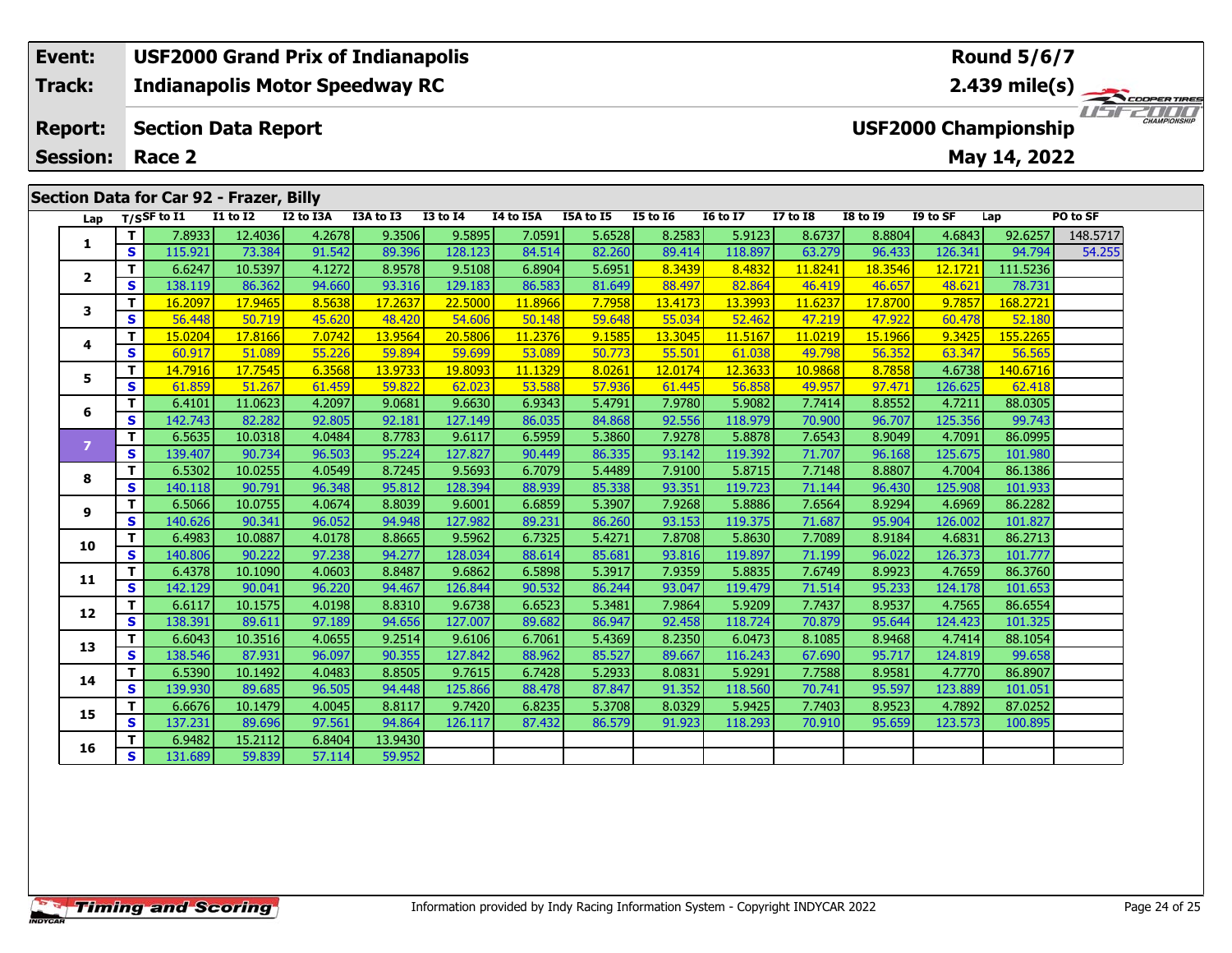| Event: | USF2000 Grand Prix of Indianapolis | Round 5/6/7 |
|---|---|---|
| Track: | Indianapolis Motor Speedway RC | 2.439 mile(s) |
| Report: | Section Data Report | USF2000 Championship |
| Session: | Race 2 | May 14, 2022 |

## Section Data for Car 92 - Frazer, Billy

| Lap | T/S | SF to I1 | I1 to I2 | I2 to I3A | I3A to I3 | I3 to I4 | I4 to I5A | I5A to I5 | I5 to I6 | I6 to I7 | I7 to I8 | I8 to I9 | I9 to SF | Lap | PO to SF |
|---|---|---|---|---|---|---|---|---|---|---|---|---|---|---|---|
| 1 | T | 7.8933 | 12.4036 | 4.2678 | 9.3506 | 9.5895 | 7.0591 | 5.6528 | 8.2583 | 5.9123 | 8.6737 | 8.8804 | 4.6843 | 92.6257 | 148.5717 |
| | S | 115.921 | 73.384 | 91.542 | 89.396 | 128.123 | 84.514 | 82.260 | 89.414 | 118.897 | 63.279 | 96.433 | 126.341 | 94.794 | 54.255 |
| 2 | T | 6.6247 | 10.5397 | 4.1272 | 8.9578 | 9.5108 | 6.8904 | 5.6951 | 8.3439 | 8.4832 | 11.8241 | 18.3546 | 12.1721 | 111.5236 | |
| | S | 138.119 | 86.362 | 94.660 | 93.316 | 129.183 | 86.583 | 81.649 | 88.497 | 82.864 | 46.419 | 46.657 | 48.621 | 78.731 | |
| 3 | T | 16.2097 | 17.9465 | 8.5638 | 17.2637 | 22.5000 | 11.8966 | 7.7958 | 13.4173 | 13.3993 | 11.6237 | 17.8700 | 9.7857 | 168.2721 | |
| | S | 56.448 | 50.719 | 45.620 | 48.420 | 54.606 | 50.148 | 59.648 | 55.034 | 52.462 | 47.219 | 47.922 | 60.478 | 52.180 | |
| 4 | T | 15.0204 | 17.8166 | 7.0742 | 13.9564 | 20.5806 | 11.2376 | 9.1585 | 13.3045 | 11.5167 | 11.0219 | 15.1966 | 9.3425 | 155.2265 | |
| | S | 60.917 | 51.089 | 55.226 | 59.894 | 59.699 | 53.089 | 50.773 | 55.501 | 61.038 | 49.798 | 56.352 | 63.347 | 56.565 | |
| 5 | T | 14.7916 | 17.7545 | 6.3568 | 13.9733 | 19.8093 | 11.1329 | 8.0261 | 12.0174 | 12.3633 | 10.9868 | 8.7858 | 4.6738 | 140.6716 | |
| | S | 61.859 | 51.267 | 61.459 | 59.822 | 62.023 | 53.588 | 57.936 | 61.445 | 56.858 | 49.957 | 97.471 | 126.625 | 62.418 | |
| 6 | T | 6.4101 | 11.0623 | 4.2097 | 9.0681 | 9.6630 | 6.9343 | 5.4791 | 7.9780 | 5.9082 | 7.7414 | 8.8552 | 4.7211 | 88.0305 | |
| | S | 142.743 | 82.282 | 92.805 | 92.181 | 127.149 | 86.035 | 84.868 | 92.556 | 118.979 | 70.900 | 96.707 | 125.356 | 99.743 | |
| 7 | T | 6.5635 | 10.0318 | 4.0484 | 8.7783 | 9.6117 | 6.5959 | 5.3860 | 7.9278 | 5.8878 | 7.6543 | 8.9049 | 4.7091 | 86.0995 | |
| | S | 139.407 | 90.734 | 96.503 | 95.224 | 127.827 | 90.449 | 86.335 | 93.142 | 119.392 | 71.707 | 96.168 | 125.675 | 101.980 | |
| 8 | T | 6.5302 | 10.0255 | 4.0549 | 8.7245 | 9.5693 | 6.7079 | 5.4489 | 7.9100 | 5.8715 | 7.7148 | 8.8807 | 4.7004 | 86.1386 | |
| | S | 140.118 | 90.791 | 96.348 | 95.812 | 128.394 | 88.939 | 85.338 | 93.351 | 119.723 | 71.144 | 96.430 | 125.908 | 101.933 | |
| 9 | T | 6.5066 | 10.0755 | 4.0674 | 8.8039 | 9.6001 | 6.6859 | 5.3907 | 7.9268 | 5.8886 | 7.6564 | 8.9294 | 4.6969 | 86.2282 | |
| | S | 140.626 | 90.341 | 96.052 | 94.948 | 127.982 | 89.231 | 86.260 | 93.153 | 119.375 | 71.687 | 95.904 | 126.002 | 101.827 | |
| 10 | T | 6.4983 | 10.0887 | 4.0178 | 8.8665 | 9.5962 | 6.7325 | 5.4271 | 7.8708 | 5.8630 | 7.7089 | 8.9184 | 4.6831 | 86.2713 | |
| | S | 140.806 | 90.222 | 97.238 | 94.277 | 128.034 | 88.614 | 85.681 | 93.816 | 119.897 | 71.199 | 96.022 | 126.373 | 101.777 | |
| 11 | T | 6.4378 | 10.1090 | 4.0603 | 8.8487 | 9.6862 | 6.5898 | 5.3917 | 7.9359 | 5.8835 | 7.6749 | 8.9923 | 4.7659 | 86.3760 | |
| | S | 142.129 | 90.041 | 96.220 | 94.467 | 126.844 | 90.532 | 86.244 | 93.047 | 119.479 | 71.514 | 95.233 | 124.178 | 101.653 | |
| 12 | T | 6.6117 | 10.1575 | 4.0198 | 8.8310 | 9.6738 | 6.6523 | 5.3481 | 7.9864 | 5.9209 | 7.7437 | 8.9537 | 4.7565 | 86.6554 | |
| | S | 138.391 | 89.611 | 97.189 | 94.656 | 127.007 | 89.682 | 86.947 | 92.458 | 118.724 | 70.879 | 95.644 | 124.423 | 101.325 | |
| 13 | T | 6.6043 | 10.3516 | 4.0655 | 9.2514 | 9.6106 | 6.7061 | 5.4369 | 8.2350 | 6.0473 | 8.1085 | 8.9468 | 4.7414 | 88.1054 | |
| | S | 138.546 | 87.931 | 96.097 | 90.355 | 127.842 | 88.962 | 85.527 | 89.667 | 116.243 | 67.690 | 95.717 | 124.819 | 99.658 | |
| 14 | T | 6.5390 | 10.1492 | 4.0483 | 8.8505 | 9.7615 | 6.7428 | 5.2933 | 8.0831 | 5.9291 | 7.7588 | 8.9581 | 4.7770 | 86.8907 | |
| | S | 139.930 | 89.685 | 96.505 | 94.448 | 125.866 | 88.478 | 87.847 | 91.352 | 118.560 | 70.741 | 95.597 | 123.889 | 101.051 | |
| 15 | T | 6.6676 | 10.1479 | 4.0045 | 8.8117 | 9.7420 | 6.8235 | 5.3708 | 8.0329 | 5.9425 | 7.7403 | 8.9523 | 4.7892 | 87.0252 | |
| | S | 137.231 | 89.696 | 97.561 | 94.864 | 126.117 | 87.432 | 86.579 | 91.923 | 118.293 | 70.910 | 95.659 | 123.573 | 100.895 | |
| 16 | T | 6.9482 | 15.2112 | 6.8404 | 13.9430 | | | | | | | | | | |
| | S | 131.689 | 59.839 | 57.114 | 59.952 | | | | | | | | | | |

Information provided by Indy Racing Information System - Copyright INDYCAR 2022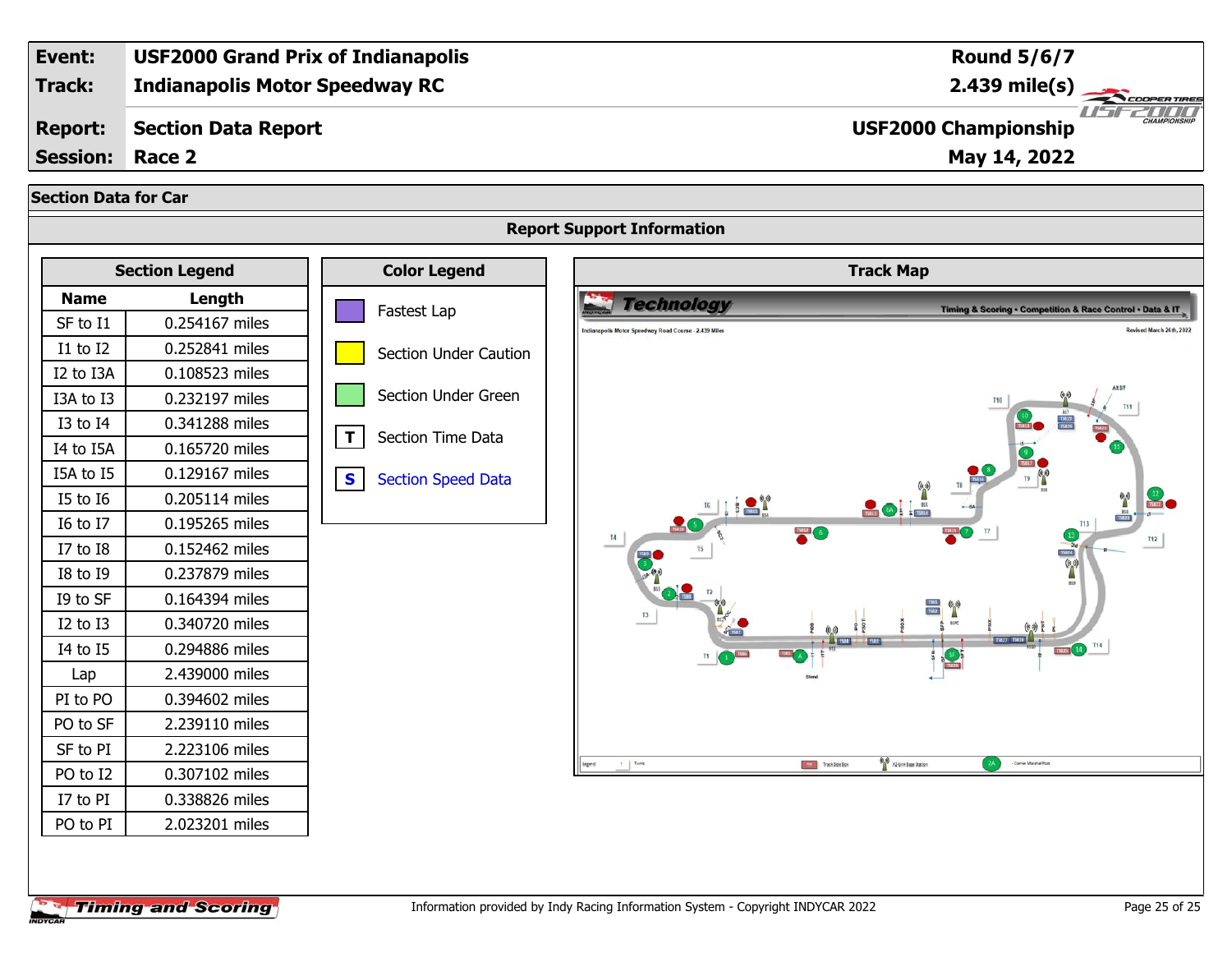| | | | |
|---|---|---|---|
| **Event:** | **USF2000 Grand Prix of Indianapolis** | **Round 5/6/7** | |
| **Track:** | **Indianapolis Motor Speedway RC** | **2.439 mile(s)** | |
| **Report:** | **Section Data Report** | **USF2000 Championship** | |
| **Session:** | **Race 2** | **May 14, 2022** | |

## Section Data for Car

### Report Support Information

#### Section Legend

| Name | Length |
|---|---|
| SF to I1 | 0.254167 miles |
| I1 to I2 | 0.252841 miles |
| I2 to I3A | 0.108523 miles |
| I3A to I3 | 0.232197 miles |
| I3 to I4 | 0.341288 miles |
| I4 to I5A | 0.165720 miles |
| I5A to I5 | 0.129167 miles |
| I5 to I6 | 0.205114 miles |
| I6 to I7 | 0.195265 miles |
| I7 to I8 | 0.152462 miles |
| I8 to I9 | 0.237879 miles |
| I9 to SF | 0.164394 miles |
| I2 to I3 | 0.340720 miles |
| I4 to I5 | 0.294886 miles |
| Lap | 2.439000 miles |
| PI to PO | 0.394602 miles |
| PO to SF | 2.239110 miles |
| SF to PI | 2.223106 miles |
| PO to I2 | 0.307102 miles |
| I7 to PI | 0.338826 miles |
| PO to PI | 2.023201 miles |

#### Color Legend

- Fastest Lap
- Section Under Caution
- Section Under Green
- T — Section Time Data
- S — Section Speed Data

#### Track Map

Technology

Timing & Scoring • Competition & Race Control • Data & IT

Indianapolis Motor Speedway Road Course - 2.439 Miles

Revised March 26th, 2022

Information provided by Indy Racing Information System - Copyright INDYCAR 2022